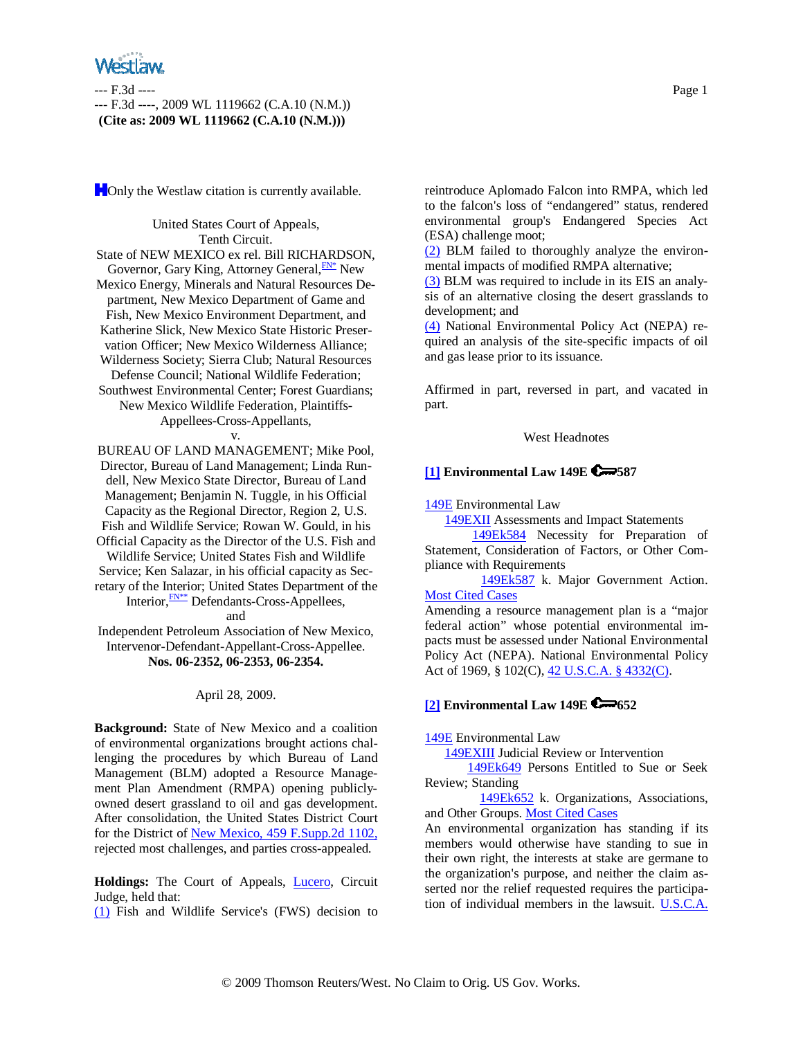Only the Westlaw citation is currently available.

United States Court of Appeals,
Tenth Circuit.
State of NEW MEXICO ex rel. Bill RICHARDSON, Governor, Gary King, Attorney General,[FN*] New Mexico Energy, Minerals and Natural Resources Department, New Mexico Department of Game and Fish, New Mexico Environment Department, and Katherine Slick, New Mexico State Historic Preservation Officer; New Mexico Wilderness Alliance; Wilderness Society; Sierra Club; Natural Resources Defense Council; National Wildlife Federation; Southwest Environmental Center; Forest Guardians; New Mexico Wildlife Federation, Plaintiffs-Appellees-Cross-Appellants,
v.
BUREAU OF LAND MANAGEMENT; Mike Pool, Director, Bureau of Land Management; Linda Rundell, New Mexico State Director, Bureau of Land Management; Benjamin N. Tuggle, in his Official Capacity as the Regional Director, Region 2, U.S. Fish and Wildlife Service; Rowan W. Gould, in his Official Capacity as the Director of the U.S. Fish and Wildlife Service; United States Fish and Wildlife Service; Ken Salazar, in his official capacity as Secretary of the Interior; United States Department of the Interior,[FN**] Defendants-Cross-Appellees,
and
Independent Petroleum Association of New Mexico, Intervenor-Defendant-Appellant-Cross-Appellee.
**Nos. 06-2352, 06-2353, 06-2354.**

April 28, 2009.

**Background:** State of New Mexico and a coalition of environmental organizations brought actions challenging the procedures by which Bureau of Land Management (BLM) adopted a Resource Management Plan Amendment (RMPA) opening publicly-owned desert grassland to oil and gas development. After consolidation, the United States District Court for the District of New Mexico, 459 F.Supp.2d 1102, rejected most challenges, and parties cross-appealed.

**Holdings:** The Court of Appeals, Lucero, Circuit Judge, held that:
(1) Fish and Wildlife Service's (FWS) decision to reintroduce Aplomado Falcon into RMPA, which led to the falcon's loss of "endangered" status, rendered environmental group's Endangered Species Act (ESA) challenge moot;
(2) BLM failed to thoroughly analyze the environmental impacts of modified RMPA alternative;
(3) BLM was required to include in its EIS an analysis of an alternative closing the desert grasslands to development; and
(4) National Environmental Policy Act (NEPA) required an analysis of the site-specific impacts of oil and gas lease prior to its issuance.

Affirmed in part, reversed in part, and vacated in part.

West Headnotes

**[1] Environmental Law 149E 587**

149E Environmental Law
149EXII Assessments and Impact Statements
149Ek584 Necessity for Preparation of Statement, Consideration of Factors, or Other Compliance with Requirements
149Ek587 k. Major Government Action. Most Cited Cases
Amending a resource management plan is a "major federal action" whose potential environmental impacts must be assessed under National Environmental Policy Act (NEPA). National Environmental Policy Act of 1969, § 102(C), 42 U.S.C.A. § 4332(C).

**[2] Environmental Law 149E 652**

149E Environmental Law
149EXIII Judicial Review or Intervention
149Ek649 Persons Entitled to Sue or Seek Review; Standing
149Ek652 k. Organizations, Associations, and Other Groups. Most Cited Cases
An environmental organization has standing if its members would otherwise have standing to sue in their own right, the interests at stake are germane to the organization's purpose, and neither the claim asserted nor the relief requested requires the participation of individual members in the lawsuit. U.S.C.A.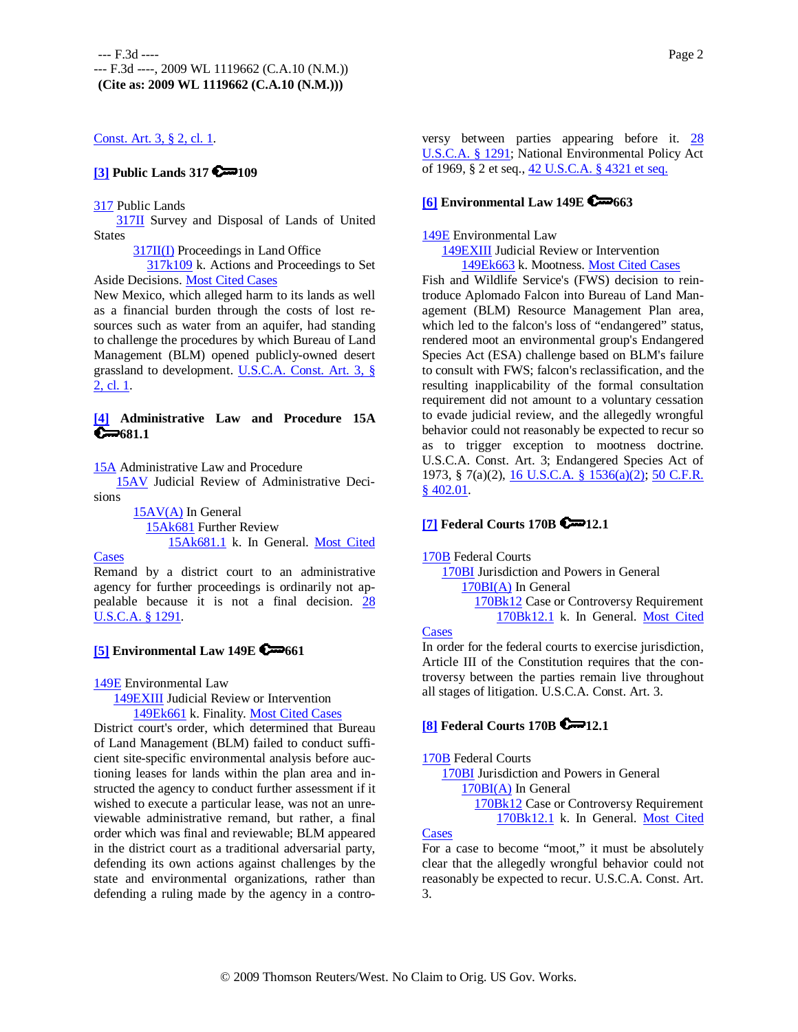Const. Art. 3, § 2, cl. 1.

**[3] Public Lands 317 ⚷109**

317 Public Lands
 317II Survey and Disposal of Lands of United States
  317II(I) Proceedings in Land Office
   317k109 k. Actions and Proceedings to Set Aside Decisions. Most Cited Cases

New Mexico, which alleged harm to its lands as well as a financial burden through the costs of lost resources such as water from an aquifer, had standing to challenge the procedures by which Bureau of Land Management (BLM) opened publicly-owned desert grassland to development. U.S.C.A. Const. Art. 3, § 2, cl. 1.

**[4] Administrative Law and Procedure 15A ⚷681.1**

15A Administrative Law and Procedure
 15AV Judicial Review of Administrative Decisions
  15AV(A) In General
   15Ak681 Further Review
    15Ak681.1 k. In General. Most Cited Cases

Remand by a district court to an administrative agency for further proceedings is ordinarily not appealable because it is not a final decision. 28 U.S.C.A. § 1291.

**[5] Environmental Law 149E ⚷661**

149E Environmental Law
 149EXIII Judicial Review or Intervention
  149Ek661 k. Finality. Most Cited Cases

District court's order, which determined that Bureau of Land Management (BLM) failed to conduct sufficient site-specific environmental analysis before auctioning leases for lands within the plan area and instructed the agency to conduct further assessment if it wished to execute a particular lease, was not an unreviewable administrative remand, but rather, a final order which was final and reviewable; BLM appeared in the district court as a traditional adversarial party, defending its own actions against challenges by the state and environmental organizations, rather than defending a ruling made by the agency in a controversy between parties appearing before it. 28 U.S.C.A. § 1291; National Environmental Policy Act of 1969, § 2 et seq., 42 U.S.C.A. § 4321 et seq.

**[6] Environmental Law 149E ⚷663**

149E Environmental Law
 149EXIII Judicial Review or Intervention
  149Ek663 k. Mootness. Most Cited Cases

Fish and Wildlife Service's (FWS) decision to reintroduce Aplomado Falcon into Bureau of Land Management (BLM) Resource Management Plan area, which led to the falcon's loss of "endangered" status, rendered moot an environmental group's Endangered Species Act (ESA) challenge based on BLM's failure to consult with FWS; falcon's reclassification, and the resulting inapplicability of the formal consultation requirement did not amount to a voluntary cessation to evade judicial review, and the allegedly wrongful behavior could not reasonably be expected to recur so as to trigger exception to mootness doctrine. U.S.C.A. Const. Art. 3; Endangered Species Act of 1973, § 7(a)(2), 16 U.S.C.A. § 1536(a)(2); 50 C.F.R. § 402.01.

**[7] Federal Courts 170B ⚷12.1**

170B Federal Courts
 170BI Jurisdiction and Powers in General
  170BI(A) In General
   170Bk12 Case or Controversy Requirement
    170Bk12.1 k. In General. Most Cited Cases

In order for the federal courts to exercise jurisdiction, Article III of the Constitution requires that the controversy between the parties remain live throughout all stages of litigation. U.S.C.A. Const. Art. 3.

**[8] Federal Courts 170B ⚷12.1**

170B Federal Courts
 170BI Jurisdiction and Powers in General
  170BI(A) In General
   170Bk12 Case or Controversy Requirement
    170Bk12.1 k. In General. Most Cited Cases

For a case to become "moot," it must be absolutely clear that the allegedly wrongful behavior could not reasonably be expected to recur. U.S.C.A. Const. Art. 3.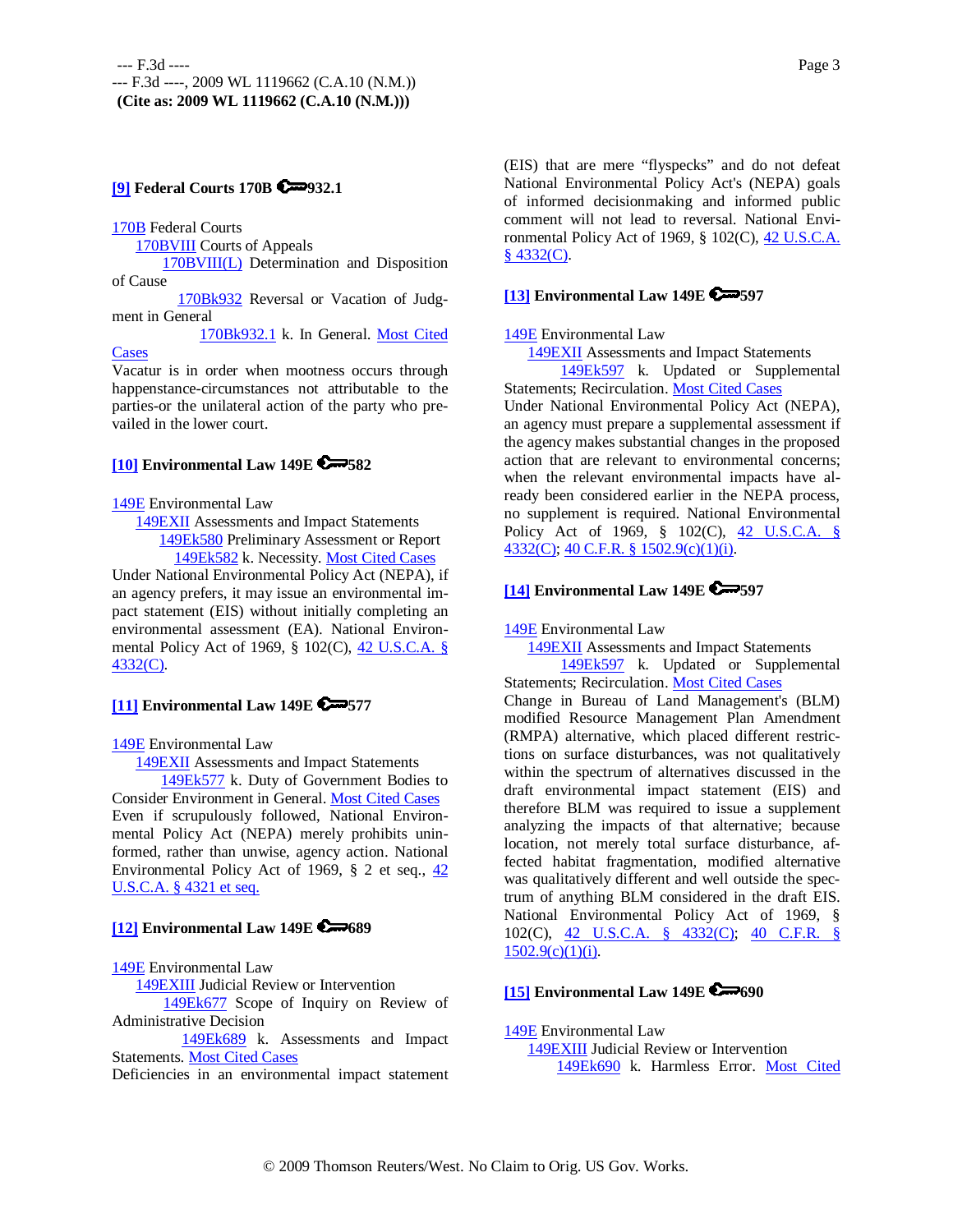**[9] Federal Courts 170B 932.1**

170B Federal Courts
 170BVIII Courts of Appeals
  170BVIII(L) Determination and Disposition of Cause
   170Bk932 Reversal or Vacation of Judgment in General
    170Bk932.1 k. In General. Most Cited Cases

Vacatur is in order when mootness occurs through happenstance-circumstances not attributable to the parties-or the unilateral action of the party who prevailed in the lower court.

**[10] Environmental Law 149E 582**

149E Environmental Law
 149EXII Assessments and Impact Statements
  149Ek580 Preliminary Assessment or Report
   149Ek582 k. Necessity. Most Cited Cases

Under National Environmental Policy Act (NEPA), if an agency prefers, it may issue an environmental impact statement (EIS) without initially completing an environmental assessment (EA). National Environmental Policy Act of 1969, § 102(C), 42 U.S.C.A. § 4332(C).

**[11] Environmental Law 149E 577**

149E Environmental Law
 149EXII Assessments and Impact Statements
  149Ek577 k. Duty of Government Bodies to Consider Environment in General. Most Cited Cases

Even if scrupulously followed, National Environmental Policy Act (NEPA) merely prohibits uninformed, rather than unwise, agency action. National Environmental Policy Act of 1969, § 2 et seq., 42 U.S.C.A. § 4321 et seq.

**[12] Environmental Law 149E 689**

149E Environmental Law
 149EXIII Judicial Review or Intervention
  149Ek677 Scope of Inquiry on Review of Administrative Decision
   149Ek689 k. Assessments and Impact Statements. Most Cited Cases

Deficiencies in an environmental impact statement (EIS) that are mere "flyspecks" and do not defeat National Environmental Policy Act's (NEPA) goals of informed decisionmaking and informed public comment will not lead to reversal. National Environmental Policy Act of 1969, § 102(C), 42 U.S.C.A. § 4332(C).

**[13] Environmental Law 149E 597**

149E Environmental Law
 149EXII Assessments and Impact Statements
  149Ek597 k. Updated or Supplemental Statements; Recirculation. Most Cited Cases

Under National Environmental Policy Act (NEPA), an agency must prepare a supplemental assessment if the agency makes substantial changes in the proposed action that are relevant to environmental concerns; when the relevant environmental impacts have already been considered earlier in the NEPA process, no supplement is required. National Environmental Policy Act of 1969, § 102(C), 42 U.S.C.A. § 4332(C); 40 C.F.R. § 1502.9(c)(1)(i).

**[14] Environmental Law 149E 597**

149E Environmental Law
 149EXII Assessments and Impact Statements
  149Ek597 k. Updated or Supplemental Statements; Recirculation. Most Cited Cases

Change in Bureau of Land Management's (BLM) modified Resource Management Plan Amendment (RMPA) alternative, which placed different restrictions on surface disturbances, was not qualitatively within the spectrum of alternatives discussed in the draft environmental impact statement (EIS) and therefore BLM was required to issue a supplement analyzing the impacts of that alternative; because location, not merely total surface disturbance, affected habitat fragmentation, modified alternative was qualitatively different and well outside the spectrum of anything BLM considered in the draft EIS. National Environmental Policy Act of 1969, § 102(C), 42 U.S.C.A. § 4332(C); 40 C.F.R. § 1502.9(c)(1)(i).

**[15] Environmental Law 149E 690**

149E Environmental Law
 149EXIII Judicial Review or Intervention
  149Ek690 k. Harmless Error. Most Cited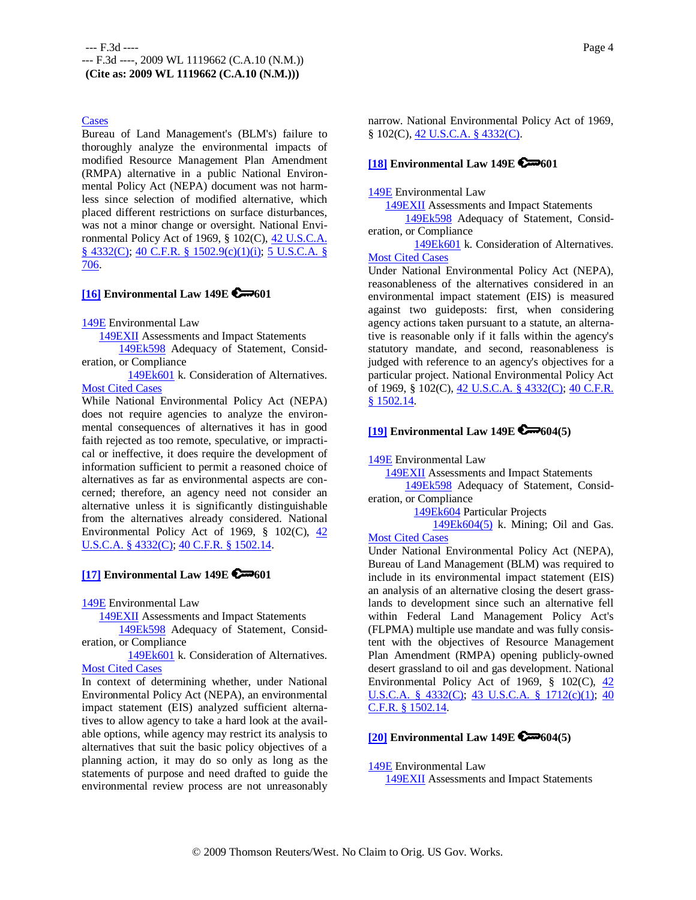Cases

Bureau of Land Management's (BLM's) failure to thoroughly analyze the environmental impacts of modified Resource Management Plan Amendment (RMPA) alternative in a public National Environmental Policy Act (NEPA) document was not harmless since selection of modified alternative, which placed different restrictions on surface disturbances, was not a minor change or oversight. National Environmental Policy Act of 1969, § 102(C), 42 U.S.C.A. § 4332(C); 40 C.F.R. § 1502.9(c)(1)(i); 5 U.S.C.A. § 706.

**[16] Environmental Law 149E 601**

149E Environmental Law
 149EXII Assessments and Impact Statements
 149Ek598 Adequacy of Statement, Consideration, or Compliance
 149Ek601 k. Consideration of Alternatives. Most Cited Cases

While National Environmental Policy Act (NEPA) does not require agencies to analyze the environmental consequences of alternatives it has in good faith rejected as too remote, speculative, or impractical or ineffective, it does require the development of information sufficient to permit a reasoned choice of alternatives as far as environmental aspects are concerned; therefore, an agency need not consider an alternative unless it is significantly distinguishable from the alternatives already considered. National Environmental Policy Act of 1969, § 102(C), 42 U.S.C.A. § 4332(C); 40 C.F.R. § 1502.14.

**[17] Environmental Law 149E 601**

149E Environmental Law
 149EXII Assessments and Impact Statements
 149Ek598 Adequacy of Statement, Consideration, or Compliance
 149Ek601 k. Consideration of Alternatives. Most Cited Cases

In context of determining whether, under National Environmental Policy Act (NEPA), an environmental impact statement (EIS) analyzed sufficient alternatives to allow agency to take a hard look at the available options, while agency may restrict its analysis to alternatives that suit the basic policy objectives of a planning action, it may do so only as long as the statements of purpose and need drafted to guide the environmental review process are not unreasonably narrow. National Environmental Policy Act of 1969, § 102(C), 42 U.S.C.A. § 4332(C).

**[18] Environmental Law 149E 601**

149E Environmental Law
 149EXII Assessments and Impact Statements
 149Ek598 Adequacy of Statement, Consideration, or Compliance
 149Ek601 k. Consideration of Alternatives. Most Cited Cases

Under National Environmental Policy Act (NEPA), reasonableness of the alternatives considered in an environmental impact statement (EIS) is measured against two guideposts: first, when considering agency actions taken pursuant to a statute, an alternative is reasonable only if it falls within the agency's statutory mandate, and second, reasonableness is judged with reference to an agency's objectives for a particular project. National Environmental Policy Act of 1969, § 102(C), 42 U.S.C.A. § 4332(C); 40 C.F.R. § 1502.14.

**[19] Environmental Law 149E 604(5)**

149E Environmental Law
 149EXII Assessments and Impact Statements
 149Ek598 Adequacy of Statement, Consideration, or Compliance
 149Ek604 Particular Projects
 149Ek604(5) k. Mining; Oil and Gas. Most Cited Cases

Under National Environmental Policy Act (NEPA), Bureau of Land Management (BLM) was required to include in its environmental impact statement (EIS) an analysis of an alternative closing the desert grasslands to development since such an alternative fell within Federal Land Management Policy Act's (FLPMA) multiple use mandate and was fully consistent with the objectives of Resource Management Plan Amendment (RMPA) opening publicly-owned desert grassland to oil and gas development. National Environmental Policy Act of 1969, § 102(C), 42 U.S.C.A. § 4332(C); 43 U.S.C.A. § 1712(c)(1); 40 C.F.R. § 1502.14.

**[20] Environmental Law 149E 604(5)**

149E Environmental Law
 149EXII Assessments and Impact Statements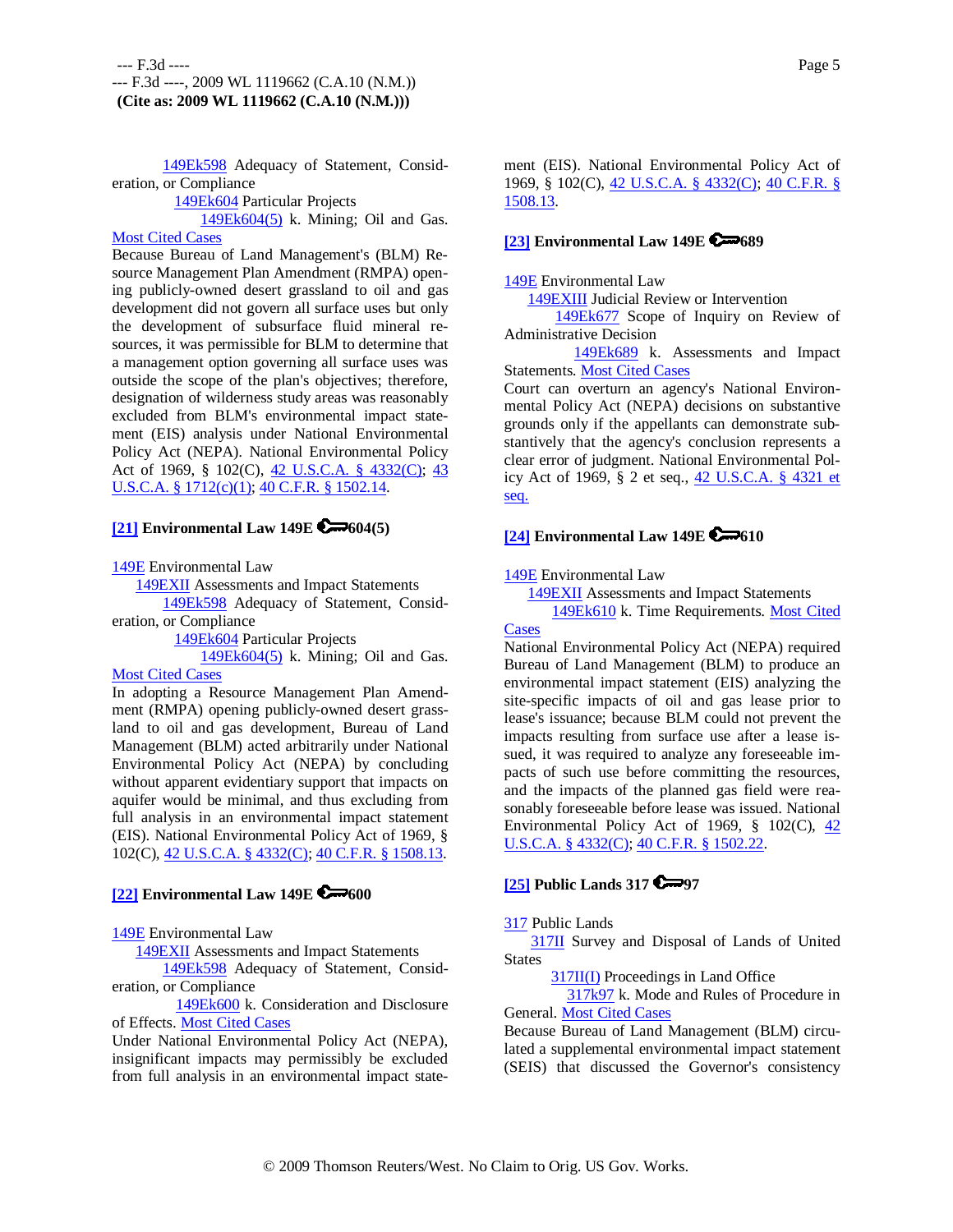149Ek598 Adequacy of Statement, Consideration, or Compliance

149Ek604 Particular Projects

149Ek604(5) k. Mining; Oil and Gas. Most Cited Cases

Because Bureau of Land Management's (BLM) Resource Management Plan Amendment (RMPA) opening publicly-owned desert grassland to oil and gas development did not govern all surface uses but only the development of subsurface fluid mineral resources, it was permissible for BLM to determine that a management option governing all surface uses was outside the scope of the plan's objectives; therefore, designation of wilderness study areas was reasonably excluded from BLM's environmental impact statement (EIS) analysis under National Environmental Policy Act (NEPA). National Environmental Policy Act of 1969, § 102(C), 42 U.S.C.A. § 4332(C); 43 U.S.C.A. § 1712(c)(1); 40 C.F.R. § 1502.14.

**[21] Environmental Law 149E 604(5)**

149E Environmental Law

149EXII Assessments and Impact Statements

149Ek598 Adequacy of Statement, Consideration, or Compliance

149Ek604 Particular Projects

149Ek604(5) k. Mining; Oil and Gas. Most Cited Cases

In adopting a Resource Management Plan Amendment (RMPA) opening publicly-owned desert grassland to oil and gas development, Bureau of Land Management (BLM) acted arbitrarily under National Environmental Policy Act (NEPA) by concluding without apparent evidentiary support that impacts on aquifer would be minimal, and thus excluding from full analysis in an environmental impact statement (EIS). National Environmental Policy Act of 1969, § 102(C), 42 U.S.C.A. § 4332(C); 40 C.F.R. § 1508.13.

**[22] Environmental Law 149E 600**

149E Environmental Law

149EXII Assessments and Impact Statements

149Ek598 Adequacy of Statement, Consideration, or Compliance

149Ek600 k. Consideration and Disclosure of Effects. Most Cited Cases

Under National Environmental Policy Act (NEPA), insignificant impacts may permissibly be excluded from full analysis in an environmental impact statement (EIS). National Environmental Policy Act of 1969, § 102(C), 42 U.S.C.A. § 4332(C); 40 C.F.R. § 1508.13.

**[23] Environmental Law 149E 689**

149E Environmental Law

149EXIII Judicial Review or Intervention

149Ek677 Scope of Inquiry on Review of Administrative Decision

149Ek689 k. Assessments and Impact Statements. Most Cited Cases

Court can overturn an agency's National Environmental Policy Act (NEPA) decisions on substantive grounds only if the appellants can demonstrate substantively that the agency's conclusion represents a clear error of judgment. National Environmental Policy Act of 1969, § 2 et seq., 42 U.S.C.A. § 4321 et seq.

**[24] Environmental Law 149E 610**

149E Environmental Law

149EXII Assessments and Impact Statements

149Ek610 k. Time Requirements. Most Cited Cases

National Environmental Policy Act (NEPA) required Bureau of Land Management (BLM) to produce an environmental impact statement (EIS) analyzing the site-specific impacts of oil and gas lease prior to lease's issuance; because BLM could not prevent the impacts resulting from surface use after a lease issued, it was required to analyze any foreseeable impacts of such use before committing the resources, and the impacts of the planned gas field were reasonably foreseeable before lease was issued. National Environmental Policy Act of 1969, § 102(C), 42 U.S.C.A. § 4332(C); 40 C.F.R. § 1502.22.

**[25] Public Lands 317 97**

317 Public Lands

317II Survey and Disposal of Lands of United States

317II(I) Proceedings in Land Office

317k97 k. Mode and Rules of Procedure in General. Most Cited Cases

Because Bureau of Land Management (BLM) circulated a supplemental environmental impact statement (SEIS) that discussed the Governor's consistency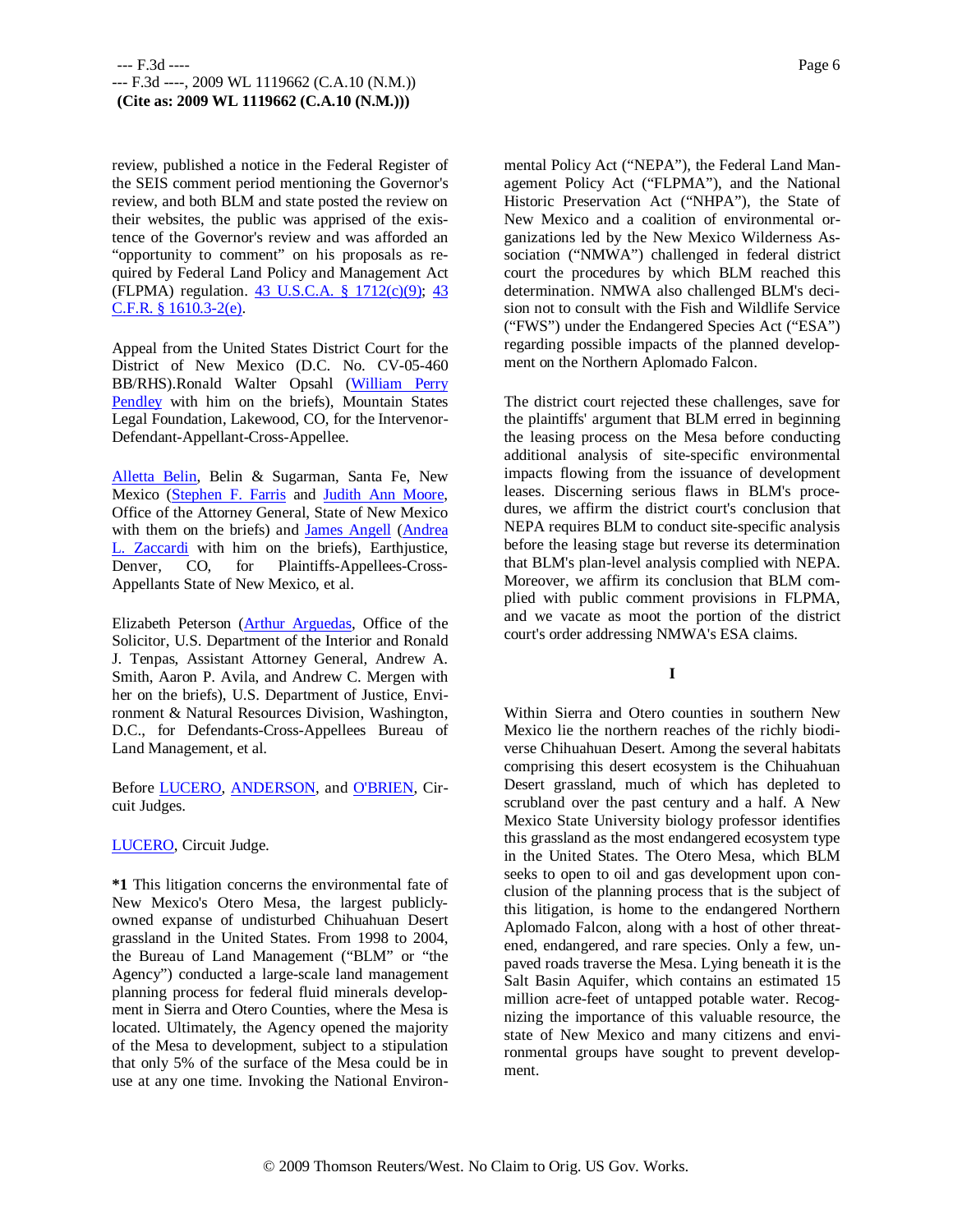review, published a notice in the Federal Register of the SEIS comment period mentioning the Governor's review, and both BLM and state posted the review on their websites, the public was apprised of the existence of the Governor's review and was afforded an "opportunity to comment" on his proposals as required by Federal Land Policy and Management Act (FLPMA) regulation. 43 U.S.C.A. § 1712(c)(9); 43 C.F.R. § 1610.3-2(e).

Appeal from the United States District Court for the District of New Mexico (D.C. No. CV-05-460 BB/RHS).Ronald Walter Opsahl (William Perry Pendley with him on the briefs), Mountain States Legal Foundation, Lakewood, CO, for the Intervenor-Defendant-Appellant-Cross-Appellee.

Alletta Belin, Belin & Sugarman, Santa Fe, New Mexico (Stephen F. Farris and Judith Ann Moore, Office of the Attorney General, State of New Mexico with them on the briefs) and James Angell (Andrea L. Zaccardi with him on the briefs), Earthjustice, Denver, CO, for Plaintiffs-Appellees-Cross-Appellants State of New Mexico, et al.

Elizabeth Peterson (Arthur Arguedas, Office of the Solicitor, U.S. Department of the Interior and Ronald J. Tenpas, Assistant Attorney General, Andrew A. Smith, Aaron P. Avila, and Andrew C. Mergen with her on the briefs), U.S. Department of Justice, Environment & Natural Resources Division, Washington, D.C., for Defendants-Cross-Appellees Bureau of Land Management, et al.

Before LUCERO, ANDERSON, and O'BRIEN, Circuit Judges.

LUCERO, Circuit Judge.

**\*1** This litigation concerns the environmental fate of New Mexico's Otero Mesa, the largest publicly-owned expanse of undisturbed Chihuahuan Desert grassland in the United States. From 1998 to 2004, the Bureau of Land Management ("BLM" or "the Agency") conducted a large-scale land management planning process for federal fluid minerals development in Sierra and Otero Counties, where the Mesa is located. Ultimately, the Agency opened the majority of the Mesa to development, subject to a stipulation that only 5% of the surface of the Mesa could be in use at any one time. Invoking the National Environmental Policy Act ("NEPA"), the Federal Land Management Policy Act ("FLPMA"), and the National Historic Preservation Act ("NHPA"), the State of New Mexico and a coalition of environmental organizations led by the New Mexico Wilderness Association ("NMWA") challenged in federal district court the procedures by which BLM reached this determination. NMWA also challenged BLM's decision not to consult with the Fish and Wildlife Service ("FWS") under the Endangered Species Act ("ESA") regarding possible impacts of the planned development on the Northern Aplomado Falcon.

The district court rejected these challenges, save for the plaintiffs' argument that BLM erred in beginning the leasing process on the Mesa before conducting additional analysis of site-specific environmental impacts flowing from the issuance of development leases. Discerning serious flaws in BLM's procedures, we affirm the district court's conclusion that NEPA requires BLM to conduct site-specific analysis before the leasing stage but reverse its determination that BLM's plan-level analysis complied with NEPA. Moreover, we affirm its conclusion that BLM complied with public comment provisions in FLPMA, and we vacate as moot the portion of the district court's order addressing NMWA's ESA claims.

## I

Within Sierra and Otero counties in southern New Mexico lie the northern reaches of the richly biodiverse Chihuahuan Desert. Among the several habitats comprising this desert ecosystem is the Chihuahuan Desert grassland, much of which has depleted to scrubland over the past century and a half. A New Mexico State University biology professor identifies this grassland as the most endangered ecosystem type in the United States. The Otero Mesa, which BLM seeks to open to oil and gas development upon conclusion of the planning process that is the subject of this litigation, is home to the endangered Northern Aplomado Falcon, along with a host of other threatened, endangered, and rare species. Only a few, unpaved roads traverse the Mesa. Lying beneath it is the Salt Basin Aquifer, which contains an estimated 15 million acre-feet of untapped potable water. Recognizing the importance of this valuable resource, the state of New Mexico and many citizens and environmental groups have sought to prevent development.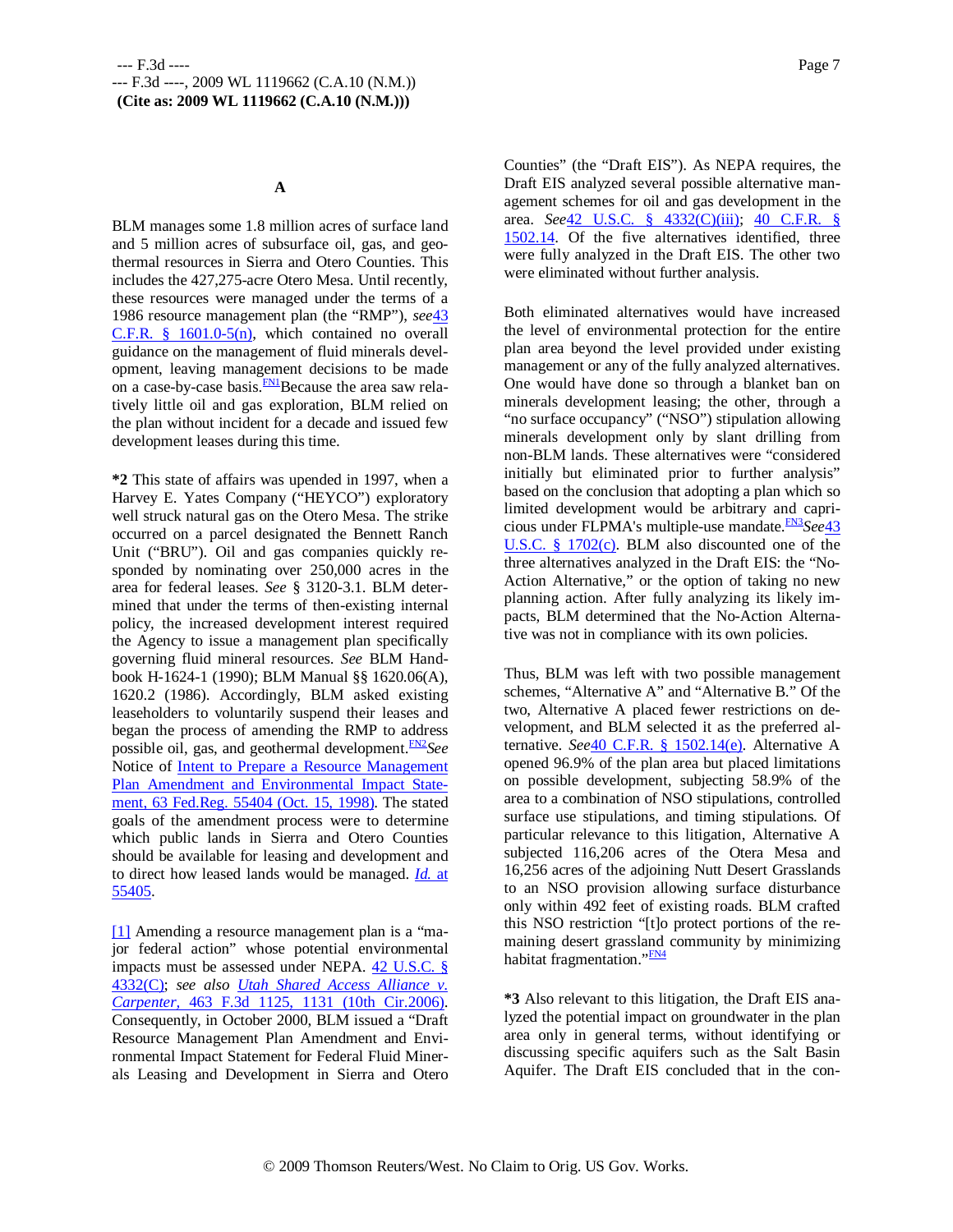### A

BLM manages some 1.8 million acres of surface land and 5 million acres of subsurface oil, gas, and geothermal resources in Sierra and Otero Counties. This includes the 427,275-acre Otero Mesa. Until recently, these resources were managed under the terms of a 1986 resource management plan (the "RMP"), *see* 43 C.F.R. § 1601.0-5(n), which contained no overall guidance on the management of fluid minerals development, leaving management decisions to be made on a case-by-case basis.[FN1] Because the area saw relatively little oil and gas exploration, BLM relied on the plan without incident for a decade and issued few development leases during this time.

**\*2** This state of affairs was upended in 1997, when a Harvey E. Yates Company ("HEYCO") exploratory well struck natural gas on the Otero Mesa. The strike occurred on a parcel designated the Bennett Ranch Unit ("BRU"). Oil and gas companies quickly responded by nominating over 250,000 acres in the area for federal leases. *See* § 3120-3.1. BLM determined that under the terms of then-existing internal policy, the increased development interest required the Agency to issue a management plan specifically governing fluid mineral resources. *See* BLM Handbook H-1624-1 (1990); BLM Manual §§ 1620.06(A), 1620.2 (1986). Accordingly, BLM asked existing leaseholders to voluntarily suspend their leases and began the process of amending the RMP to address possible oil, gas, and geothermal development.[FN2] *See* Notice of Intent to Prepare a Resource Management Plan Amendment and Environmental Impact Statement, 63 Fed.Reg. 55404 (Oct. 15, 1998). The stated goals of the amendment process were to determine which public lands in Sierra and Otero Counties should be available for leasing and development and to direct how leased lands would be managed. *Id.* at 55405.

[1] Amending a resource management plan is a "major federal action" whose potential environmental impacts must be assessed under NEPA. 42 U.S.C. § 4332(C); *see also Utah Shared Access Alliance v. Carpenter,* 463 F.3d 1125, 1131 (10th Cir.2006). Consequently, in October 2000, BLM issued a "Draft Resource Management Plan Amendment and Environmental Impact Statement for Federal Fluid Minerals Leasing and Development in Sierra and Otero Counties" (the "Draft EIS"). As NEPA requires, the Draft EIS analyzed several possible alternative management schemes for oil and gas development in the area. *See* 42 U.S.C. § 4332(C)(iii); 40 C.F.R. § 1502.14. Of the five alternatives identified, three were fully analyzed in the Draft EIS. The other two were eliminated without further analysis.

Both eliminated alternatives would have increased the level of environmental protection for the entire plan area beyond the level provided under existing management or any of the fully analyzed alternatives. One would have done so through a blanket ban on minerals development leasing; the other, through a "no surface occupancy" ("NSO") stipulation allowing minerals development only by slant drilling from non-BLM lands. These alternatives were "considered initially but eliminated prior to further analysis" based on the conclusion that adopting a plan which so limited development would be arbitrary and capricious under FLPMA's multiple-use mandate.[FN3] *See* 43 U.S.C. § 1702(c). BLM also discounted one of the three alternatives analyzed in the Draft EIS: the "No-Action Alternative," or the option of taking no new planning action. After fully analyzing its likely impacts, BLM determined that the No-Action Alternative was not in compliance with its own policies.

Thus, BLM was left with two possible management schemes, "Alternative A" and "Alternative B." Of the two, Alternative A placed fewer restrictions on development, and BLM selected it as the preferred alternative. *See* 40 C.F.R. § 1502.14(e). Alternative A opened 96.9% of the plan area but placed limitations on possible development, subjecting 58.9% of the area to a combination of NSO stipulations, controlled surface use stipulations, and timing stipulations. Of particular relevance to this litigation, Alternative A subjected 116,206 acres of the Otera Mesa and 16,256 acres of the adjoining Nutt Desert Grasslands to an NSO provision allowing surface disturbance only within 492 feet of existing roads. BLM crafted this NSO restriction "[t]o protect portions of the remaining desert grassland community by minimizing habitat fragmentation."[FN4]

**\*3** Also relevant to this litigation, the Draft EIS analyzed the potential impact on groundwater in the plan area only in general terms, without identifying or discussing specific aquifers such as the Salt Basin Aquifer. The Draft EIS concluded that in the con-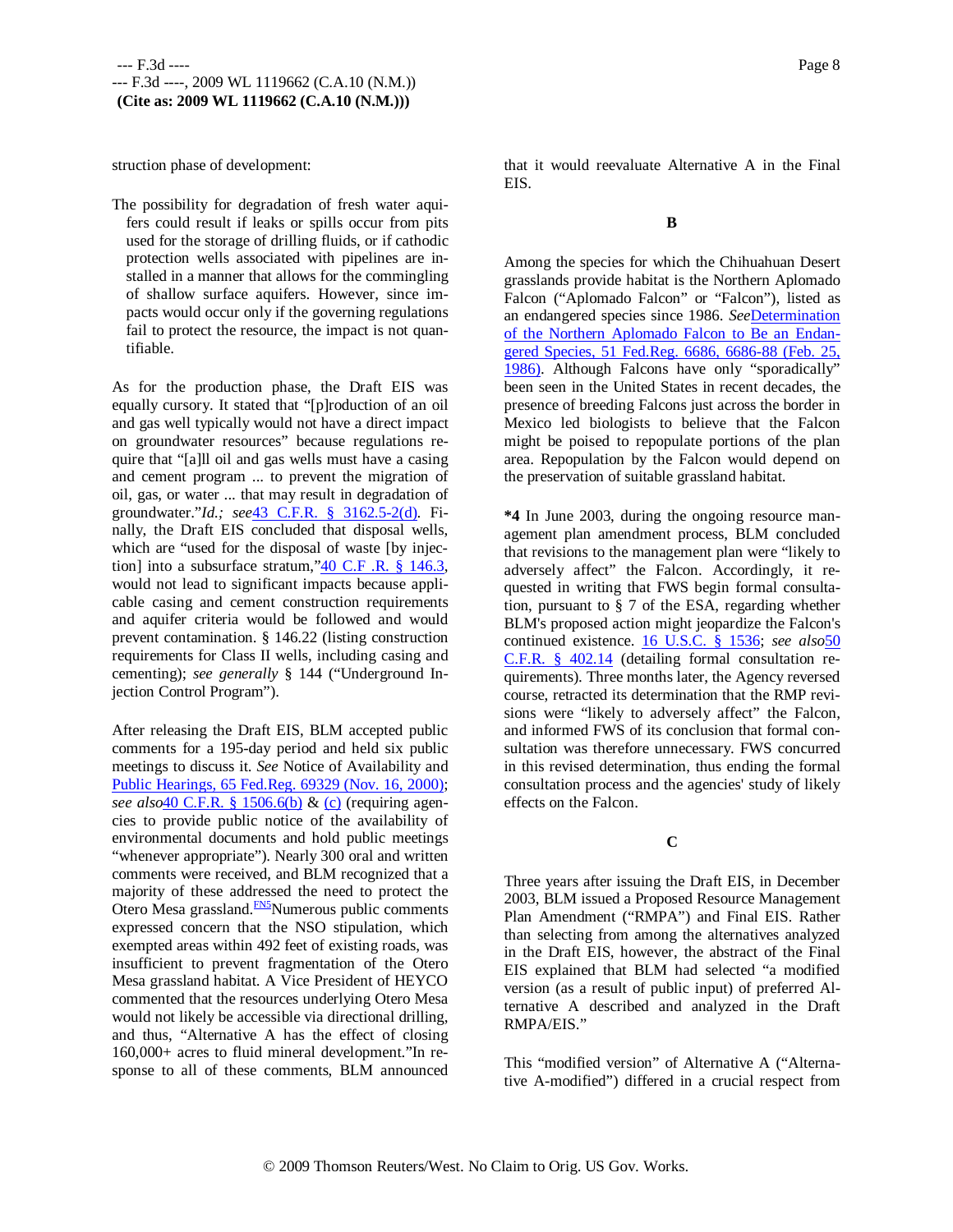struction phase of development:

> The possibility for degradation of fresh water aquifers could result if leaks or spills occur from pits used for the storage of drilling fluids, or if cathodic protection wells associated with pipelines are installed in a manner that allows for the commingling of shallow surface aquifers. However, since impacts would occur only if the governing regulations fail to protect the resource, the impact is not quantifiable.

As for the production phase, the Draft EIS was equally cursory. It stated that "[p]roduction of an oil and gas well typically would not have a direct impact on groundwater resources" because regulations require that "[a]ll oil and gas wells must have a casing and cement program ... to prevent the migration of oil, gas, or water ... that may result in degradation of groundwater."*Id.; see*43 C.F.R. § 3162.5-2(d). Finally, the Draft EIS concluded that disposal wells, which are "used for the disposal of waste [by injection] into a subsurface stratum,"40 C.F .R. § 146.3, would not lead to significant impacts because applicable casing and cement construction requirements and aquifer criteria would be followed and would prevent contamination. § 146.22 (listing construction requirements for Class II wells, including casing and cementing); *see generally* § 144 ("Underground Injection Control Program").

After releasing the Draft EIS, BLM accepted public comments for a 195-day period and held six public meetings to discuss it. *See* Notice of Availability and Public Hearings, 65 Fed.Reg. 69329 (Nov. 16, 2000); *see also*40 C.F.R. § 1506.6(b) & (c) (requiring agencies to provide public notice of the availability of environmental documents and hold public meetings "whenever appropriate"). Nearly 300 oral and written comments were received, and BLM recognized that a majority of these addressed the need to protect the Otero Mesa grassland.[FN5]Numerous public comments expressed concern that the NSO stipulation, which exempted areas within 492 feet of existing roads, was insufficient to prevent fragmentation of the Otero Mesa grassland habitat. A Vice President of HEYCO commented that the resources underlying Otero Mesa would not likely be accessible via directional drilling, and thus, "Alternative A has the effect of closing 160,000+ acres to fluid mineral development."In response to all of these comments, BLM announced that it would reevaluate Alternative A in the Final EIS.

## B

Among the species for which the Chihuahuan Desert grasslands provide habitat is the Northern Aplomado Falcon ("Aplomado Falcon" or "Falcon"), listed as an endangered species since 1986. *See*Determination of the Northern Aplomado Falcon to Be an Endangered Species, 51 Fed.Reg. 6686, 6686-88 (Feb. 25, 1986). Although Falcons have only "sporadically" been seen in the United States in recent decades, the presence of breeding Falcons just across the border in Mexico led biologists to believe that the Falcon might be poised to repopulate portions of the plan area. Repopulation by the Falcon would depend on the preservation of suitable grassland habitat.

**\*4** In June 2003, during the ongoing resource management plan amendment process, BLM concluded that revisions to the management plan were "likely to adversely affect" the Falcon. Accordingly, it requested in writing that FWS begin formal consultation, pursuant to § 7 of the ESA, regarding whether BLM's proposed action might jeopardize the Falcon's continued existence. 16 U.S.C. § 1536; *see also*50 C.F.R. § 402.14 (detailing formal consultation requirements). Three months later, the Agency reversed course, retracted its determination that the RMP revisions were "likely to adversely affect" the Falcon, and informed FWS of its conclusion that formal consultation was therefore unnecessary. FWS concurred in this revised determination, thus ending the formal consultation process and the agencies' study of likely effects on the Falcon.

## C

Three years after issuing the Draft EIS, in December 2003, BLM issued a Proposed Resource Management Plan Amendment ("RMPA") and Final EIS. Rather than selecting from among the alternatives analyzed in the Draft EIS, however, the abstract of the Final EIS explained that BLM had selected "a modified version (as a result of public input) of preferred Alternative A described and analyzed in the Draft RMPA/EIS."

This "modified version" of Alternative A ("Alternative A-modified") differed in a crucial respect from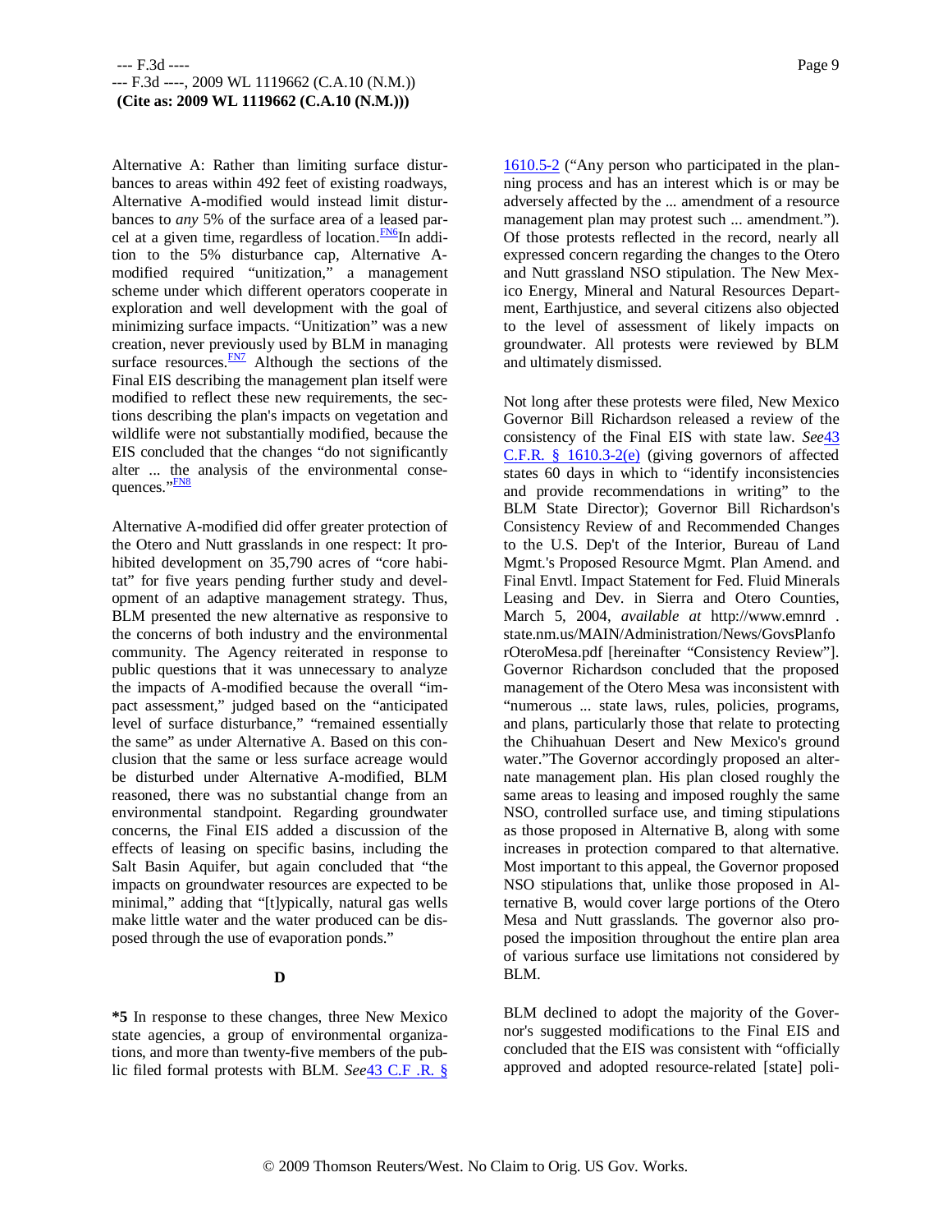Alternative A: Rather than limiting surface disturbances to areas within 492 feet of existing roadways, Alternative A-modified would instead limit disturbances to *any* 5% of the surface area of a leased parcel at a given time, regardless of location.[FN6] In addition to the 5% disturbance cap, Alternative A-modified required "unitization," a management scheme under which different operators cooperate in exploration and well development with the goal of minimizing surface impacts. "Unitization" was a new creation, never previously used by BLM in managing surface resources.[FN7] Although the sections of the Final EIS describing the management plan itself were modified to reflect these new requirements, the sections describing the plan's impacts on vegetation and wildlife were not substantially modified, because the EIS concluded that the changes "do not significantly alter ... the analysis of the environmental consequences."[FN8]

Alternative A-modified did offer greater protection of the Otero and Nutt grasslands in one respect: It prohibited development on 35,790 acres of "core habitat" for five years pending further study and development of an adaptive management strategy. Thus, BLM presented the new alternative as responsive to the concerns of both industry and the environmental community. The Agency reiterated in response to public questions that it was unnecessary to analyze the impacts of A-modified because the overall "impact assessment," judged based on the "anticipated level of surface disturbance," "remained essentially the same" as under Alternative A. Based on this conclusion that the same or less surface acreage would be disturbed under Alternative A-modified, BLM reasoned, there was no substantial change from an environmental standpoint. Regarding groundwater concerns, the Final EIS added a discussion of the effects of leasing on specific basins, including the Salt Basin Aquifer, but again concluded that "the impacts on groundwater resources are expected to be minimal," adding that "[t]ypically, natural gas wells make little water and the water produced can be disposed through the use of evaporation ponds."

### D

**\*5** In response to these changes, three New Mexico state agencies, a group of environmental organizations, and more than twenty-five members of the public filed formal protests with BLM. *See* 43 C.F.R. § 1610.5-2 ("Any person who participated in the planning process and has an interest which is or may be adversely affected by the ... amendment of a resource management plan may protest such ... amendment."). Of those protests reflected in the record, nearly all expressed concern regarding the changes to the Otero and Nutt grassland NSO stipulation. The New Mexico Energy, Mineral and Natural Resources Department, Earthjustice, and several citizens also objected to the level of assessment of likely impacts on groundwater. All protests were reviewed by BLM and ultimately dismissed.

Not long after these protests were filed, New Mexico Governor Bill Richardson released a review of the consistency of the Final EIS with state law. *See* 43 C.F.R. § 1610.3-2(e) (giving governors of affected states 60 days in which to "identify inconsistencies and provide recommendations in writing" to the BLM State Director); Governor Bill Richardson's Consistency Review of and Recommended Changes to the U.S. Dep't of the Interior, Bureau of Land Mgmt.'s Proposed Resource Mgmt. Plan Amend. and Final Envtl. Impact Statement for Fed. Fluid Minerals Leasing and Dev. in Sierra and Otero Counties, March 5, 2004, *available at* http://www.emnrd . state.nm.us/MAIN/Administration/News/GovsPlanforOteroMesa.pdf [hereinafter "Consistency Review"]. Governor Richardson concluded that the proposed management of the Otero Mesa was inconsistent with "numerous ... state laws, rules, policies, programs, and plans, particularly those that relate to protecting the Chihuahuan Desert and New Mexico's ground water."The Governor accordingly proposed an alternate management plan. His plan closed roughly the same areas to leasing and imposed roughly the same NSO, controlled surface use, and timing stipulations as those proposed in Alternative B, along with some increases in protection compared to that alternative. Most important to this appeal, the Governor proposed NSO stipulations that, unlike those proposed in Alternative B, would cover large portions of the Otero Mesa and Nutt grasslands. The governor also proposed the imposition throughout the entire plan area of various surface use limitations not considered by BLM.

BLM declined to adopt the majority of the Governor's suggested modifications to the Final EIS and concluded that the EIS was consistent with "officially approved and adopted resource-related [state] poli-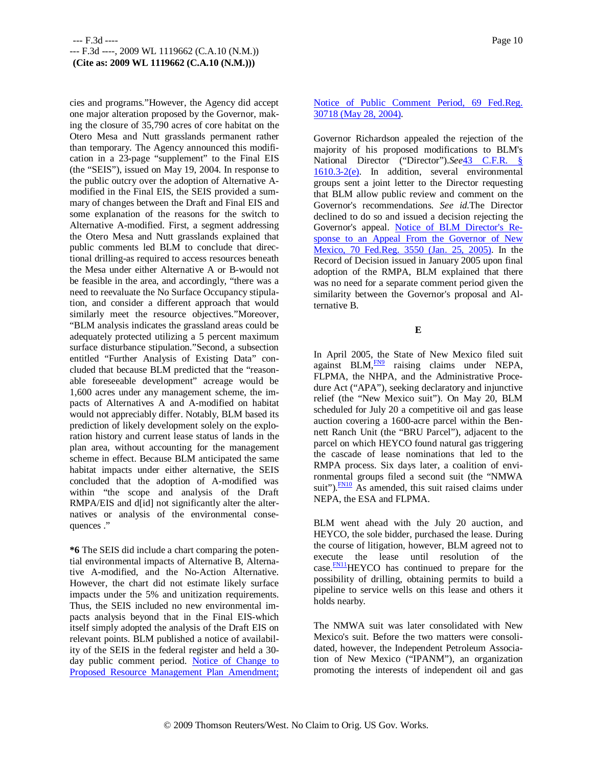cies and programs."However, the Agency did accept one major alteration proposed by the Governor, making the closure of 35,790 acres of core habitat on the Otero Mesa and Nutt grasslands permanent rather than temporary. The Agency announced this modification in a 23-page "supplement" to the Final EIS (the "SEIS"), issued on May 19, 2004. In response to the public outcry over the adoption of Alternative A-modified in the Final EIS, the SEIS provided a summary of changes between the Draft and Final EIS and some explanation of the reasons for the switch to Alternative A-modified. First, a segment addressing the Otero Mesa and Nutt grasslands explained that public comments led BLM to conclude that directional drilling-as required to access resources beneath the Mesa under either Alternative A or B-would not be feasible in the area, and accordingly, "there was a need to reevaluate the No Surface Occupancy stipulation, and consider a different approach that would similarly meet the resource objectives."Moreover, "BLM analysis indicates the grassland areas could be adequately protected utilizing a 5 percent maximum surface disturbance stipulation."Second, a subsection entitled "Further Analysis of Existing Data" concluded that because BLM predicted that the "reasonable foreseeable development" acreage would be 1,600 acres under any management scheme, the impacts of Alternatives A and A-modified on habitat would not appreciably differ. Notably, BLM based its prediction of likely development solely on the exploration history and current lease status of lands in the plan area, without accounting for the management scheme in effect. Because BLM anticipated the same habitat impacts under either alternative, the SEIS concluded that the adoption of A-modified was within "the scope and analysis of the Draft RMPA/EIS and d[id] not significantly alter the alternatives or analysis of the environmental consequences ."

**\*6** The SEIS did include a chart comparing the potential environmental impacts of Alternative B, Alternative A-modified, and the No-Action Alternative. However, the chart did not estimate likely surface impacts under the 5% and unitization requirements. Thus, the SEIS included no new environmental impacts analysis beyond that in the Final EIS-which itself simply adopted the analysis of the Draft EIS on relevant points. BLM published a notice of availability of the SEIS in the federal register and held a 30-day public comment period. Notice of Change to Proposed Resource Management Plan Amendment; Notice of Public Comment Period, 69 Fed.Reg. 30718 (May 28, 2004).

Governor Richardson appealed the rejection of the majority of his proposed modifications to BLM's National Director ("Director").*See* 43 C.F.R. § 1610.3-2(e). In addition, several environmental groups sent a joint letter to the Director requesting that BLM allow public review and comment on the Governor's recommendations. *See id.*The Director declined to do so and issued a decision rejecting the Governor's appeal. Notice of BLM Director's Response to an Appeal From the Governor of New Mexico, 70 Fed.Reg. 3550 (Jan. 25, 2005). In the Record of Decision issued in January 2005 upon final adoption of the RMPA, BLM explained that there was no need for a separate comment period given the similarity between the Governor's proposal and Alternative B.

### E

In April 2005, the State of New Mexico filed suit against BLM,[FN9] raising claims under NEPA, FLPMA, the NHPA, and the Administrative Procedure Act ("APA"), seeking declaratory and injunctive relief (the "New Mexico suit"). On May 20, BLM scheduled for July 20 a competitive oil and gas lease auction covering a 1600-acre parcel within the Bennett Ranch Unit (the "BRU Parcel"), adjacent to the parcel on which HEYCO found natural gas triggering the cascade of lease nominations that led to the RMPA process. Six days later, a coalition of environmental groups filed a second suit (the "NMWA suit").[FN10] As amended, this suit raised claims under NEPA, the ESA and FLPMA.

BLM went ahead with the July 20 auction, and HEYCO, the sole bidder, purchased the lease. During the course of litigation, however, BLM agreed not to execute the lease until resolution of the case.[FN11]HEYCO has continued to prepare for the possibility of drilling, obtaining permits to build a pipeline to service wells on this lease and others it holds nearby.

The NMWA suit was later consolidated with New Mexico's suit. Before the two matters were consolidated, however, the Independent Petroleum Association of New Mexico ("IPANM"), an organization promoting the interests of independent oil and gas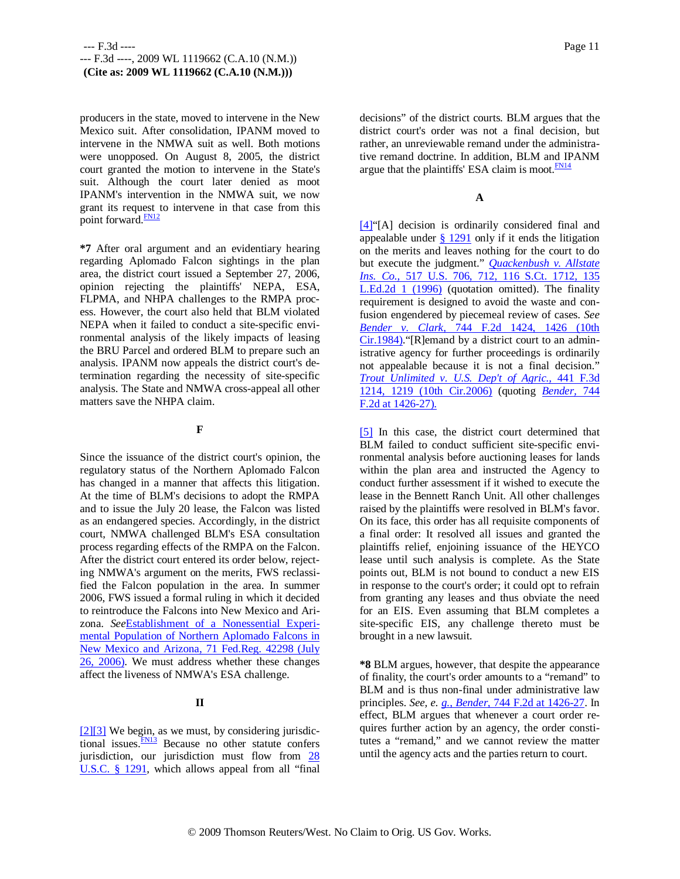producers in the state, moved to intervene in the New Mexico suit. After consolidation, IPANM moved to intervene in the NMWA suit as well. Both motions were unopposed. On August 8, 2005, the district court granted the motion to intervene in the State's suit. Although the court later denied as moot IPANM's intervention in the NMWA suit, we now grant its request to intervene in that case from this point forward.[FN12]

**\*7** After oral argument and an evidentiary hearing regarding Aplomado Falcon sightings in the plan area, the district court issued a September 27, 2006, opinion rejecting the plaintiffs' NEPA, ESA, FLPMA, and NHPA challenges to the RMPA process. However, the court also held that BLM violated NEPA when it failed to conduct a site-specific environmental analysis of the likely impacts of leasing the BRU Parcel and ordered BLM to prepare such an analysis. IPANM now appeals the district court's determination regarding the necessity of site-specific analysis. The State and NMWA cross-appeal all other matters save the NHPA claim.

### F

Since the issuance of the district court's opinion, the regulatory status of the Northern Aplomado Falcon has changed in a manner that affects this litigation. At the time of BLM's decisions to adopt the RMPA and to issue the July 20 lease, the Falcon was listed as an endangered species. Accordingly, in the district court, NMWA challenged BLM's ESA consultation process regarding effects of the RMPA on the Falcon. After the district court entered its order below, rejecting NMWA's argument on the merits, FWS reclassified the Falcon population in the area. In summer 2006, FWS issued a formal ruling in which it decided to reintroduce the Falcons into New Mexico and Arizona. *See* Establishment of a Nonessential Experimental Population of Northern Aplomado Falcons in New Mexico and Arizona, 71 Fed.Reg. 42298 (July 26, 2006). We must address whether these changes affect the liveness of NMWA's ESA challenge.

## II

[2][3] We begin, as we must, by considering jurisdictional issues.[FN13] Because no other statute confers jurisdiction, our jurisdiction must flow from 28 U.S.C. § 1291, which allows appeal from all "final decisions" of the district courts. BLM argues that the district court's order was not a final decision, but rather, an unreviewable remand under the administrative remand doctrine. In addition, BLM and IPANM argue that the plaintiffs' ESA claim is moot.[FN14]

### A

[4]"[A] decision is ordinarily considered final and appealable under § 1291 only if it ends the litigation on the merits and leaves nothing for the court to do but execute the judgment." *Quackenbush v. Allstate Ins. Co.,* 517 U.S. 706, 712, 116 S.Ct. 1712, 135 L.Ed.2d 1 (1996) (quotation omitted). The finality requirement is designed to avoid the waste and confusion engendered by piecemeal review of cases. *See Bender v. Clark,* 744 F.2d 1424, 1426 (10th Cir.1984)."[R]emand by a district court to an administrative agency for further proceedings is ordinarily not appealable because it is not a final decision." *Trout Unlimited v. U.S. Dep't of Agric.,* 441 F.3d 1214, 1219 (10th Cir.2006) (quoting *Bender,* 744 F.2d at 1426-27).

[5] In this case, the district court determined that BLM failed to conduct sufficient site-specific environmental analysis before auctioning leases for lands within the plan area and instructed the Agency to conduct further assessment if it wished to execute the lease in the Bennett Ranch Unit. All other challenges raised by the plaintiffs were resolved in BLM's favor. On its face, this order has all requisite components of a final order: It resolved all issues and granted the plaintiffs relief, enjoining issuance of the HEYCO lease until such analysis is complete. As the State points out, BLM is not bound to conduct a new EIS in response to the court's order; it could opt to refrain from granting any leases and thus obviate the need for an EIS. Even assuming that BLM completes a site-specific EIS, any challenge thereto must be brought in a new lawsuit.

**\*8** BLM argues, however, that despite the appearance of finality, the court's order amounts to a "remand" to BLM and is thus non-final under administrative law principles. *See, e. g., Bender,* 744 F.2d at 1426-27. In effect, BLM argues that whenever a court order requires further action by an agency, the order constitutes a "remand," and we cannot review the matter until the agency acts and the parties return to court.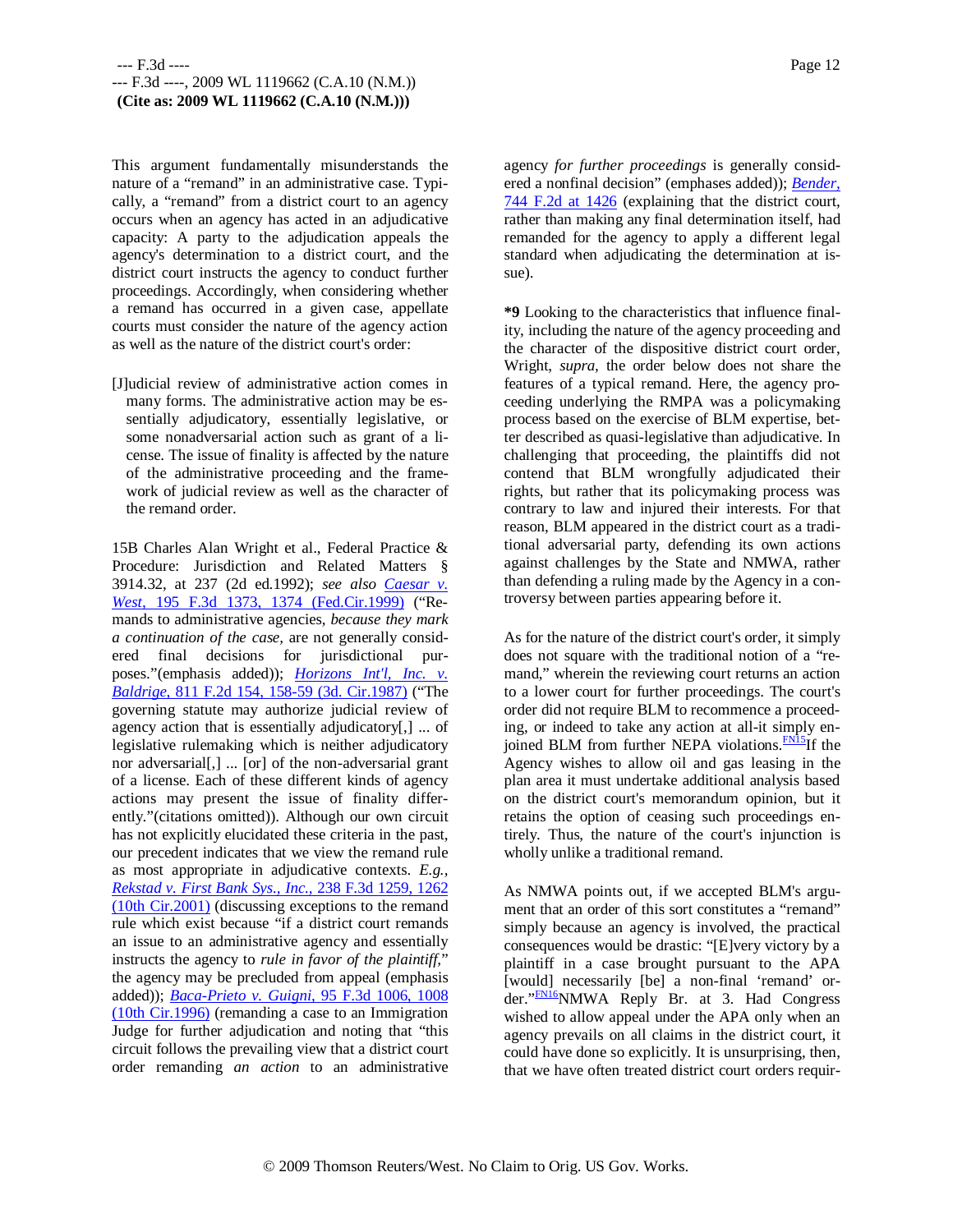This argument fundamentally misunderstands the nature of a "remand" in an administrative case. Typically, a "remand" from a district court to an agency occurs when an agency has acted in an adjudicative capacity: A party to the adjudication appeals the agency's determination to a district court, and the district court instructs the agency to conduct further proceedings. Accordingly, when considering whether a remand has occurred in a given case, appellate courts must consider the nature of the agency action as well as the nature of the district court's order:

> [J]udicial review of administrative action comes in many forms. The administrative action may be essentially adjudicatory, essentially legislative, or some nonadversarial action such as grant of a license. The issue of finality is affected by the nature of the administrative proceeding and the framework of judicial review as well as the character of the remand order.

15B Charles Alan Wright et al., Federal Practice & Procedure: Jurisdiction and Related Matters § 3914.32, at 237 (2d ed.1992); *see also* *Caesar v. West,* 195 F.3d 1373, 1374 (Fed.Cir.1999) ("Remands to administrative agencies, *because they mark a continuation of the case,* are not generally considered final decisions for jurisdictional purposes."(emphasis added)); *Horizons Int'l, Inc. v. Baldrige,* 811 F.2d 154, 158-59 (3d. Cir.1987) ("The governing statute may authorize judicial review of agency action that is essentially adjudicatory[,] ... of legislative rulemaking which is neither adjudicatory nor adversarial[,] ... [or] of the non-adversarial grant of a license. Each of these different kinds of agency actions may present the issue of finality differently."(citations omitted)). Although our own circuit has not explicitly elucidated these criteria in the past, our precedent indicates that we view the remand rule as most appropriate in adjudicative contexts. *E.g.,* *Rekstad v. First Bank Sys., Inc.,* 238 F.3d 1259, 1262 (10th Cir.2001) (discussing exceptions to the remand rule which exist because "if a district court remands an issue to an administrative agency and essentially instructs the agency to *rule in favor of the plaintiff,*" the agency may be precluded from appeal (emphasis added)); *Baca-Prieto v. Guigni,* 95 F.3d 1006, 1008 (10th Cir.1996) (remanding a case to an Immigration Judge for further adjudication and noting that "this circuit follows the prevailing view that a district court order remanding *an action* to an administrative agency *for further proceedings* is generally considered a nonfinal decision" (emphases added)); *Bender,* 744 F.2d at 1426 (explaining that the district court, rather than making any final determination itself, had remanded for the agency to apply a different legal standard when adjudicating the determination at issue).

**\*9** Looking to the characteristics that influence finality, including the nature of the agency proceeding and the character of the dispositive district court order, Wright, *supra,* the order below does not share the features of a typical remand. Here, the agency proceeding underlying the RMPA was a policymaking process based on the exercise of BLM expertise, better described as quasi-legislative than adjudicative. In challenging that proceeding, the plaintiffs did not contend that BLM wrongfully adjudicated their rights, but rather that its policymaking process was contrary to law and injured their interests. For that reason, BLM appeared in the district court as a traditional adversarial party, defending its own actions against challenges by the State and NMWA, rather than defending a ruling made by the Agency in a controversy between parties appearing before it.

As for the nature of the district court's order, it simply does not square with the traditional notion of a "remand," wherein the reviewing court returns an action to a lower court for further proceedings. The court's order did not require BLM to recommence a proceeding, or indeed to take any action at all-it simply enjoined BLM from further NEPA violations.[FN15] If the Agency wishes to allow oil and gas leasing in the plan area it must undertake additional analysis based on the district court's memorandum opinion, but it retains the option of ceasing such proceedings entirely. Thus, the nature of the court's injunction is wholly unlike a traditional remand.

As NMWA points out, if we accepted BLM's argument that an order of this sort constitutes a "remand" simply because an agency is involved, the practical consequences would be drastic: "[E]very victory by a plaintiff in a case brought pursuant to the APA [would] necessarily [be] a non-final 'remand' order."[FN16] NMWA Reply Br. at 3. Had Congress wished to allow appeal under the APA only when an agency prevails on all claims in the district court, it could have done so explicitly. It is unsurprising, then, that we have often treated district court orders requir-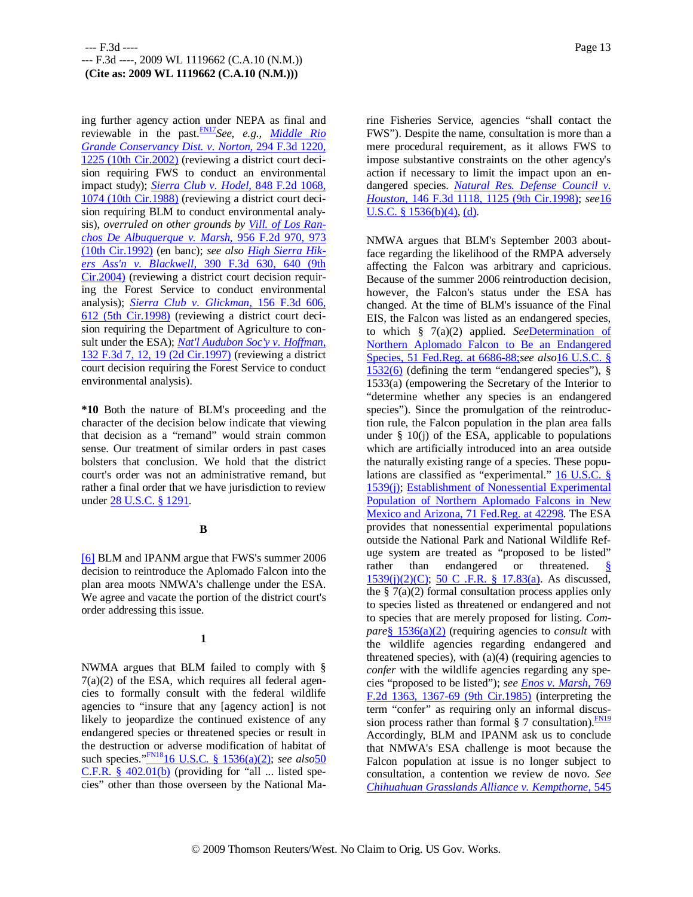ing further agency action under NEPA as final and reviewable in the past.[FN17] *See, e.g., Middle Rio Grande Conservancy Dist. v. Norton,* 294 F.3d 1220, 1225 (10th Cir.2002) (reviewing a district court decision requiring FWS to conduct an environmental impact study); *Sierra Club v. Hodel,* 848 F.2d 1068, 1074 (10th Cir.1988) (reviewing a district court decision requiring BLM to conduct environmental analysis), *overruled on other grounds by Vill. of Los Ranchos De Albuquerque v. Marsh,* 956 F.2d 970, 973 (10th Cir.1992) (en banc); *see also High Sierra Hikers Ass'n v. Blackwell,* 390 F.3d 630, 640 (9th Cir.2004) (reviewing a district court decision requiring the Forest Service to conduct environmental analysis); *Sierra Club v. Glickman,* 156 F.3d 606, 612 (5th Cir.1998) (reviewing a district court decision requiring the Department of Agriculture to consult under the ESA); *Nat'l Audubon Soc'y v. Hoffman,* 132 F.3d 7, 12, 19 (2d Cir.1997) (reviewing a district court decision requiring the Forest Service to conduct environmental analysis).

**\*10** Both the nature of BLM's proceeding and the character of the decision below indicate that viewing that decision as a "remand" would strain common sense. Our treatment of similar orders in past cases bolsters that conclusion. We hold that the district court's order was not an administrative remand, but rather a final order that we have jurisdiction to review under 28 U.S.C. § 1291.

**B**

[6] BLM and IPANM argue that FWS's summer 2006 decision to reintroduce the Aplomado Falcon into the plan area moots NMWA's challenge under the ESA. We agree and vacate the portion of the district court's order addressing this issue.

**1**

NMWA argues that BLM failed to comply with § 7(a)(2) of the ESA, which requires all federal agencies to formally consult with the federal wildlife agencies to "insure that any [agency action] is not likely to jeopardize the continued existence of any endangered species or threatened species or result in the destruction or adverse modification of habitat of such species."[FN18] 16 U.S.C. § 1536(a)(2); *see also* 50 C.F.R. § 402.01(b) (providing for "all ... listed species" other than those overseen by the National Marine Fisheries Service, agencies "shall contact the FWS"). Despite the name, consultation is more than a mere procedural requirement, as it allows FWS to impose substantive constraints on the other agency's action if necessary to limit the impact upon an endangered species. *Natural Res. Defense Council v. Houston,* 146 F.3d 1118, 1125 (9th Cir.1998); *see* 16 U.S.C. § 1536(b)(4), (d).

NMWA argues that BLM's September 2003 about-face regarding the likelihood of the RMPA adversely affecting the Falcon was arbitrary and capricious. Because of the summer 2006 reintroduction decision, however, the Falcon's status under the ESA has changed. At the time of BLM's issuance of the Final EIS, the Falcon was listed as an endangered species, to which § 7(a)(2) applied. *See* Determination of Northern Aplomado Falcon to Be an Endangered Species, 51 Fed.Reg. at 6686-88; *see also* 16 U.S.C. § 1532(6) (defining the term "endangered species"), § 1533(a) (empowering the Secretary of the Interior to "determine whether any species is an endangered species"). Since the promulgation of the reintroduction rule, the Falcon population in the plan area falls under § 10(j) of the ESA, applicable to populations which are artificially introduced into an area outside the naturally existing range of a species. These populations are classified as "experimental." 16 U.S.C. § 1539(j); Establishment of Nonessential Experimental Population of Northern Aplomado Falcons in New Mexico and Arizona, 71 Fed.Reg. at 42298. The ESA provides that nonessential experimental populations outside the National Park and National Wildlife Refuge system are treated as "proposed to be listed" rather than endangered or threatened. § 1539(j)(2)(C); 50 C.F.R. § 17.83(a). As discussed, the § 7(a)(2) formal consultation process applies only to species listed as threatened or endangered and not to species that are merely proposed for listing. *Compare* § 1536(a)(2) (requiring agencies to *consult* with the wildlife agencies regarding endangered and threatened species), with (a)(4) (requiring agencies to *confer* with the wildlife agencies regarding any species "proposed to be listed"); *see Enos v. Marsh,* 769 F.2d 1363, 1367-69 (9th Cir.1985) (interpreting the term "confer" as requiring only an informal discussion process rather than formal § 7 consultation).[FN19] Accordingly, BLM and IPANM ask us to conclude that NMWA's ESA challenge is moot because the Falcon population at issue is no longer subject to consultation, a contention we review de novo. *See Chihuahuan Grasslands Alliance v. Kempthorne,* 545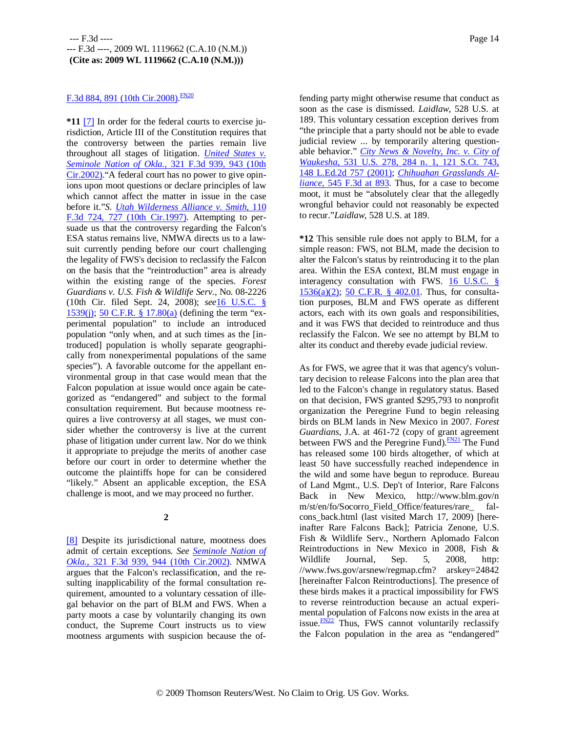F.3d 884, 891 (10th Cir.2008).[FN20]

**\*11** [7] In order for the federal courts to exercise jurisdiction, Article III of the Constitution requires that the controversy between the parties remain live throughout all stages of litigation. *United States v. Seminole Nation of Okla.,* 321 F.3d 939, 943 (10th Cir.2002)."A federal court has no power to give opinions upon moot questions or declare principles of law which cannot affect the matter in issue in the case before it."*S. Utah Wilderness Alliance v. Smith,* 110 F.3d 724, 727 (10th Cir.1997). Attempting to persuade us that the controversy regarding the Falcon's ESA status remains live, NMWA directs us to a lawsuit currently pending before our court challenging the legality of FWS's decision to reclassify the Falcon on the basis that the "reintroduction" area is already within the existing range of the species. *Forest Guardians v. U.S. Fish & Wildlife Serv.,* No. 08-2226 (10th Cir. filed Sept. 24, 2008); *see*16 U.S.C. § 1539(j); 50 C.F.R. § 17.80(a) (defining the term "experimental population" to include an introduced population "only when, and at such times as the [introduced] population is wholly separate geographically from nonexperimental populations of the same species"). A favorable outcome for the appellant environmental group in that case would mean that the Falcon population at issue would once again be categorized as "endangered" and subject to the formal consultation requirement. But because mootness requires a live controversy at all stages, we must consider whether the controversy is live at the current phase of litigation under current law. Nor do we think it appropriate to prejudge the merits of another case before our court in order to determine whether the outcome the plaintiffs hope for can be considered "likely." Absent an applicable exception, the ESA challenge is moot, and we may proceed no further.

**2**

[8] Despite its jurisdictional nature, mootness does admit of certain exceptions. *See Seminole Nation of Okla.,* 321 F.3d 939, 944 (10th Cir.2002). NMWA argues that the Falcon's reclassification, and the resulting inapplicability of the formal consultation requirement, amounted to a voluntary cessation of illegal behavior on the part of BLM and FWS. When a party moots a case by voluntarily changing its own conduct, the Supreme Court instructs us to view mootness arguments with suspicion because the offending party might otherwise resume that conduct as soon as the case is dismissed. *Laidlaw,* 528 U.S. at 189. This voluntary cessation exception derives from "the principle that a party should not be able to evade judicial review ... by temporarily altering questionable behavior." *City News & Novelty, Inc. v. City of Waukesha,* 531 U.S. 278, 284 n. 1, 121 S.Ct. 743, 148 L.Ed.2d 757 (2001); *Chihuahan Grasslands Alliance,* 545 F.3d at 893. Thus, for a case to become moot, it must be "absolutely clear that the allegedly wrongful behavior could not reasonably be expected to recur."*Laidlaw,* 528 U.S. at 189.

**\*12** This sensible rule does not apply to BLM, for a simple reason: FWS, not BLM, made the decision to alter the Falcon's status by reintroducing it to the plan area. Within the ESA context, BLM must engage in interagency consultation with FWS. 16 U.S.C. § 1536(a)(2); 50 C.F.R. § 402.01. Thus, for consultation purposes, BLM and FWS operate as different actors, each with its own goals and responsibilities, and it was FWS that decided to reintroduce and thus reclassify the Falcon. We see no attempt by BLM to alter its conduct and thereby evade judicial review.

As for FWS, we agree that it was that agency's voluntary decision to release Falcons into the plan area that led to the Falcon's change in regulatory status. Based on that decision, FWS granted $295,793 to nonprofit organization the Peregrine Fund to begin releasing birds on BLM lands in New Mexico in 2007. *Forest Guardians,* J.A. at 461-72 (copy of grant agreement between FWS and the Peregrine Fund).[FN21] The Fund has released some 100 birds altogether, of which at least 50 have successfully reached independence in the wild and some have begun to reproduce. Bureau of Land Mgmt., U.S. Dep't of Interior, Rare Falcons Back in New Mexico, http://www.blm.gov/nm/st/en/fo/Socorro_Field_Office/features/rare_ falcons_back.html (last visited March 17, 2009) [hereinafter Rare Falcons Back]; Patricia Zenone, U.S. Fish & Wildlife Serv., Northern Aplomado Falcon Reintroductions in New Mexico in 2008, Fish & Wildlife Journal, Sep. 5, 2008, http://www.fws.gov/arsnew/regmap.cfm? arskey=24842 [hereinafter Falcon Reintroductions]. The presence of these birds makes it a practical impossibility for FWS to reverse reintroduction because an actual experimental population of Falcons now exists in the area at issue.[FN22] Thus, FWS cannot voluntarily reclassify the Falcon population in the area as "endangered"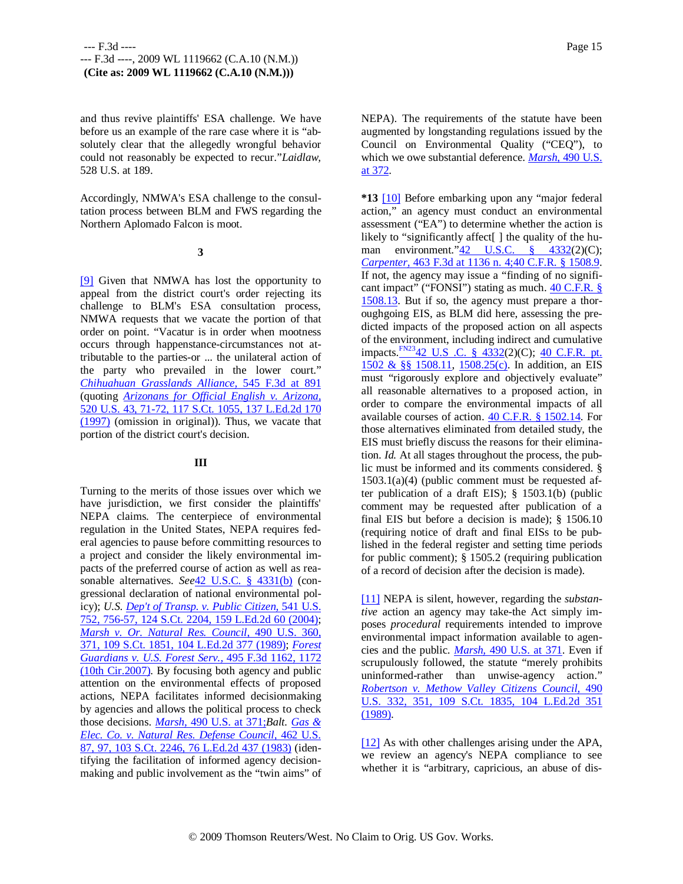and thus revive plaintiffs' ESA challenge. We have before us an example of the rare case where it is "absolutely clear that the allegedly wrongful behavior could not reasonably be expected to recur." *Laidlaw,* 528 U.S. at 189.

Accordingly, NMWA's ESA challenge to the consultation process between BLM and FWS regarding the Northern Aplomado Falcon is moot.

### 3

[9] Given that NMWA has lost the opportunity to appeal from the district court's order rejecting its challenge to BLM's ESA consultation process, NMWA requests that we vacate the portion of that order on point. "Vacatur is in order when mootness occurs through happenstance-circumstances not attributable to the parties-or ... the unilateral action of the party who prevailed in the lower court." *Chihuahuan Grasslands Alliance,* 545 F.3d at 891 (quoting *Arizonans for Official English v. Arizona,* 520 U.S. 43, 71-72, 117 S.Ct. 1055, 137 L.Ed.2d 170 (1997) (omission in original)). Thus, we vacate that portion of the district court's decision.

## III

Turning to the merits of those issues over which we have jurisdiction, we first consider the plaintiffs' NEPA claims. The centerpiece of environmental regulation in the United States, NEPA requires federal agencies to pause before committing resources to a project and consider the likely environmental impacts of the preferred course of action as well as reasonable alternatives. *See* 42 U.S.C. § 4331(b) (congressional declaration of national environmental policy); *U.S. Dep't of Transp. v. Public Citizen,* 541 U.S. 752, 756-57, 124 S.Ct. 2204, 159 L.Ed.2d 60 (2004); *Marsh v. Or. Natural Res. Council,* 490 U.S. 360, 371, 109 S.Ct. 1851, 104 L.Ed.2d 377 (1989); *Forest Guardians v. U.S. Forest Serv.,* 495 F.3d 1162, 1172 (10th Cir.2007). By focusing both agency and public attention on the environmental effects of proposed actions, NEPA facilitates informed decisionmaking by agencies and allows the political process to check those decisions. *Marsh,* 490 U.S. at 371; *Balt. Gas & Elec. Co. v. Natural Res. Defense Council,* 462 U.S. 87, 97, 103 S.Ct. 2246, 76 L.Ed.2d 437 (1983) (identifying the facilitation of informed agency decisionmaking and public involvement as the "twin aims" of NEPA). The requirements of the statute have been augmented by longstanding regulations issued by the Council on Environmental Quality ("CEQ"), to which we owe substantial deference. *Marsh,* 490 U.S. at 372.

**\*13** [10] Before embarking upon any "major federal action," an agency must conduct an environmental assessment ("EA") to determine whether the action is likely to "significantly affect[ ] the quality of the human environment." 42 U.S.C. § 4332(2)(C); *Carpenter,* 463 F.3d at 1136 n. 4; 40 C.F.R. § 1508.9. If not, the agency may issue a "finding of no significant impact" ("FONSI") stating as much. 40 C.F.R. § 1508.13. But if so, the agency must prepare a thoroughgoing EIS, as BLM did here, assessing the predicted impacts of the proposed action on all aspects of the environment, including indirect and cumulative impacts.[FN23] 42 U.S .C. § 4332(2)(C); 40 C.F.R. pt. 1502 & §§ 1508.11, 1508.25(c). In addition, an EIS must "rigorously explore and objectively evaluate" all reasonable alternatives to a proposed action, in order to compare the environmental impacts of all available courses of action. 40 C.F.R. § 1502.14. For those alternatives eliminated from detailed study, the EIS must briefly discuss the reasons for their elimination. *Id.* At all stages throughout the process, the public must be informed and its comments considered. § 1503.1(a)(4) (public comment must be requested after publication of a draft EIS); § 1503.1(b) (public comment may be requested after publication of a final EIS but before a decision is made); § 1506.10 (requiring notice of draft and final EISs to be published in the federal register and setting time periods for public comment); § 1505.2 (requiring publication of a record of decision after the decision is made).

[11] NEPA is silent, however, regarding the *substantive* action an agency may take-the Act simply imposes *procedural* requirements intended to improve environmental impact information available to agencies and the public. *Marsh,* 490 U.S. at 371. Even if scrupulously followed, the statute "merely prohibits uninformed-rather than unwise-agency action." *Robertson v. Methow Valley Citizens Council,* 490 U.S. 332, 351, 109 S.Ct. 1835, 104 L.Ed.2d 351 (1989).

[12] As with other challenges arising under the APA, we review an agency's NEPA compliance to see whether it is "arbitrary, capricious, an abuse of dis-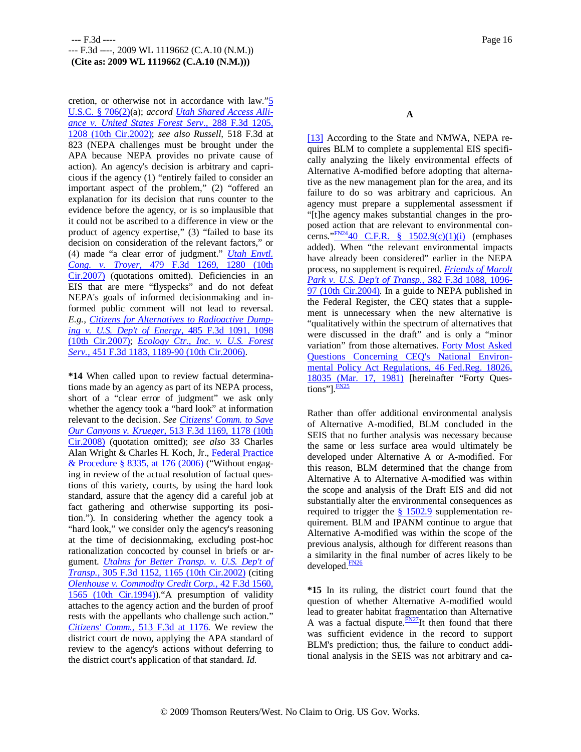cretion, or otherwise not in accordance with law." 5 U.S.C. § 706(2)(a); *accord* *Utah Shared Access Alliance v. United States Forest Serv.*, 288 F.3d 1205, 1208 (10th Cir.2002); *see also Russell*, 518 F.3d at 823 (NEPA challenges must be brought under the APA because NEPA provides no private cause of action). An agency's decision is arbitrary and capricious if the agency (1) "entirely failed to consider an important aspect of the problem," (2) "offered an explanation for its decision that runs counter to the evidence before the agency, or is so implausible that it could not be ascribed to a difference in view or the product of agency expertise," (3) "failed to base its decision on consideration of the relevant factors," or (4) made "a clear error of judgment." *Utah Envtl. Cong. v. Troyer*, 479 F.3d 1269, 1280 (10th Cir.2007) (quotations omitted). Deficiencies in an EIS that are mere "flyspecks" and do not defeat NEPA's goals of informed decisionmaking and informed public comment will not lead to reversal. *E.g.*, *Citizens for Alternatives to Radioactive Dumping v. U.S. Dep't of Energy*, 485 F.3d 1091, 1098 (10th Cir.2007); *Ecology Ctr., Inc. v. U.S. Forest Serv.*, 451 F.3d 1183, 1189-90 (10th Cir.2006).

**\*14** When called upon to review factual determinations made by an agency as part of its NEPA process, short of a "clear error of judgment" we ask only whether the agency took a "hard look" at information relevant to the decision. *See* *Citizens' Comm. to Save Our Canyons v. Krueger*, 513 F.3d 1169, 1178 (10th Cir.2008) (quotation omitted); *see also* 33 Charles Alan Wright & Charles H. Koch, Jr., Federal Practice & Procedure § 8335, at 176 (2006) ("Without engaging in review of the actual resolution of factual questions of this variety, courts, by using the hard look standard, assure that the agency did a careful job at fact gathering and otherwise supporting its position."). In considering whether the agency took a "hard look," we consider only the agency's reasoning at the time of decisionmaking, excluding post-hoc rationalization concocted by counsel in briefs or argument. *Utahns for Better Transp. v. U.S. Dep't of Transp.*, 305 F.3d 1152, 1165 (10th Cir.2002) (citing *Olenhouse v. Commodity Credit Corp.*, 42 F.3d 1560, 1565 (10th Cir.1994))."A presumption of validity attaches to the agency action and the burden of proof rests with the appellants who challenge such action." *Citizens' Comm.*, 513 F.3d at 1176. We review the district court de novo, applying the APA standard of review to the agency's actions without deferring to the district court's application of that standard. *Id.*

## A

[13] According to the State and NMWA, NEPA requires BLM to complete a supplemental EIS specifically analyzing the likely environmental effects of Alternative A-modified before adopting that alternative as the new management plan for the area, and its failure to do so was arbitrary and capricious. An agency must prepare a supplemental assessment if "[t]he agency makes substantial changes in the proposed action that are relevant to environmental concerns."[FN24] 40 C.F.R. § 1502.9(c)(1)(i) (emphases added). When "the relevant environmental impacts have already been considered" earlier in the NEPA process, no supplement is required. *Friends of Marolt Park v. U.S. Dep't of Transp.*, 382 F.3d 1088, 1096-97 (10th Cir.2004). In a guide to NEPA published in the Federal Register, the CEQ states that a supplement is unnecessary when the new alternative is "qualitatively within the spectrum of alternatives that were discussed in the draft" and is only a "minor variation" from those alternatives. Forty Most Asked Questions Concerning CEQ's National Environmental Policy Act Regulations, 46 Fed.Reg. 18026, 18035 (Mar. 17, 1981) [hereinafter "Forty Questions"].[FN25]

Rather than offer additional environmental analysis of Alternative A-modified, BLM concluded in the SEIS that no further analysis was necessary because the same or less surface area would ultimately be developed under Alternative A or A-modified. For this reason, BLM determined that the change from Alternative A to Alternative A-modified was within the scope and analysis of the Draft EIS and did not substantially alter the environmental consequences as required to trigger the § 1502.9 supplementation requirement. BLM and IPANM continue to argue that Alternative A-modified was within the scope of the previous analysis, although for different reasons than a similarity in the final number of acres likely to be developed.[FN26]

**\*15** In its ruling, the district court found that the question of whether Alternative A-modified would lead to greater habitat fragmentation than Alternative A was a factual dispute.[FN27] It then found that there was sufficient evidence in the record to support BLM's prediction; thus, the failure to conduct additional analysis in the SEIS was not arbitrary and ca-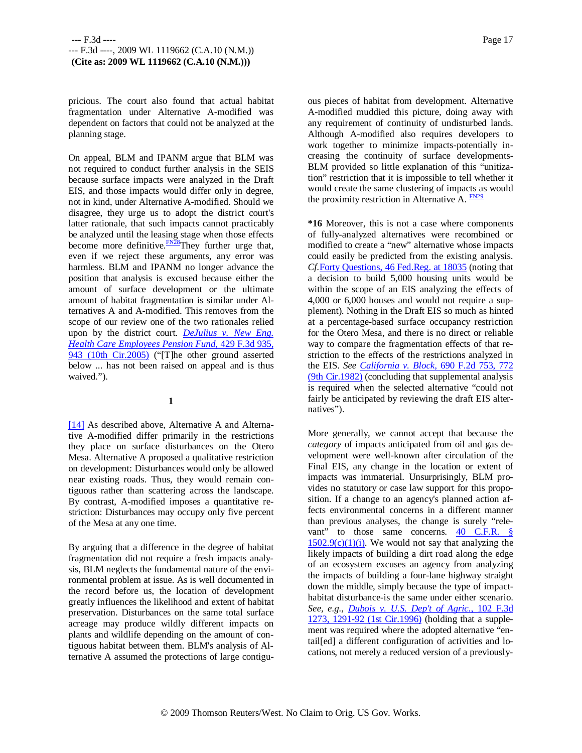pricious. The court also found that actual habitat fragmentation under Alternative A-modified was dependent on factors that could not be analyzed at the planning stage.

On appeal, BLM and IPANM argue that BLM was not required to conduct further analysis in the SEIS because surface impacts were analyzed in the Draft EIS, and those impacts would differ only in degree, not in kind, under Alternative A-modified. Should we disagree, they urge us to adopt the district court's latter rationale, that such impacts cannot practicably be analyzed until the leasing stage when those effects become more definitive.[FN28] They further urge that, even if we reject these arguments, any error was harmless. BLM and IPANM no longer advance the position that analysis is excused because either the amount of surface development or the ultimate amount of habitat fragmentation is similar under Alternatives A and A-modified. This removes from the scope of our review one of the two rationales relied upon by the district court. *DeJulius v. New Eng. Health Care Employees Pension Fund,* 429 F.3d 935, 943 (10th Cir.2005) ("[T]he other ground asserted below ... has not been raised on appeal and is thus waived.").

**1**

[14] As described above, Alternative A and Alternative A-modified differ primarily in the restrictions they place on surface disturbances on the Otero Mesa. Alternative A proposed a qualitative restriction on development: Disturbances would only be allowed near existing roads. Thus, they would remain contiguous rather than scattering across the landscape. By contrast, A-modified imposes a quantitative restriction: Disturbances may occupy only five percent of the Mesa at any one time.

By arguing that a difference in the degree of habitat fragmentation did not require a fresh impacts analysis, BLM neglects the fundamental nature of the environmental problem at issue. As is well documented in the record before us, the location of development greatly influences the likelihood and extent of habitat preservation. Disturbances on the same total surface acreage may produce wildly different impacts on plants and wildlife depending on the amount of contiguous habitat between them. BLM's analysis of Alternative A assumed the protections of large contiguous pieces of habitat from development. Alternative A-modified muddied this picture, doing away with any requirement of continuity of undisturbed lands. Although A-modified also requires developers to work together to minimize impacts-potentially increasing the continuity of surface developments-BLM provided so little explanation of this "unitization" restriction that it is impossible to tell whether it would create the same clustering of impacts as would the proximity restriction in Alternative A. [FN29]

**\*16** Moreover, this is not a case where components of fully-analyzed alternatives were recombined or modified to create a "new" alternative whose impacts could easily be predicted from the existing analysis. *Cf.* Forty Questions, 46 Fed.Reg. at 18035 (noting that a decision to build 5,000 housing units would be within the scope of an EIS analyzing the effects of 4,000 or 6,000 houses and would not require a supplement). Nothing in the Draft EIS so much as hinted at a percentage-based surface occupancy restriction for the Otero Mesa, and there is no direct or reliable way to compare the fragmentation effects of that restriction to the effects of the restrictions analyzed in the EIS. *See California v. Block,* 690 F.2d 753, 772 (9th Cir.1982) (concluding that supplemental analysis is required when the selected alternative "could not fairly be anticipated by reviewing the draft EIS alternatives").

More generally, we cannot accept that because the *category* of impacts anticipated from oil and gas development were well-known after circulation of the Final EIS, any change in the location or extent of impacts was immaterial. Unsurprisingly, BLM provides no statutory or case law support for this proposition. If a change to an agency's planned action affects environmental concerns in a different manner than previous analyses, the change is surely "relevant" to those same concerns. 40 C.F.R. § 1502.9(c)(1)(i). We would not say that analyzing the likely impacts of building a dirt road along the edge of an ecosystem excuses an agency from analyzing the impacts of building a four-lane highway straight down the middle, simply because the type of impact-habitat disturbance-is the same under either scenario. *See, e.g., Dubois v. U.S. Dep't of Agric.,* 102 F.3d 1273, 1291-92 (1st Cir.1996) (holding that a supplement was required where the adopted alternative "entail[ed] a different configuration of activities and locations, not merely a reduced version of a previously-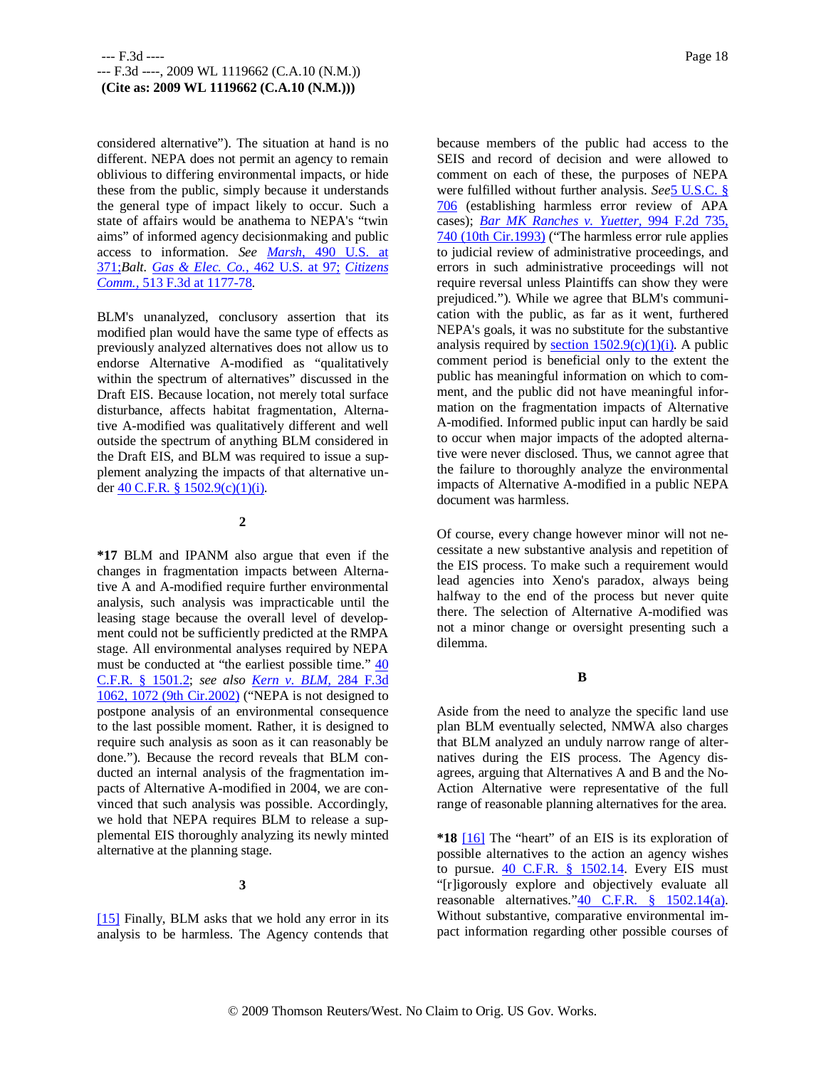considered alternative"). The situation at hand is no different. NEPA does not permit an agency to remain oblivious to differing environmental impacts, or hide these from the public, simply because it understands the general type of impact likely to occur. Such a state of affairs would be anathema to NEPA's "twin aims" of informed agency decisionmaking and public access to information. *See* *Marsh,* 490 U.S. at 371;*Balt.* *Gas & Elec. Co.,* 462 U.S. at 97; *Citizens Comm.,* 513 F.3d at 1177-78.

BLM's unanalyzed, conclusory assertion that its modified plan would have the same type of effects as previously analyzed alternatives does not allow us to endorse Alternative A-modified as "qualitatively within the spectrum of alternatives" discussed in the Draft EIS. Because location, not merely total surface disturbance, affects habitat fragmentation, Alternative A-modified was qualitatively different and well outside the spectrum of anything BLM considered in the Draft EIS, and BLM was required to issue a supplement analyzing the impacts of that alternative under 40 C.F.R. § 1502.9(c)(1)(i).

**2**

**\*17** BLM and IPANM also argue that even if the changes in fragmentation impacts between Alternative A and A-modified require further environmental analysis, such analysis was impracticable until the leasing stage because the overall level of development could not be sufficiently predicted at the RMPA stage. All environmental analyses required by NEPA must be conducted at "the earliest possible time." 40 C.F.R. § 1501.2; *see also* *Kern v. BLM,* 284 F.3d 1062, 1072 (9th Cir.2002) ("NEPA is not designed to postpone analysis of an environmental consequence to the last possible moment. Rather, it is designed to require such analysis as soon as it can reasonably be done."). Because the record reveals that BLM conducted an internal analysis of the fragmentation impacts of Alternative A-modified in 2004, we are convinced that such analysis was possible. Accordingly, we hold that NEPA requires BLM to release a supplemental EIS thoroughly analyzing its newly minted alternative at the planning stage.

**3**

[15] Finally, BLM asks that we hold any error in its analysis to be harmless. The Agency contends that because members of the public had access to the SEIS and record of decision and were allowed to comment on each of these, the purposes of NEPA were fulfilled without further analysis. *See*5 U.S.C. § 706 (establishing harmless error review of APA cases); *Bar MK Ranches v. Yuetter,* 994 F.2d 735, 740 (10th Cir.1993) ("The harmless error rule applies to judicial review of administrative proceedings, and errors in such administrative proceedings will not require reversal unless Plaintiffs can show they were prejudiced."). While we agree that BLM's communication with the public, as far as it went, furthered NEPA's goals, it was no substitute for the substantive analysis required by section 1502.9(c)(1)(i). A public comment period is beneficial only to the extent the public has meaningful information on which to comment, and the public did not have meaningful information on the fragmentation impacts of Alternative A-modified. Informed public input can hardly be said to occur when major impacts of the adopted alternative were never disclosed. Thus, we cannot agree that the failure to thoroughly analyze the environmental impacts of Alternative A-modified in a public NEPA document was harmless.

Of course, every change however minor will not necessitate a new substantive analysis and repetition of the EIS process. To make such a requirement would lead agencies into Xeno's paradox, always being halfway to the end of the process but never quite there. The selection of Alternative A-modified was not a minor change or oversight presenting such a dilemma.

**B**

Aside from the need to analyze the specific land use plan BLM eventually selected, NMWA also charges that BLM analyzed an unduly narrow range of alternatives during the EIS process. The Agency disagrees, arguing that Alternatives A and B and the No-Action Alternative were representative of the full range of reasonable planning alternatives for the area.

**\*18** [16] The "heart" of an EIS is its exploration of possible alternatives to the action an agency wishes to pursue. 40 C.F.R. § 1502.14. Every EIS must "[r]igorously explore and objectively evaluate all reasonable alternatives."40 C.F.R. § 1502.14(a). Without substantive, comparative environmental impact information regarding other possible courses of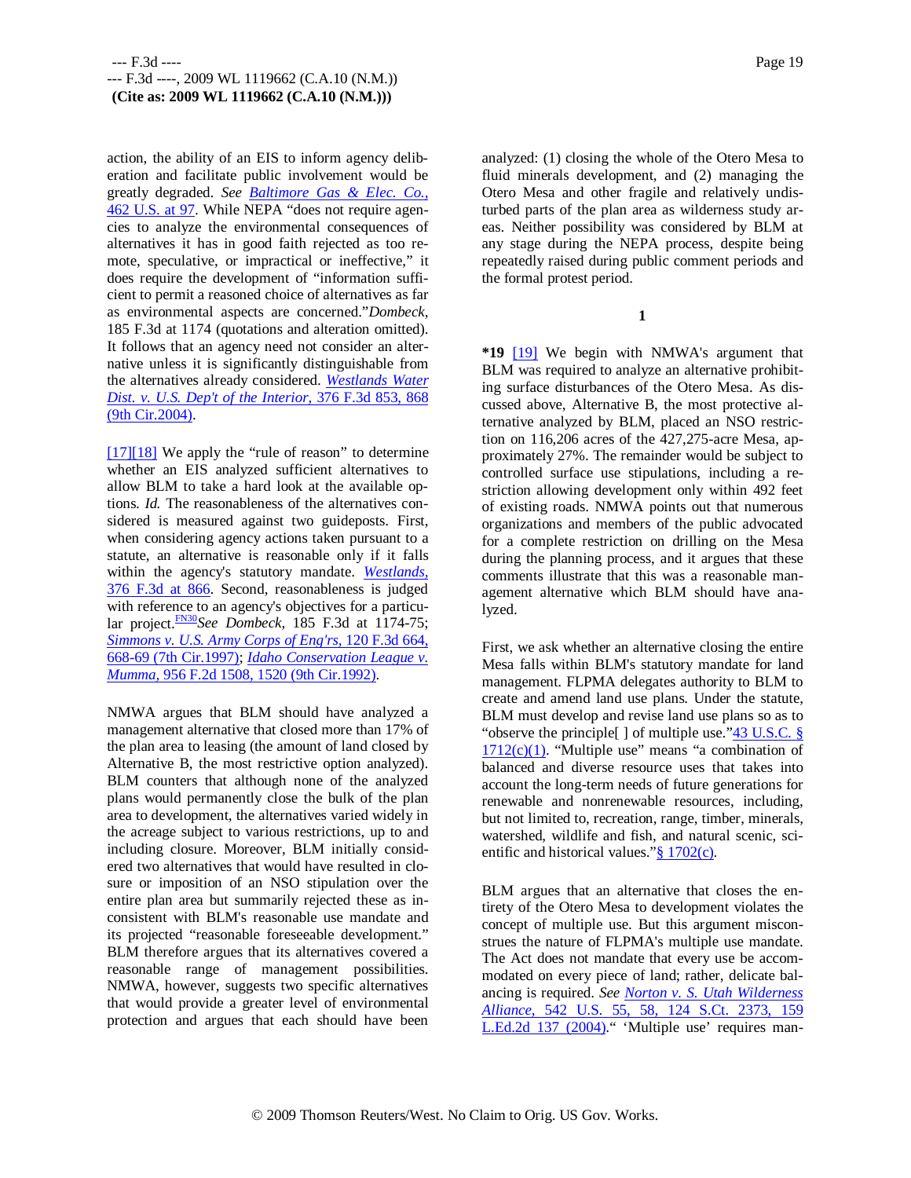action, the ability of an EIS to inform agency deliberation and facilitate public involvement would be greatly degraded. *See Baltimore Gas & Elec. Co.,* 462 U.S. at 97. While NEPA "does not require agencies to analyze the environmental consequences of alternatives it has in good faith rejected as too remote, speculative, or impractical or ineffective," it does require the development of "information sufficient to permit a reasoned choice of alternatives as far as environmental aspects are concerned." *Dombeck,* 185 F.3d at 1174 (quotations and alteration omitted). It follows that an agency need not consider an alternative unless it is significantly distinguishable from the alternatives already considered. *Westlands Water Dist. v. U.S. Dep't of the Interior,* 376 F.3d 853, 868 (9th Cir.2004).

[17][18] We apply the "rule of reason" to determine whether an EIS analyzed sufficient alternatives to allow BLM to take a hard look at the available options. *Id.* The reasonableness of the alternatives considered is measured against two guideposts. First, when considering agency actions taken pursuant to a statute, an alternative is reasonable only if it falls within the agency's statutory mandate. *Westlands,* 376 F.3d at 866. Second, reasonableness is judged with reference to an agency's objectives for a particular project.[FN30] *See Dombeck,* 185 F.3d at 1174-75; *Simmons v. U.S. Army Corps of Eng'rs,* 120 F.3d 664, 668-69 (7th Cir.1997); *Idaho Conservation League v. Mumma,* 956 F.2d 1508, 1520 (9th Cir.1992).

NMWA argues that BLM should have analyzed a management alternative that closed more than 17% of the plan area to leasing (the amount of land closed by Alternative B, the most restrictive option analyzed). BLM counters that although none of the analyzed plans would permanently close the bulk of the plan area to development, the alternatives varied widely in the acreage subject to various restrictions, up to and including closure. Moreover, BLM initially considered two alternatives that would have resulted in closure or imposition of an NSO stipulation over the entire plan area but summarily rejected these as inconsistent with BLM's reasonable use mandate and its projected "reasonable foreseeable development." BLM therefore argues that its alternatives covered a reasonable range of management possibilities. NMWA, however, suggests two specific alternatives that would provide a greater level of environmental protection and argues that each should have been analyzed: (1) closing the whole of the Otero Mesa to fluid minerals development, and (2) managing the Otero Mesa and other fragile and relatively undisturbed parts of the plan area as wilderness study areas. Neither possibility was considered by BLM at any stage during the NEPA process, despite being repeatedly raised during public comment periods and the formal protest period.

### 1

**\*19** [19] We begin with NMWA's argument that BLM was required to analyze an alternative prohibiting surface disturbances of the Otero Mesa. As discussed above, Alternative B, the most protective alternative analyzed by BLM, placed an NSO restriction on 116,206 acres of the 427,275-acre Mesa, approximately 27%. The remainder would be subject to controlled surface use stipulations, including a restriction allowing development only within 492 feet of existing roads. NMWA points out that numerous organizations and members of the public advocated for a complete restriction on drilling on the Mesa during the planning process, and it argues that these comments illustrate that this was a reasonable management alternative which BLM should have analyzed.

First, we ask whether an alternative closing the entire Mesa falls within BLM's statutory mandate for land management. FLPMA delegates authority to BLM to create and amend land use plans. Under the statute, BLM must develop and revise land use plans so as to "observe the principle[ ] of multiple use." 43 U.S.C. § 1712(c)(1). "Multiple use" means "a combination of balanced and diverse resource uses that takes into account the long-term needs of future generations for renewable and nonrenewable resources, including, but not limited to, recreation, range, timber, minerals, watershed, wildlife and fish, and natural scenic, scientific and historical values." § 1702(c).

BLM argues that an alternative that closes the entirety of the Otero Mesa to development violates the concept of multiple use. But this argument misconstrues the nature of FLPMA's multiple use mandate. The Act does not mandate that every use be accommodated on every piece of land; rather, delicate balancing is required. *See Norton v. S. Utah Wilderness Alliance,* 542 U.S. 55, 58, 124 S.Ct. 2373, 159 L.Ed.2d 137 (2004). " 'Multiple use' requires man-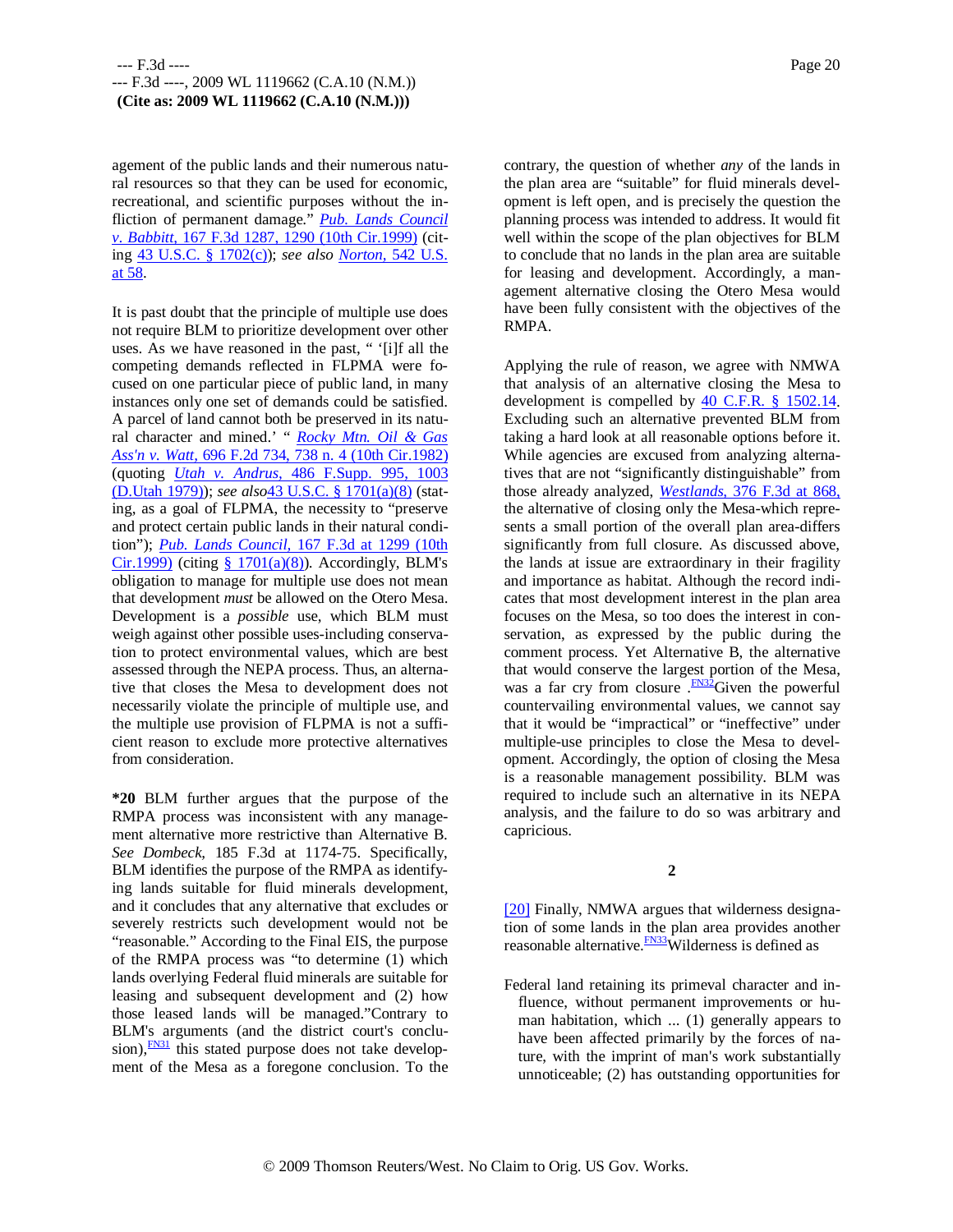agement of the public lands and their numerous natural resources so that they can be used for economic, recreational, and scientific purposes without the infliction of permanent damage." *Pub. Lands Council v. Babbitt,* 167 F.3d 1287, 1290 (10th Cir.1999) (citing 43 U.S.C. § 1702(c)); *see also Norton,* 542 U.S. at 58.

It is past doubt that the principle of multiple use does not require BLM to prioritize development over other uses. As we have reasoned in the past, " '[i]f all the competing demands reflected in FLPMA were focused on one particular piece of public land, in many instances only one set of demands could be satisfied. A parcel of land cannot both be preserved in its natural character and mined.' " *Rocky Mtn. Oil & Gas Ass'n v. Watt,* 696 F.2d 734, 738 n. 4 (10th Cir.1982) (quoting *Utah v. Andrus,* 486 F.Supp. 995, 1003 (D.Utah 1979)); *see also* 43 U.S.C. § 1701(a)(8) (stating, as a goal of FLPMA, the necessity to "preserve and protect certain public lands in their natural condition"); *Pub. Lands Council,* 167 F.3d at 1299 (10th Cir.1999) (citing § 1701(a)(8)). Accordingly, BLM's obligation to manage for multiple use does not mean that development *must* be allowed on the Otero Mesa. Development is a *possible* use, which BLM must weigh against other possible uses-including conservation to protect environmental values, which are best assessed through the NEPA process. Thus, an alternative that closes the Mesa to development does not necessarily violate the principle of multiple use, and the multiple use provision of FLPMA is not a sufficient reason to exclude more protective alternatives from consideration.

**\*20** BLM further argues that the purpose of the RMPA process was inconsistent with any management alternative more restrictive than Alternative B. *See Dombeck,* 185 F.3d at 1174-75. Specifically, BLM identifies the purpose of the RMPA as identifying lands suitable for fluid minerals development, and it concludes that any alternative that excludes or severely restricts such development would not be "reasonable." According to the Final EIS, the purpose of the RMPA process was "to determine (1) which lands overlying Federal fluid minerals are suitable for leasing and subsequent development and (2) how those leased lands will be managed." Contrary to BLM's arguments (and the district court's conclusion),[FN31] this stated purpose does not take development of the Mesa as a foregone conclusion. To the contrary, the question of whether *any* of the lands in the plan area are "suitable" for fluid minerals development is left open, and is precisely the question the planning process was intended to address. It would fit well within the scope of the plan objectives for BLM to conclude that no lands in the plan area are suitable for leasing and development. Accordingly, a management alternative closing the Otero Mesa would have been fully consistent with the objectives of the RMPA.

Applying the rule of reason, we agree with NMWA that analysis of an alternative closing the Mesa to development is compelled by 40 C.F.R. § 1502.14. Excluding such an alternative prevented BLM from taking a hard look at all reasonable options before it. While agencies are excused from analyzing alternatives that are not "significantly distinguishable" from those already analyzed, *Westlands,* 376 F.3d at 868, the alternative of closing only the Mesa-which represents a small portion of the overall plan area-differs significantly from full closure. As discussed above, the lands at issue are extraordinary in their fragility and importance as habitat. Although the record indicates that most development interest in the plan area focuses on the Mesa, so too does the interest in conservation, as expressed by the public during the comment process. Yet Alternative B, the alternative that would conserve the largest portion of the Mesa, was a far cry from closure .[FN32] Given the powerful countervailing environmental values, we cannot say that it would be "impractical" or "ineffective" under multiple-use principles to close the Mesa to development. Accordingly, the option of closing the Mesa is a reasonable management possibility. BLM was required to include such an alternative in its NEPA analysis, and the failure to do so was arbitrary and capricious.

**2**

[20] Finally, NMWA argues that wilderness designation of some lands in the plan area provides another reasonable alternative.[FN33] Wilderness is defined as

> Federal land retaining its primeval character and influence, without permanent improvements or human habitation, which ... (1) generally appears to have been affected primarily by the forces of nature, with the imprint of man's work substantially unnoticeable; (2) has outstanding opportunities for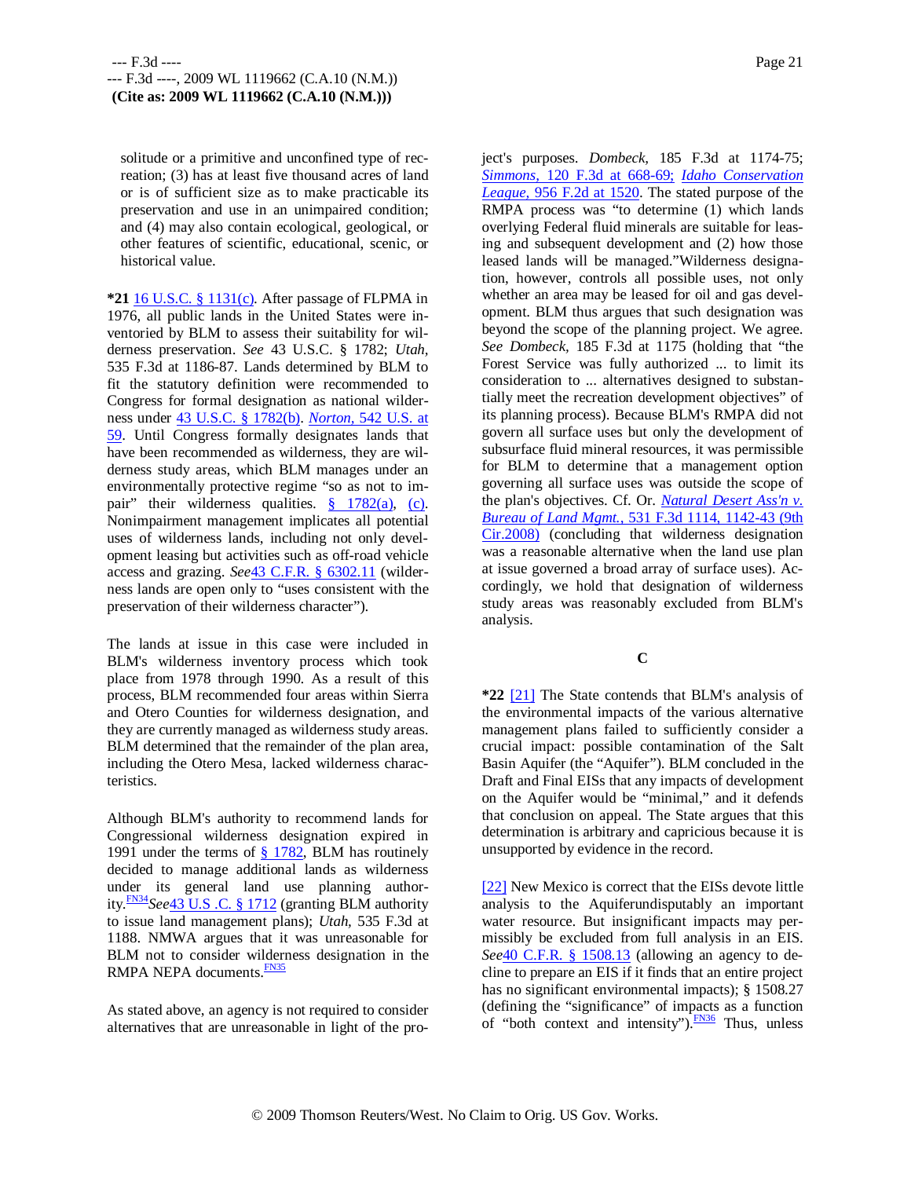solitude or a primitive and unconfined type of recreation; (3) has at least five thousand acres of land or is of sufficient size as to make practicable its preservation and use in an unimpaired condition; and (4) may also contain ecological, geological, or other features of scientific, educational, scenic, or historical value.

**\*21** 16 U.S.C. § 1131(c). After passage of FLPMA in 1976, all public lands in the United States were inventoried by BLM to assess their suitability for wilderness preservation. *See* 43 U.S.C. § 1782; *Utah,* 535 F.3d at 1186-87. Lands determined by BLM to fit the statutory definition were recommended to Congress for formal designation as national wilderness under 43 U.S.C. § 1782(b). *Norton,* 542 U.S. at 59. Until Congress formally designates lands that have been recommended as wilderness, they are wilderness study areas, which BLM manages under an environmentally protective regime "so as not to impair" their wilderness qualities. § 1782(a), (c). Nonimpairment management implicates all potential uses of wilderness lands, including not only development leasing but activities such as off-road vehicle access and grazing. *See*43 C.F.R. § 6302.11 (wilderness lands are open only to "uses consistent with the preservation of their wilderness character").

The lands at issue in this case were included in BLM's wilderness inventory process which took place from 1978 through 1990. As a result of this process, BLM recommended four areas within Sierra and Otero Counties for wilderness designation, and they are currently managed as wilderness study areas. BLM determined that the remainder of the plan area, including the Otero Mesa, lacked wilderness characteristics.

Although BLM's authority to recommend lands for Congressional wilderness designation expired in 1991 under the terms of § 1782, BLM has routinely decided to manage additional lands as wilderness under its general land use planning authority.[FN34] *See*43 U.S .C. § 1712 (granting BLM authority to issue land management plans); *Utah,* 535 F.3d at 1188. NMWA argues that it was unreasonable for BLM not to consider wilderness designation in the RMPA NEPA documents.[FN35]

As stated above, an agency is not required to consider alternatives that are unreasonable in light of the project's purposes. *Dombeck,* 185 F.3d at 1174-75; *Simmons,* 120 F.3d at 668-69; *Idaho Conservation League,* 956 F.2d at 1520. The stated purpose of the RMPA process was "to determine (1) which lands overlying Federal fluid minerals are suitable for leasing and subsequent development and (2) how those leased lands will be managed."Wilderness designation, however, controls all possible uses, not only whether an area may be leased for oil and gas development. BLM thus argues that such designation was beyond the scope of the planning project. We agree. *See Dombeck,* 185 F.3d at 1175 (holding that "the Forest Service was fully authorized ... to limit its consideration to ... alternatives designed to substantially meet the recreation development objectives" of its planning process). Because BLM's RMPA did not govern all surface uses but only the development of subsurface fluid mineral resources, it was permissible for BLM to determine that a management option governing all surface uses was outside the scope of the plan's objectives. Cf. Or. *Natural Desert Ass'n v. Bureau of Land Mgmt.,* 531 F.3d 1114, 1142-43 (9th Cir.2008) (concluding that wilderness designation was a reasonable alternative when the land use plan at issue governed a broad array of surface uses). Accordingly, we hold that designation of wilderness study areas was reasonably excluded from BLM's analysis.

## C

**\*22** [21] The State contends that BLM's analysis of the environmental impacts of the various alternative management plans failed to sufficiently consider a crucial impact: possible contamination of the Salt Basin Aquifer (the "Aquifer"). BLM concluded in the Draft and Final EISs that any impacts of development on the Aquifer would be "minimal," and it defends that conclusion on appeal. The State argues that this determination is arbitrary and capricious because it is unsupported by evidence in the record.

[22] New Mexico is correct that the EISs devote little analysis to the Aquiferundisputably an important water resource. But insignificant impacts may permissibly be excluded from full analysis in an EIS. *See*40 C.F.R. § 1508.13 (allowing an agency to decline to prepare an EIS if it finds that an entire project has no significant environmental impacts); § 1508.27 (defining the "significance" of impacts as a function of "both context and intensity").[FN36] Thus, unless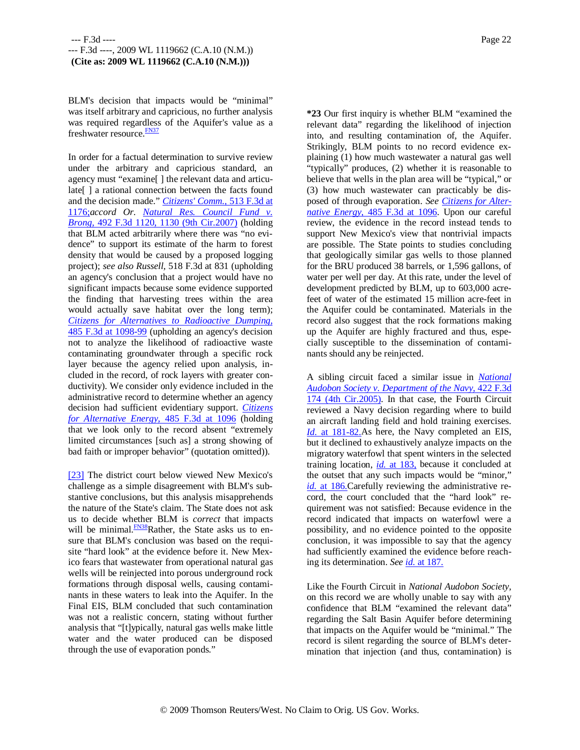BLM's decision that impacts would be “minimal” was itself arbitrary and capricious, no further analysis was required regardless of the Aquifer's value as a freshwater resource.[FN37]

In order for a factual determination to survive review under the arbitrary and capricious standard, an agency must “examine[ ] the relevant data and articulate[ ] a rational connection between the facts found and the decision made.” *Citizens' Comm.,* 513 F.3d at 1176; *accord Or. Natural Res. Council Fund v. Brong,* 492 F.3d 1120, 1130 (9th Cir.2007) (holding that BLM acted arbitrarily where there was “no evidence” to support its estimate of the harm to forest density that would be caused by a proposed logging project); *see also Russell,* 518 F.3d at 831 (upholding an agency's conclusion that a project would have no significant impacts because some evidence supported the finding that harvesting trees within the area would actually save habitat over the long term); *Citizens for Alternatives to Radioactive Dumping,* 485 F.3d at 1098-99 (upholding an agency's decision not to analyze the likelihood of radioactive waste contaminating groundwater through a specific rock layer because the agency relied upon analysis, included in the record, of rock layers with greater conductivity). We consider only evidence included in the administrative record to determine whether an agency decision had sufficient evidentiary support. *Citizens for Alternative Energy,* 485 F.3d at 1096 (holding that we look only to the record absent “extremely limited circumstances [such as] a strong showing of bad faith or improper behavior” (quotation omitted)).

[23] The district court below viewed New Mexico's challenge as a simple disagreement with BLM's substantive conclusions, but this analysis misapprehends the nature of the State's claim. The State does not ask us to decide whether BLM is *correct* that impacts will be minimal.[FN38] Rather, the State asks us to ensure that BLM's conclusion was based on the requisite “hard look” at the evidence before it. New Mexico fears that wastewater from operational natural gas wells will be reinjected into porous underground rock formations through disposal wells, causing contaminants in these waters to leak into the Aquifer. In the Final EIS, BLM concluded that such contamination was not a realistic concern, stating without further analysis that “[t]ypically, natural gas wells make little water and the water produced can be disposed through the use of evaporation ponds.”

**\*23** Our first inquiry is whether BLM “examined the relevant data” regarding the likelihood of injection into, and resulting contamination of, the Aquifer. Strikingly, BLM points to no record evidence explaining (1) how much wastewater a natural gas well “typically” produces, (2) whether it is reasonable to believe that wells in the plan area will be “typical,” or (3) how much wastewater can practicably be disposed of through evaporation. *See Citizens for Alternative Energy,* 485 F.3d at 1096. Upon our careful review, the evidence in the record instead tends to support New Mexico's view that nontrivial impacts are possible. The State points to studies concluding that geologically similar gas wells to those planned for the BRU produced 38 barrels, or 1,596 gallons, of water per well per day. At this rate, under the level of development predicted by BLM, up to 603,000 acre-feet of water of the estimated 15 million acre-feet in the Aquifer could be contaminated. Materials in the record also suggest that the rock formations making up the Aquifer are highly fractured and thus, especially susceptible to the dissemination of contaminants should any be reinjected.

A sibling circuit faced a similar issue in *National Audobon Society v. Department of the Navy,* 422 F.3d 174 (4th Cir.2005). In that case, the Fourth Circuit reviewed a Navy decision regarding where to build an aircraft landing field and hold training exercises. *Id.* at 181-82. As here, the Navy completed an EIS, but it declined to exhaustively analyze impacts on the migratory waterfowl that spent winters in the selected training location, *id.* at 183, because it concluded at the outset that any such impacts would be “minor,” *id.* at 186. Carefully reviewing the administrative record, the court concluded that the “hard look” requirement was not satisfied: Because evidence in the record indicated that impacts on waterfowl were a possibility, and no evidence pointed to the opposite conclusion, it was impossible to say that the agency had sufficiently examined the evidence before reaching its determination. *See id.* at 187.

Like the Fourth Circuit in *National Audobon Society,* on this record we are wholly unable to say with any confidence that BLM “examined the relevant data” regarding the Salt Basin Aquifer before determining that impacts on the Aquifer would be “minimal.” The record is silent regarding the source of BLM's determination that injection (and thus, contamination) is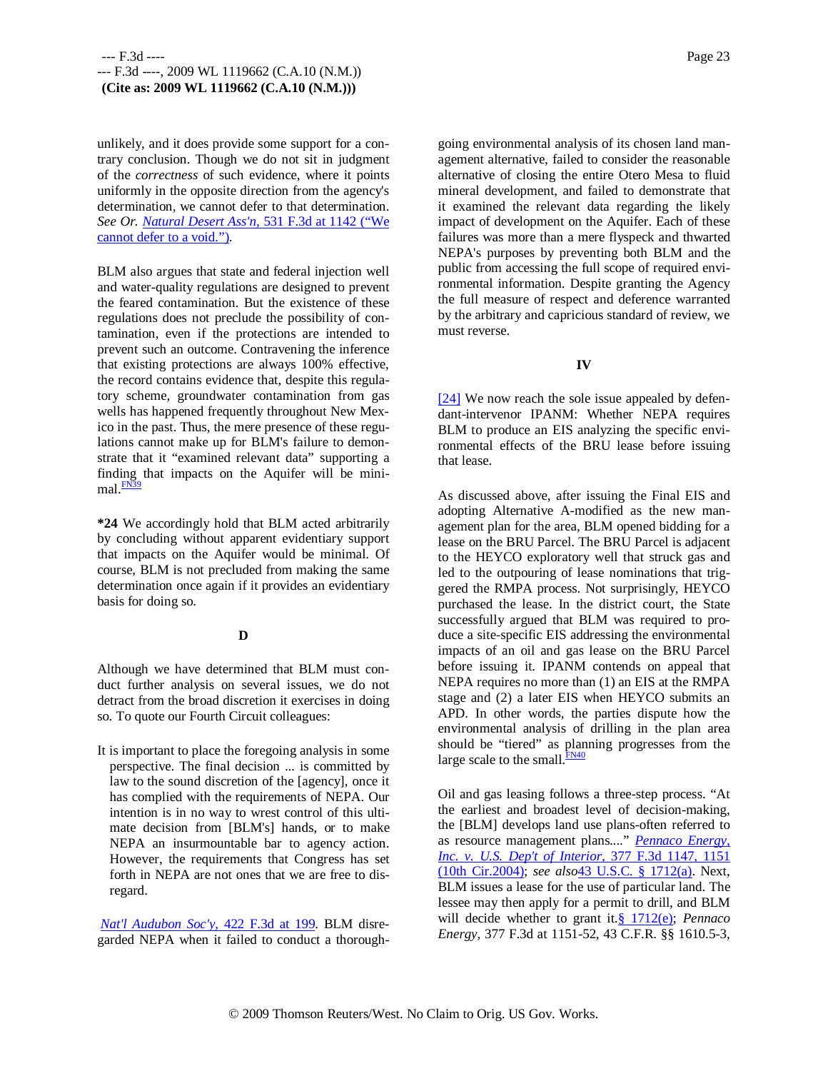unlikely, and it does provide some support for a contrary conclusion. Though we do not sit in judgment of the *correctness* of such evidence, where it points uniformly in the opposite direction from the agency's determination, we cannot defer to that determination. *See Or. Natural Desert Ass'n,* 531 F.3d at 1142 ("We cannot defer to a void.").

BLM also argues that state and federal injection well and water-quality regulations are designed to prevent the feared contamination. But the existence of these regulations does not preclude the possibility of contamination, even if the protections are intended to prevent such an outcome. Contravening the inference that existing protections are always 100% effective, the record contains evidence that, despite this regulatory scheme, groundwater contamination from gas wells has happened frequently throughout New Mexico in the past. Thus, the mere presence of these regulations cannot make up for BLM's failure to demonstrate that it "examined relevant data" supporting a finding that impacts on the Aquifer will be minimal.[FN39]

**\*24** We accordingly hold that BLM acted arbitrarily by concluding without apparent evidentiary support that impacts on the Aquifer would be minimal. Of course, BLM is not precluded from making the same determination once again if it provides an evidentiary basis for doing so.

### D

Although we have determined that BLM must conduct further analysis on several issues, we do not detract from the broad discretion it exercises in doing so. To quote our Fourth Circuit colleagues:

> It is important to place the foregoing analysis in some perspective. The final decision ... is committed by law to the sound discretion of the [agency], once it has complied with the requirements of NEPA. Our intention is in no way to wrest control of this ultimate decision from [BLM's] hands, or to make NEPA an insurmountable bar to agency action. However, the requirements that Congress has set forth in NEPA are not ones that we are free to disregard.

*Nat'l Audubon Soc'y,* 422 F.3d at 199. BLM disregarded NEPA when it failed to conduct a thorough-going environmental analysis of its chosen land management alternative, failed to consider the reasonable alternative of closing the entire Otero Mesa to fluid mineral development, and failed to demonstrate that it examined the relevant data regarding the likely impact of development on the Aquifer. Each of these failures was more than a mere flyspeck and thwarted NEPA's purposes by preventing both BLM and the public from accessing the full scope of required environmental information. Despite granting the Agency the full measure of respect and deference warranted by the arbitrary and capricious standard of review, we must reverse.

## IV

[24] We now reach the sole issue appealed by defendant-intervenor IPANM: Whether NEPA requires BLM to produce an EIS analyzing the specific environmental effects of the BRU lease before issuing that lease.

As discussed above, after issuing the Final EIS and adopting Alternative A-modified as the new management plan for the area, BLM opened bidding for a lease on the BRU Parcel. The BRU Parcel is adjacent to the HEYCO exploratory well that struck gas and led to the outpouring of lease nominations that triggered the RMPA process. Not surprisingly, HEYCO purchased the lease. In the district court, the State successfully argued that BLM was required to produce a site-specific EIS addressing the environmental impacts of an oil and gas lease on the BRU Parcel before issuing it. IPANM contends on appeal that NEPA requires no more than (1) an EIS at the RMPA stage and (2) a later EIS when HEYCO submits an APD. In other words, the parties dispute how the environmental analysis of drilling in the plan area should be "tiered" as planning progresses from the large scale to the small.[FN40]

Oil and gas leasing follows a three-step process. "At the earliest and broadest level of decision-making, the [BLM] develops land use plans-often referred to as resource management plans...." *Pennaco Energy, Inc. v. U.S. Dep't of Interior,* 377 F.3d 1147, 1151 (10th Cir.2004); *see also* 43 U.S.C. § 1712(a). Next, BLM issues a lease for the use of particular land. The lessee may then apply for a permit to drill, and BLM will decide whether to grant it. § 1712(e); *Pennaco Energy,* 377 F.3d at 1151-52, 43 C.F.R. §§ 1610.5-3,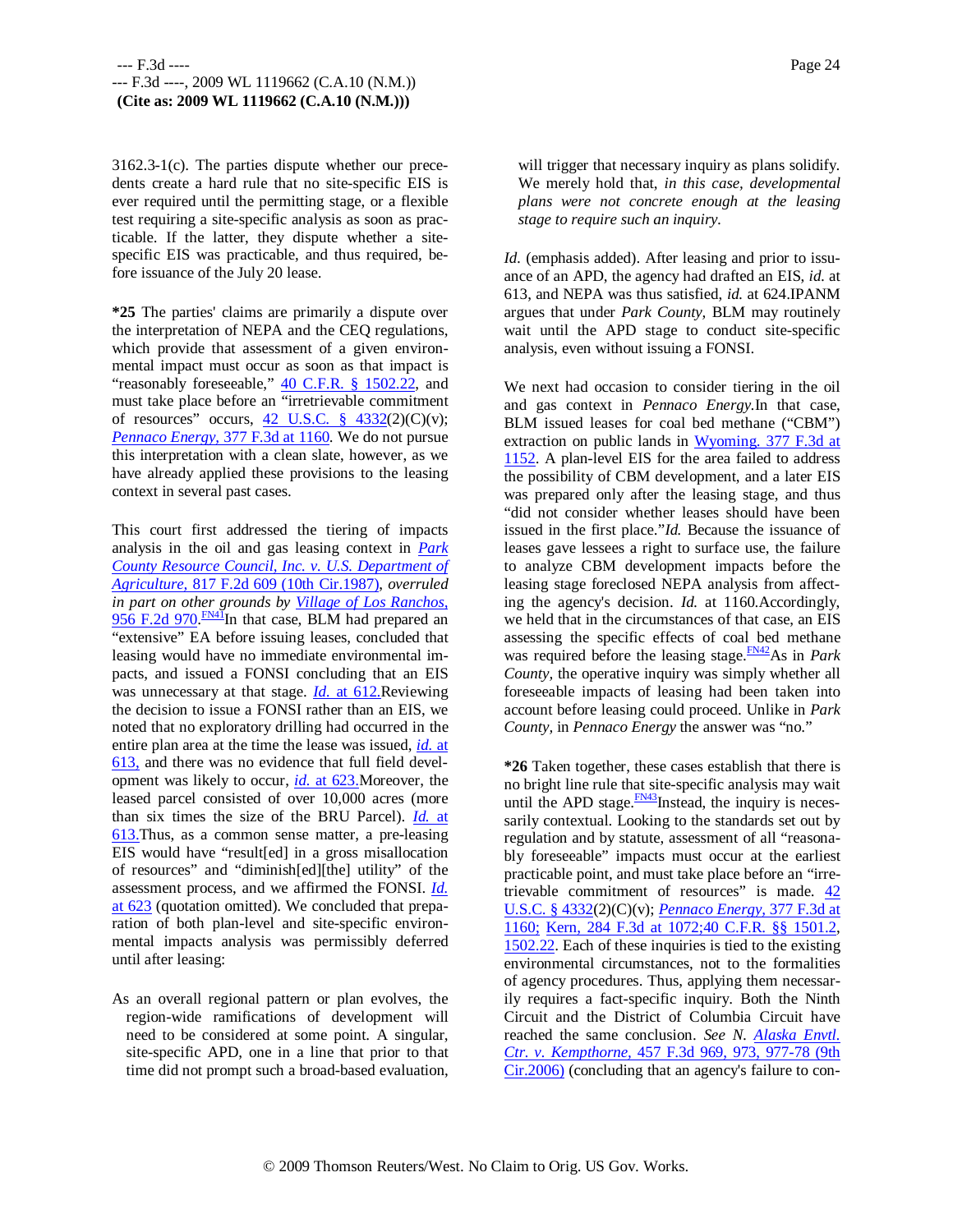3162.3-1(c). The parties dispute whether our precedents create a hard rule that no site-specific EIS is ever required until the permitting stage, or a flexible test requiring a site-specific analysis as soon as practicable. If the latter, they dispute whether a site-specific EIS was practicable, and thus required, before issuance of the July 20 lease.

**\*25** The parties' claims are primarily a dispute over the interpretation of NEPA and the CEQ regulations, which provide that assessment of a given environmental impact must occur as soon as that impact is "reasonably foreseeable," 40 C.F.R. § 1502.22, and must take place before an "irretrievable commitment of resources" occurs, 42 U.S.C. § 4332(2)(C)(v); *Pennaco Energy,* 377 F.3d at 1160. We do not pursue this interpretation with a clean slate, however, as we have already applied these provisions to the leasing context in several past cases.

This court first addressed the tiering of impacts analysis in the oil and gas leasing context in *Park County Resource Council, Inc. v. U.S. Department of Agriculture,* 817 F.2d 609 (10th Cir.1987), *overruled in part on other grounds by Village of Los Ranchos,* 956 F.2d 970.[FN41] In that case, BLM had prepared an "extensive" EA before issuing leases, concluded that leasing would have no immediate environmental impacts, and issued a FONSI concluding that an EIS was unnecessary at that stage. *Id.* at 612. Reviewing the decision to issue a FONSI rather than an EIS, we noted that no exploratory drilling had occurred in the entire plan area at the time the lease was issued, *id.* at 613, and there was no evidence that full field development was likely to occur, *id.* at 623. Moreover, the leased parcel consisted of over 10,000 acres (more than six times the size of the BRU Parcel). *Id.* at 613. Thus, as a common sense matter, a pre-leasing EIS would have "result[ed] in a gross misallocation of resources" and "diminish[ed][the] utility" of the assessment process, and we affirmed the FONSI. *Id.* at 623 (quotation omitted). We concluded that preparation of both plan-level and site-specific environmental impacts analysis was permissibly deferred until after leasing:

> As an overall regional pattern or plan evolves, the region-wide ramifications of development will need to be considered at some point. A singular, site-specific APD, one in a line that prior to that time did not prompt such a broad-based evaluation, will trigger that necessary inquiry as plans solidify. We merely hold that, *in this case, developmental plans were not concrete enough at the leasing stage to require such an inquiry.*

*Id.* (emphasis added). After leasing and prior to issuance of an APD, the agency had drafted an EIS, *id.* at 613, and NEPA was thus satisfied, *id.* at 624. IPANM argues that under *Park County,* BLM may routinely wait until the APD stage to conduct site-specific analysis, even without issuing a FONSI.

We next had occasion to consider tiering in the oil and gas context in *Pennaco Energy.* In that case, BLM issued leases for coal bed methane ("CBM") extraction on public lands in Wyoming. 377 F.3d at 1152. A plan-level EIS for the area failed to address the possibility of CBM development, and a later EIS was prepared only after the leasing stage, and thus "did not consider whether leases should have been issued in the first place." *Id.* Because the issuance of leases gave lessees a right to surface use, the failure to analyze CBM development impacts before the leasing stage foreclosed NEPA analysis from affecting the agency's decision. *Id.* at 1160. Accordingly, we held that in the circumstances of that case, an EIS assessing the specific effects of coal bed methane was required before the leasing stage.[FN42] As in *Park County,* the operative inquiry was simply whether all foreseeable impacts of leasing had been taken into account before leasing could proceed. Unlike in *Park County,* in *Pennaco Energy* the answer was "no."

**\*26** Taken together, these cases establish that there is no bright line rule that site-specific analysis may wait until the APD stage.[FN43] Instead, the inquiry is necessarily contextual. Looking to the standards set out by regulation and by statute, assessment of all "reasonably foreseeable" impacts must occur at the earliest practicable point, and must take place before an "irretrievable commitment of resources" is made. 42 U.S.C. § 4332(2)(C)(v); *Pennaco Energy,* 377 F.3d at 1160; Kern, 284 F.3d at 1072; 40 C.F.R. §§ 1501.2, 1502.22. Each of these inquiries is tied to the existing environmental circumstances, not to the formalities of agency procedures. Thus, applying them necessarily requires a fact-specific inquiry. Both the Ninth Circuit and the District of Columbia Circuit have reached the same conclusion. *See N. Alaska Envtl. Ctr. v. Kempthorne,* 457 F.3d 969, 973, 977-78 (9th Cir.2006) (concluding that an agency's failure to con-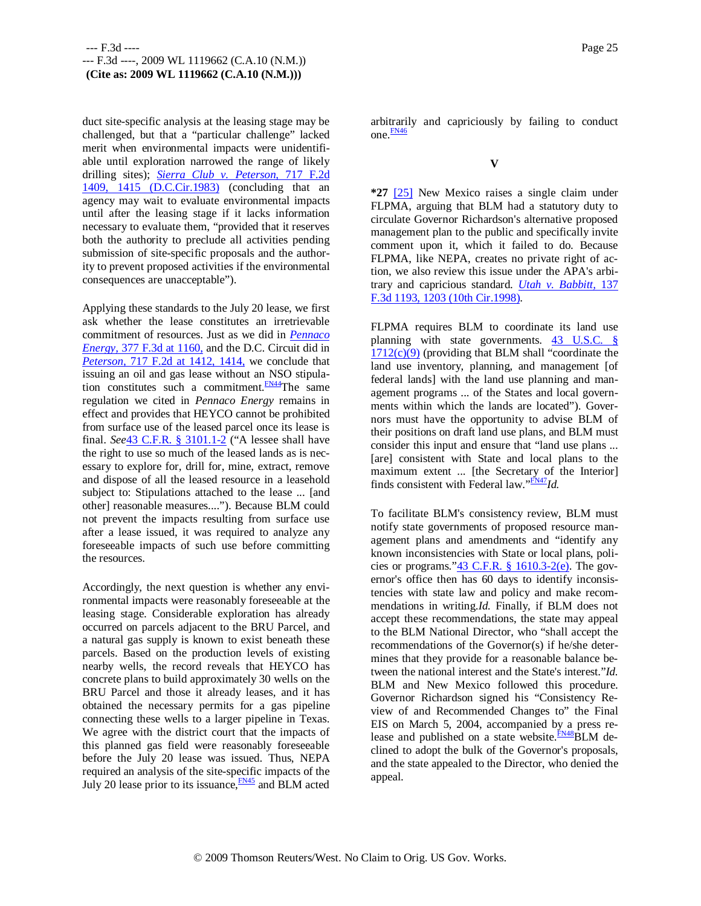duct site-specific analysis at the leasing stage may be challenged, but that a "particular challenge" lacked merit when environmental impacts were unidentifiable until exploration narrowed the range of likely drilling sites); *Sierra Club v. Peterson,* 717 F.2d 1409, 1415 (D.C.Cir.1983) (concluding that an agency may wait to evaluate environmental impacts until after the leasing stage if it lacks information necessary to evaluate them, "provided that it reserves both the authority to preclude all activities pending submission of site-specific proposals and the authority to prevent proposed activities if the environmental consequences are unacceptable").

Applying these standards to the July 20 lease, we first ask whether the lease constitutes an irretrievable commitment of resources. Just as we did in *Pennaco Energy,* 377 F.3d at 1160, and the D.C. Circuit did in *Peterson,* 717 F.2d at 1412, 1414, we conclude that issuing an oil and gas lease without an NSO stipulation constitutes such a commitment.[FN44] The same regulation we cited in *Pennaco Energy* remains in effect and provides that HEYCO cannot be prohibited from surface use of the leased parcel once its lease is final. *See* 43 C.F.R. § 3101.1-2 ("A lessee shall have the right to use so much of the leased lands as is necessary to explore for, drill for, mine, extract, remove and dispose of all the leased resource in a leasehold subject to: Stipulations attached to the lease ... [and other] reasonable measures...."). Because BLM could not prevent the impacts resulting from surface use after a lease issued, it was required to analyze any foreseeable impacts of such use before committing the resources.

Accordingly, the next question is whether any environmental impacts were reasonably foreseeable at the leasing stage. Considerable exploration has already occurred on parcels adjacent to the BRU Parcel, and a natural gas supply is known to exist beneath these parcels. Based on the production levels of existing nearby wells, the record reveals that HEYCO has concrete plans to build approximately 30 wells on the BRU Parcel and those it already leases, and it has obtained the necessary permits for a gas pipeline connecting these wells to a larger pipeline in Texas. We agree with the district court that the impacts of this planned gas field were reasonably foreseeable before the July 20 lease was issued. Thus, NEPA required an analysis of the site-specific impacts of the July 20 lease prior to its issuance,[FN45] and BLM acted arbitrarily and capriciously by failing to conduct one.[FN46]

## V

**\*27** [25] New Mexico raises a single claim under FLPMA, arguing that BLM had a statutory duty to circulate Governor Richardson's alternative proposed management plan to the public and specifically invite comment upon it, which it failed to do. Because FLPMA, like NEPA, creates no private right of action, we also review this issue under the APA's arbitrary and capricious standard. *Utah v. Babbitt,* 137 F.3d 1193, 1203 (10th Cir.1998).

FLPMA requires BLM to coordinate its land use planning with state governments. 43 U.S.C. § 1712(c)(9) (providing that BLM shall "coordinate the land use inventory, planning, and management [of federal lands] with the land use planning and management programs ... of the States and local governments within which the lands are located"). Governors must have the opportunity to advise BLM of their positions on draft land use plans, and BLM must consider this input and ensure that "land use plans ... [are] consistent with State and local plans to the maximum extent ... [the Secretary of the Interior] finds consistent with Federal law."[FN47] *Id.*

To facilitate BLM's consistency review, BLM must notify state governments of proposed resource management plans and amendments and "identify any known inconsistencies with State or local plans, policies or programs." 43 C.F.R. § 1610.3-2(e). The governor's office then has 60 days to identify inconsistencies with state law and policy and make recommendations in writing. *Id.* Finally, if BLM does not accept these recommendations, the state may appeal to the BLM National Director, who "shall accept the recommendations of the Governor(s) if he/she determines that they provide for a reasonable balance between the national interest and the State's interest." *Id.* BLM and New Mexico followed this procedure. Governor Richardson signed his "Consistency Review of and Recommended Changes to" the Final EIS on March 5, 2004, accompanied by a press release and published on a state website.[FN48] BLM declined to adopt the bulk of the Governor's proposals, and the state appealed to the Director, who denied the appeal.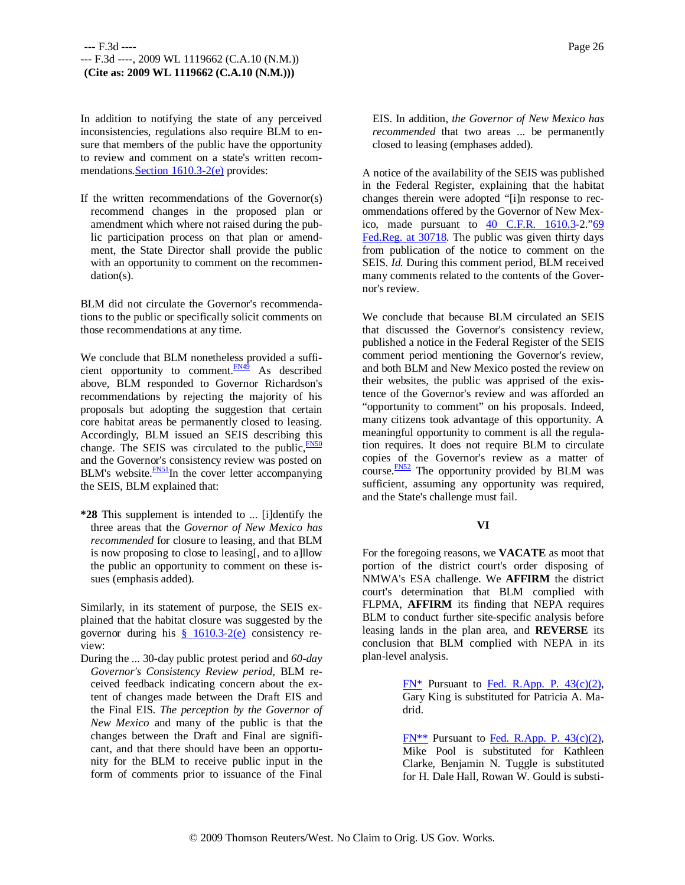In addition to notifying the state of any perceived inconsistencies, regulations also require BLM to ensure that members of the public have the opportunity to review and comment on a state's written recommendations. Section 1610.3-2(e) provides:

> If the written recommendations of the Governor(s) recommend changes in the proposed plan or amendment which where not raised during the public participation process on that plan or amendment, the State Director shall provide the public with an opportunity to comment on the recommendation(s).

BLM did not circulate the Governor's recommendations to the public or specifically solicit comments on those recommendations at any time.

We conclude that BLM nonetheless provided a sufficient opportunity to comment.[FN49] As described above, BLM responded to Governor Richardson's recommendations by rejecting the majority of his proposals but adopting the suggestion that certain core habitat areas be permanently closed to leasing. Accordingly, BLM issued an SEIS describing this change. The SEIS was circulated to the public,[FN50] and the Governor's consistency review was posted on BLM's website.[FN51] In the cover letter accompanying the SEIS, BLM explained that:

> **\*28** This supplement is intended to ... [i]dentify the three areas that the *Governor of New Mexico has recommended* for closure to leasing, and that BLM is now proposing to close to leasing[, and to a]llow the public an opportunity to comment on these issues (emphasis added).

Similarly, in its statement of purpose, the SEIS explained that the habitat closure was suggested by the governor during his § 1610.3-2(e) consistency review:

> During the ... 30-day public protest period and *60-day Governor's Consistency Review period,* BLM received feedback indicating concern about the extent of changes made between the Draft EIS and the Final EIS. *The perception by the Governor of New Mexico* and many of the public is that the changes between the Draft and Final are significant, and that there should have been an opportunity for the BLM to receive public input in the form of comments prior to issuance of the Final EIS. In addition, *the Governor of New Mexico has recommended* that two areas ... be permanently closed to leasing (emphases added).

A notice of the availability of the SEIS was published in the Federal Register, explaining that the habitat changes therein were adopted "[i]n response to recommendations offered by the Governor of New Mexico, made pursuant to 40 C.F.R. 1610.3-2." 69 Fed.Reg. at 30718. The public was given thirty days from publication of the notice to comment on the SEIS. *Id.* During this comment period, BLM received many comments related to the contents of the Governor's review.

We conclude that because BLM circulated an SEIS that discussed the Governor's consistency review, published a notice in the Federal Register of the SEIS comment period mentioning the Governor's review, and both BLM and New Mexico posted the review on their websites, the public was apprised of the existence of the Governor's review and was afforded an "opportunity to comment" on his proposals. Indeed, many citizens took advantage of this opportunity. A meaningful opportunity to comment is all the regulation requires. It does not require BLM to circulate copies of the Governor's review as a matter of course.[FN52] The opportunity provided by BLM was sufficient, assuming any opportunity was required, and the State's challenge must fail.

## VI

For the foregoing reasons, we **VACATE** as moot that portion of the district court's order disposing of NMWA's ESA challenge. We **AFFIRM** the district court's determination that BLM complied with FLPMA, **AFFIRM** its finding that NEPA requires BLM to conduct further site-specific analysis before leasing lands in the plan area, and **REVERSE** its conclusion that BLM complied with NEPA in its plan-level analysis.

FN\* Pursuant to Fed. R.App. P. 43(c)(2), Gary King is substituted for Patricia A. Madrid.

FN\*\* Pursuant to Fed. R.App. P. 43(c)(2), Mike Pool is substituted for Kathleen Clarke, Benjamin N. Tuggle is substituted for H. Dale Hall, Rowan W. Gould is substi-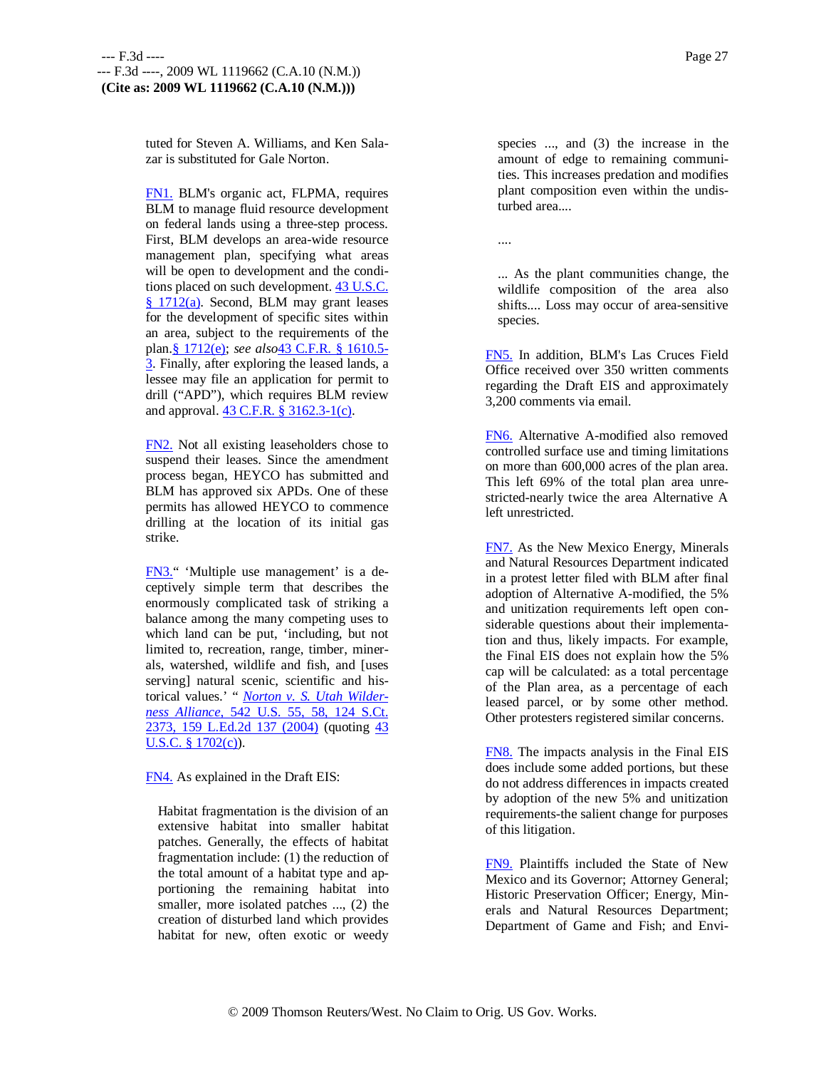tuted for Steven A. Williams, and Ken Salazar is substituted for Gale Norton.

FN1. BLM's organic act, FLPMA, requires BLM to manage fluid resource development on federal lands using a three-step process. First, BLM develops an area-wide resource management plan, specifying what areas will be open to development and the conditions placed on such development. 43 U.S.C. § 1712(a). Second, BLM may grant leases for the development of specific sites within an area, subject to the requirements of the plan.§ 1712(e); *see also*43 C.F.R. § 1610.5-3. Finally, after exploring the leased lands, a lessee may file an application for permit to drill ("APD"), which requires BLM review and approval. 43 C.F.R. § 3162.3-1(c).

FN2. Not all existing leaseholders chose to suspend their leases. Since the amendment process began, HEYCO has submitted and BLM has approved six APDs. One of these permits has allowed HEYCO to commence drilling at the location of its initial gas strike.

FN3." 'Multiple use management' is a deceptively simple term that describes the enormously complicated task of striking a balance among the many competing uses to which land can be put, 'including, but not limited to, recreation, range, timber, minerals, watershed, wildlife and fish, and [uses serving] natural scenic, scientific and historical values.' " *Norton v. S. Utah Wilderness Alliance,* 542 U.S. 55, 58, 124 S.Ct. 2373, 159 L.Ed.2d 137 (2004) (quoting 43 U.S.C. § 1702(c)).

FN4. As explained in the Draft EIS:

> Habitat fragmentation is the division of an extensive habitat into smaller habitat patches. Generally, the effects of habitat fragmentation include: (1) the reduction of the total amount of a habitat type and apportioning the remaining habitat into smaller, more isolated patches ..., (2) the creation of disturbed land which provides habitat for new, often exotic or weedy species ..., and (3) the increase in the amount of edge to remaining communities. This increases predation and modifies plant composition even within the undisturbed area....
>
> ....
>
> ... As the plant communities change, the wildlife composition of the area also shifts.... Loss may occur of area-sensitive species.

FN5. In addition, BLM's Las Cruces Field Office received over 350 written comments regarding the Draft EIS and approximately 3,200 comments via email.

FN6. Alternative A-modified also removed controlled surface use and timing limitations on more than 600,000 acres of the plan area. This left 69% of the total plan area unrestricted-nearly twice the area Alternative A left unrestricted.

FN7. As the New Mexico Energy, Minerals and Natural Resources Department indicated in a protest letter filed with BLM after final adoption of Alternative A-modified, the 5% and unitization requirements left open considerable questions about their implementation and thus, likely impacts. For example, the Final EIS does not explain how the 5% cap will be calculated: as a total percentage of the Plan area, as a percentage of each leased parcel, or by some other method. Other protesters registered similar concerns.

FN8. The impacts analysis in the Final EIS does include some added portions, but these do not address differences in impacts created by adoption of the new 5% and unitization requirements-the salient change for purposes of this litigation.

FN9. Plaintiffs included the State of New Mexico and its Governor; Attorney General; Historic Preservation Officer; Energy, Minerals and Natural Resources Department; Department of Game and Fish; and Envi-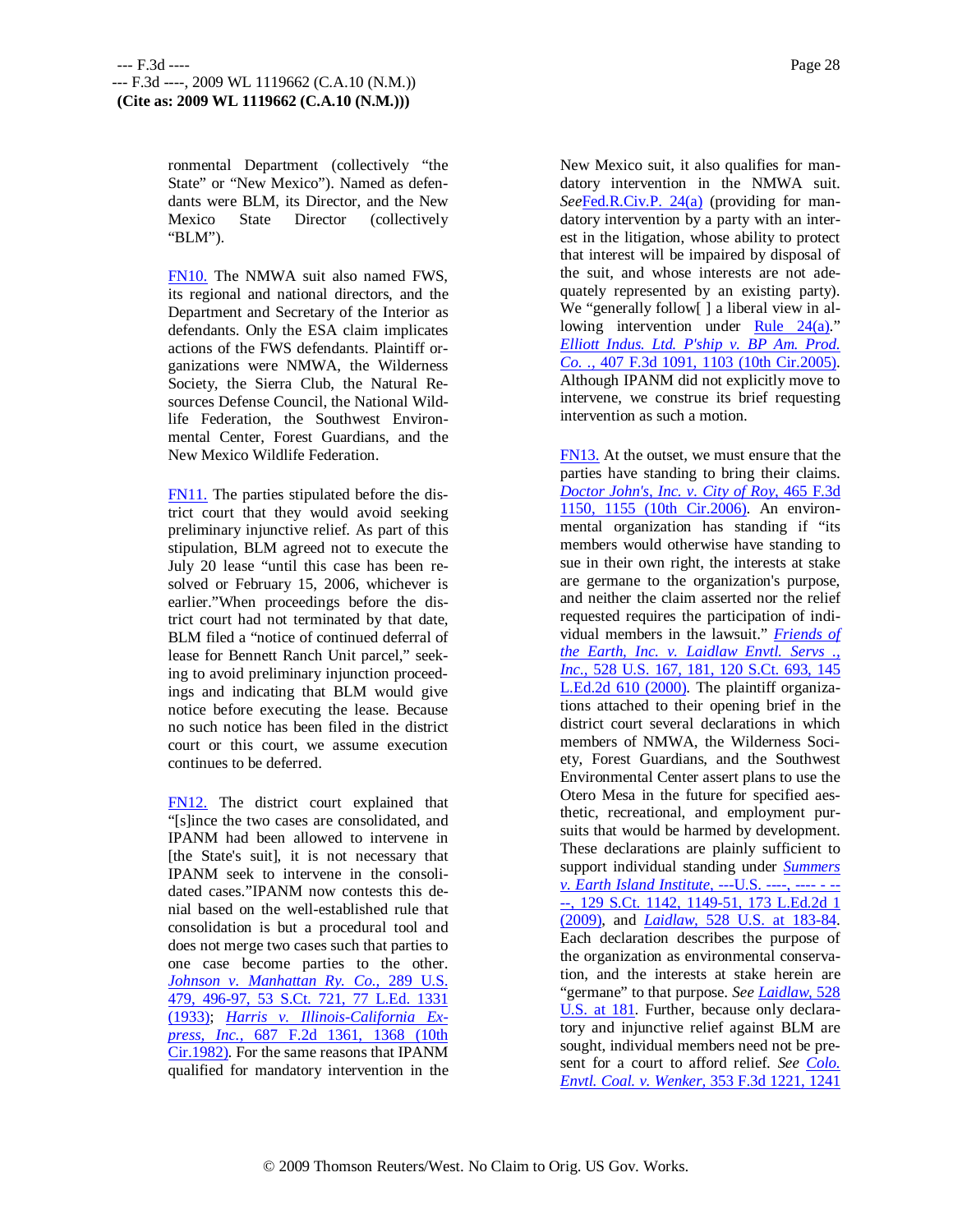ronmental Department (collectively "the State" or "New Mexico"). Named as defendants were BLM, its Director, and the New Mexico State Director (collectively "BLM").

FN10. The NMWA suit also named FWS, its regional and national directors, and the Department and Secretary of the Interior as defendants. Only the ESA claim implicates actions of the FWS defendants. Plaintiff organizations were NMWA, the Wilderness Society, the Sierra Club, the Natural Resources Defense Council, the National Wildlife Federation, the Southwest Environmental Center, Forest Guardians, and the New Mexico Wildlife Federation.

FN11. The parties stipulated before the district court that they would avoid seeking preliminary injunctive relief. As part of this stipulation, BLM agreed not to execute the July 20 lease "until this case has been resolved or February 15, 2006, whichever is earlier."When proceedings before the district court had not terminated by that date, BLM filed a "notice of continued deferral of lease for Bennett Ranch Unit parcel," seeking to avoid preliminary injunction proceedings and indicating that BLM would give notice before executing the lease. Because no such notice has been filed in the district court or this court, we assume execution continues to be deferred.

FN12. The district court explained that "[s]ince the two cases are consolidated, and IPANM had been allowed to intervene in [the State's suit], it is not necessary that IPANM seek to intervene in the consolidated cases."IPANM now contests this denial based on the well-established rule that consolidation is but a procedural tool and does not merge two cases such that parties to one case become parties to the other. *Johnson v. Manhattan Ry. Co.,* 289 U.S. 479, 496-97, 53 S.Ct. 721, 77 L.Ed. 1331 (1933); *Harris v. Illinois-California Express, Inc.,* 687 F.2d 1361, 1368 (10th Cir.1982). For the same reasons that IPANM qualified for mandatory intervention in the New Mexico suit, it also qualifies for mandatory intervention in the NMWA suit. *See*Fed.R.Civ.P. 24(a) (providing for mandatory intervention by a party with an interest in the litigation, whose ability to protect that interest will be impaired by disposal of the suit, and whose interests are not adequately represented by an existing party). We "generally follow[ ] a liberal view in allowing intervention under Rule 24(a)." *Elliott Indus. Ltd. P'ship v. BP Am. Prod. Co.* ., 407 F.3d 1091, 1103 (10th Cir.2005). Although IPANM did not explicitly move to intervene, we construe its brief requesting intervention as such a motion.

FN13. At the outset, we must ensure that the parties have standing to bring their claims. *Doctor John's, Inc. v. City of Roy,* 465 F.3d 1150, 1155 (10th Cir.2006). An environmental organization has standing if "its members would otherwise have standing to sue in their own right, the interests at stake are germane to the organization's purpose, and neither the claim asserted nor the relief requested requires the participation of individual members in the lawsuit." *Friends of the Earth, Inc. v. Laidlaw Envtl. Servs ., Inc.,* 528 U.S. 167, 181, 120 S.Ct. 693, 145 L.Ed.2d 610 (2000). The plaintiff organizations attached to their opening brief in the district court several declarations in which members of NMWA, the Wilderness Society, Forest Guardians, and the Southwest Environmental Center assert plans to use the Otero Mesa in the future for specified aesthetic, recreational, and employment pursuits that would be harmed by development. These declarations are plainly sufficient to support individual standing under *Summers v. Earth Island Institute,* ---U.S. ----, ---- - ----, 129 S.Ct. 1142, 1149-51, 173 L.Ed.2d 1 (2009), and *Laidlaw,* 528 U.S. at 183-84. Each declaration describes the purpose of the organization as environmental conservation, and the interests at stake herein are "germane" to that purpose. *See Laidlaw,* 528 U.S. at 181. Further, because only declaratory and injunctive relief against BLM are sought, individual members need not be present for a court to afford relief. *See Colo. Envtl. Coal. v. Wenker,* 353 F.3d 1221, 1241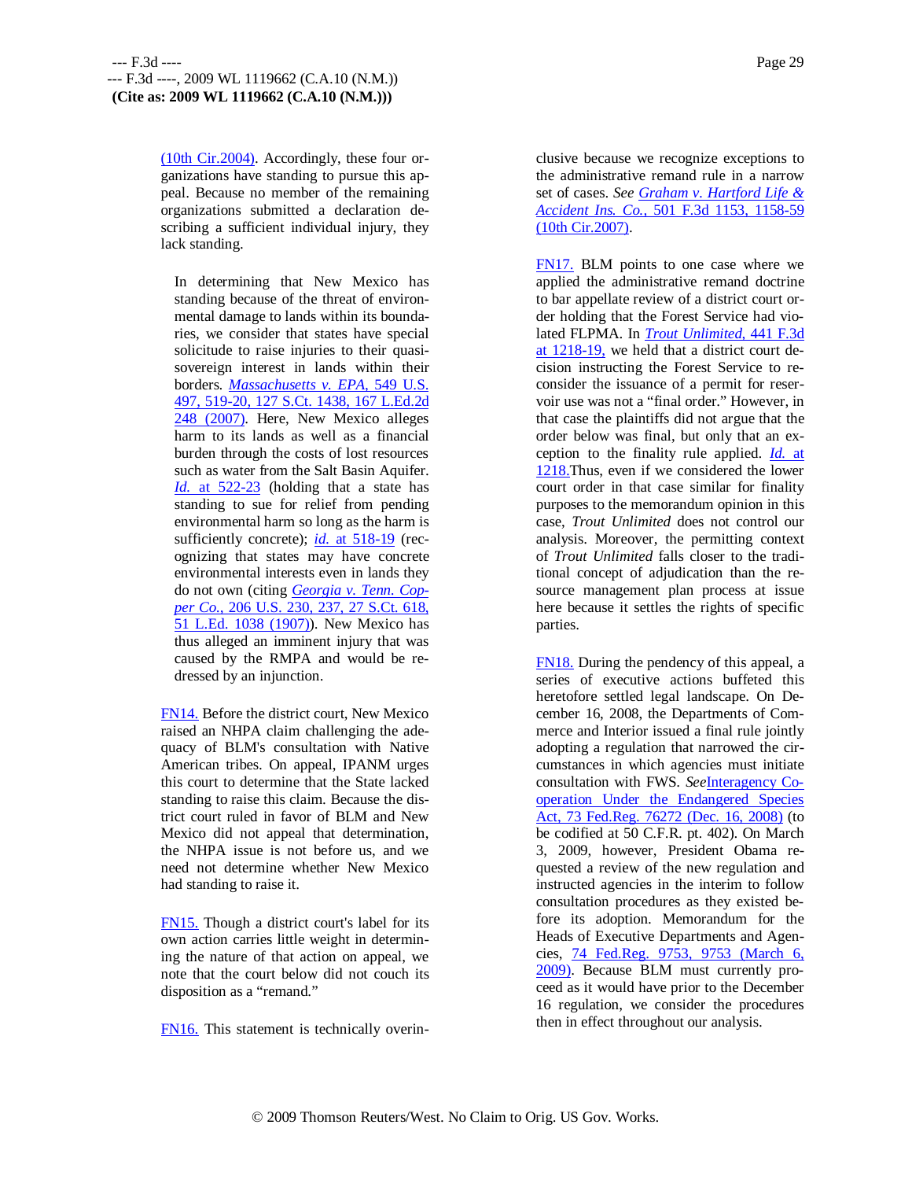(10th Cir.2004). Accordingly, these four organizations have standing to pursue this appeal. Because no member of the remaining organizations submitted a declaration describing a sufficient individual injury, they lack standing.

> In determining that New Mexico has standing because of the threat of environmental damage to lands within its boundaries, we consider that states have special solicitude to raise injuries to their quasi-sovereign interest in lands within their borders. *Massachusetts v. EPA,* 549 U.S. 497, 519-20, 127 S.Ct. 1438, 167 L.Ed.2d 248 (2007). Here, New Mexico alleges harm to its lands as well as a financial burden through the costs of lost resources such as water from the Salt Basin Aquifer. *Id.* at 522-23 (holding that a state has standing to sue for relief from pending environmental harm so long as the harm is sufficiently concrete); *id.* at 518-19 (recognizing that states may have concrete environmental interests even in lands they do not own (citing *Georgia v. Tenn. Copper Co.,* 206 U.S. 230, 237, 27 S.Ct. 618, 51 L.Ed. 1038 (1907)). New Mexico has thus alleged an imminent injury that was caused by the RMPA and would be redressed by an injunction.

FN14. Before the district court, New Mexico raised an NHPA claim challenging the adequacy of BLM's consultation with Native American tribes. On appeal, IPANM urges this court to determine that the State lacked standing to raise this claim. Because the district court ruled in favor of BLM and New Mexico did not appeal that determination, the NHPA issue is not before us, and we need not determine whether New Mexico had standing to raise it.

FN15. Though a district court's label for its own action carries little weight in determining the nature of that action on appeal, we note that the court below did not couch its disposition as a "remand."

FN16. This statement is technically overinclusive because we recognize exceptions to the administrative remand rule in a narrow set of cases. *See* *Graham v. Hartford Life & Accident Ins. Co.,* 501 F.3d 1153, 1158-59 (10th Cir.2007).

FN17. BLM points to one case where we applied the administrative remand doctrine to bar appellate review of a district court order holding that the Forest Service had violated FLPMA. In *Trout Unlimited,* 441 F.3d at 1218-19, we held that a district court decision instructing the Forest Service to reconsider the issuance of a permit for reservoir use was not a "final order." However, in that case the plaintiffs did not argue that the order below was final, but only that an exception to the finality rule applied. *Id.* at 1218. Thus, even if we considered the lower court order in that case similar for finality purposes to the memorandum opinion in this case, *Trout Unlimited* does not control our analysis. Moreover, the permitting context of *Trout Unlimited* falls closer to the traditional concept of adjudication than the resource management plan process at issue here because it settles the rights of specific parties.

FN18. During the pendency of this appeal, a series of executive actions buffeted this heretofore settled legal landscape. On December 16, 2008, the Departments of Commerce and Interior issued a final rule jointly adopting a regulation that narrowed the circumstances in which agencies must initiate consultation with FWS. *See* Interagency Cooperation Under the Endangered Species Act, 73 Fed.Reg. 76272 (Dec. 16, 2008) (to be codified at 50 C.F.R. pt. 402). On March 3, 2009, however, President Obama requested a review of the new regulation and instructed agencies in the interim to follow consultation procedures as they existed before its adoption. Memorandum for the Heads of Executive Departments and Agencies, 74 Fed.Reg. 9753, 9753 (March 6, 2009). Because BLM must currently proceed as it would have prior to the December 16 regulation, we consider the procedures then in effect throughout our analysis.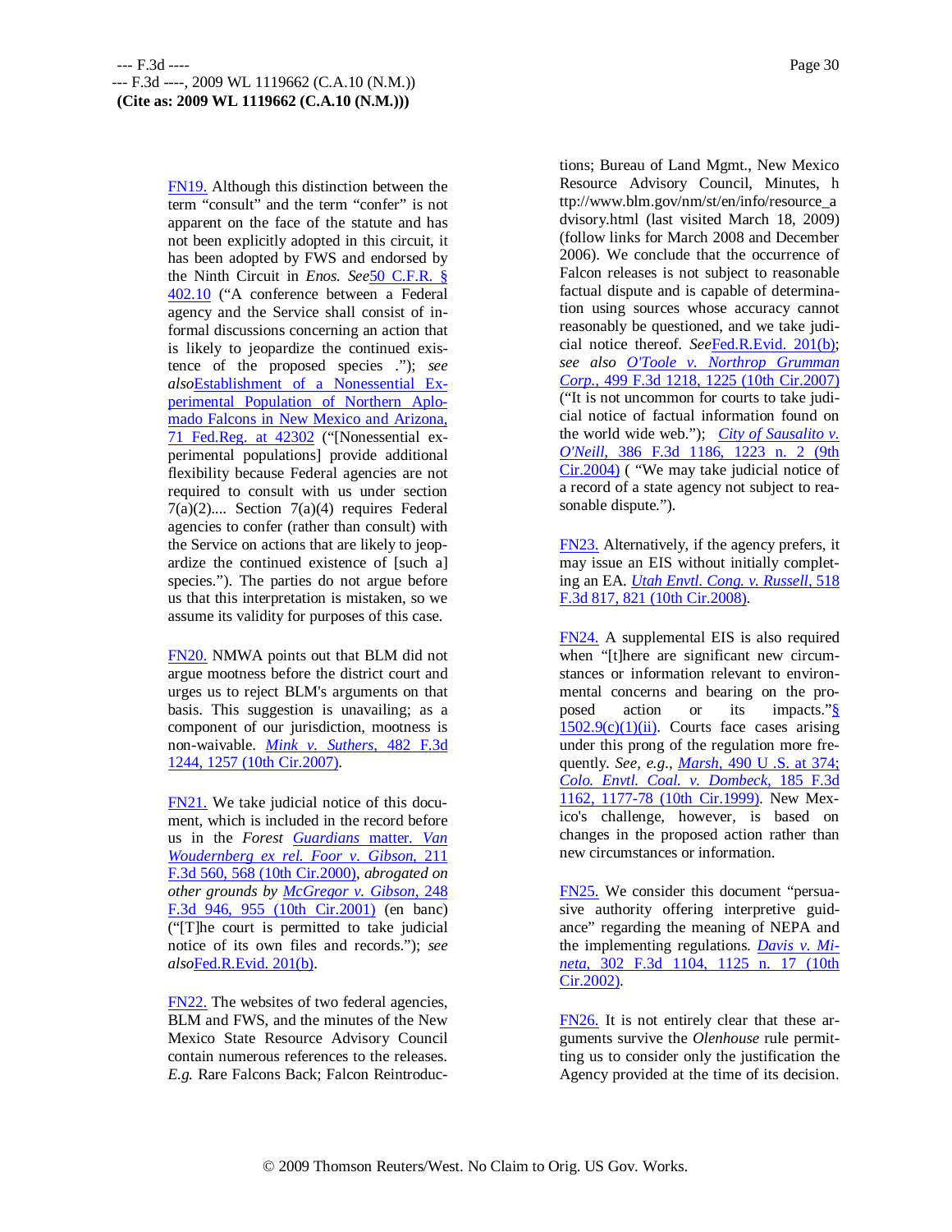FN19. Although this distinction between the term "consult" and the term "confer" is not apparent on the face of the statute and has not been explicitly adopted in this circuit, it has been adopted by FWS and endorsed by the Ninth Circuit in *Enos. See* 50 C.F.R. § 402.10 ("A conference between a Federal agency and the Service shall consist of informal discussions concerning an action that is likely to jeopardize the continued existence of the proposed species ."); *see also* Establishment of a Nonessential Experimental Population of Northern Aplomado Falcons in New Mexico and Arizona, 71 Fed.Reg. at 42302 ("[Nonessential experimental populations] provide additional flexibility because Federal agencies are not required to consult with us under section 7(a)(2).... Section 7(a)(4) requires Federal agencies to confer (rather than consult) with the Service on actions that are likely to jeopardize the continued existence of [such a] species."). The parties do not argue before us that this interpretation is mistaken, so we assume its validity for purposes of this case.

FN20. NMWA points out that BLM did not argue mootness before the district court and urges us to reject BLM's arguments on that basis. This suggestion is unavailing; as a component of our jurisdiction, mootness is non-waivable. *Mink v. Suthers,* 482 F.3d 1244, 1257 (10th Cir.2007).

FN21. We take judicial notice of this document, which is included in the record before us in the *Forest Guardians* matter. *Van Woudernberg ex rel. Foor v. Gibson,* 211 F.3d 560, 568 (10th Cir.2000), *abrogated on other grounds by McGregor v. Gibson,* 248 F.3d 946, 955 (10th Cir.2001) (en banc) ("[T]he court is permitted to take judicial notice of its own files and records."); *see also* Fed.R.Evid. 201(b).

FN22. The websites of two federal agencies, BLM and FWS, and the minutes of the New Mexico State Resource Advisory Council contain numerous references to the releases. *E.g.* Rare Falcons Back; Falcon Reintroductions; Bureau of Land Mgmt., New Mexico Resource Advisory Council, Minutes, http://www.blm.gov/nm/st/en/info/resource_advisory.html (last visited March 18, 2009) (follow links for March 2008 and December 2006). We conclude that the occurrence of Falcon releases is not subject to reasonable factual dispute and is capable of determination using sources whose accuracy cannot reasonably be questioned, and we take judicial notice thereof. *See* Fed.R.Evid. 201(b); *see also O'Toole v. Northrop Grumman Corp.,* 499 F.3d 1218, 1225 (10th Cir.2007) ("It is not uncommon for courts to take judicial notice of factual information found on the world wide web."); *City of Sausalito v. O'Neill,* 386 F.3d 1186, 1223 n. 2 (9th Cir.2004) ( "We may take judicial notice of a record of a state agency not subject to reasonable dispute.").

FN23. Alternatively, if the agency prefers, it may issue an EIS without initially completing an EA. *Utah Envtl. Cong. v. Russell,* 518 F.3d 817, 821 (10th Cir.2008).

FN24. A supplemental EIS is also required when "[t]here are significant new circumstances or information relevant to environmental concerns and bearing on the proposed action or its impacts." § 1502.9(c)(1)(ii). Courts face cases arising under this prong of the regulation more frequently. *See, e.g., Marsh,* 490 U .S. at 374; *Colo. Envtl. Coal. v. Dombeck,* 185 F.3d 1162, 1177-78 (10th Cir.1999). New Mexico's challenge, however, is based on changes in the proposed action rather than new circumstances or information.

FN25. We consider this document "persuasive authority offering interpretive guidance" regarding the meaning of NEPA and the implementing regulations. *Davis v. Mineta,* 302 F.3d 1104, 1125 n. 17 (10th Cir.2002).

FN26. It is not entirely clear that these arguments survive the *Olenhouse* rule permitting us to consider only the justification the Agency provided at the time of its decision.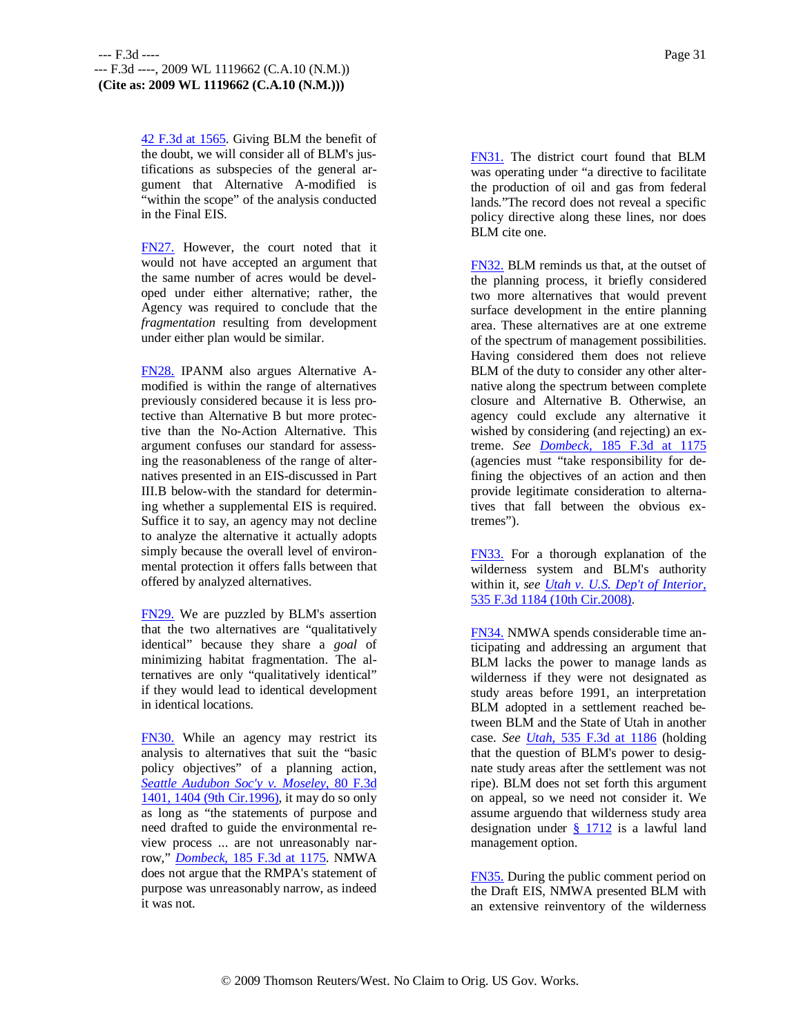42 F.3d at 1565. Giving BLM the benefit of the doubt, we will consider all of BLM's justifications as subspecies of the general argument that Alternative A-modified is "within the scope" of the analysis conducted in the Final EIS.

FN27. However, the court noted that it would not have accepted an argument that the same number of acres would be developed under either alternative; rather, the Agency was required to conclude that the *fragmentation* resulting from development under either plan would be similar.

FN28. IPANM also argues Alternative A-modified is within the range of alternatives previously considered because it is less protective than Alternative B but more protective than the No-Action Alternative. This argument confuses our standard for assessing the reasonableness of the range of alternatives presented in an EIS-discussed in Part III.B below-with the standard for determining whether a supplemental EIS is required. Suffice it to say, an agency may not decline to analyze the alternative it actually adopts simply because the overall level of environmental protection it offers falls between that offered by analyzed alternatives.

FN29. We are puzzled by BLM's assertion that the two alternatives are "qualitatively identical" because they share a *goal* of minimizing habitat fragmentation. The alternatives are only "qualitatively identical" if they would lead to identical development in identical locations.

FN30. While an agency may restrict its analysis to alternatives that suit the "basic policy objectives" of a planning action, *Seattle Audubon Soc'y v. Moseley*, 80 F.3d 1401, 1404 (9th Cir.1996), it may do so only as long as "the statements of purpose and need drafted to guide the environmental review process ... are not unreasonably narrow," *Dombeck*, 185 F.3d at 1175. NMWA does not argue that the RMPA's statement of purpose was unreasonably narrow, as indeed it was not.

FN31. The district court found that BLM was operating under "a directive to facilitate the production of oil and gas from federal lands."The record does not reveal a specific policy directive along these lines, nor does BLM cite one.

FN32. BLM reminds us that, at the outset of the planning process, it briefly considered two more alternatives that would prevent surface development in the entire planning area. These alternatives are at one extreme of the spectrum of management possibilities. Having considered them does not relieve BLM of the duty to consider any other alternative along the spectrum between complete closure and Alternative B. Otherwise, an agency could exclude any alternative it wished by considering (and rejecting) an extreme. *See* *Dombeck*, 185 F.3d at 1175 (agencies must "take responsibility for defining the objectives of an action and then provide legitimate consideration to alternatives that fall between the obvious extremes").

FN33. For a thorough explanation of the wilderness system and BLM's authority within it, *see* *Utah v. U.S. Dep't of Interior*, 535 F.3d 1184 (10th Cir.2008).

FN34. NMWA spends considerable time anticipating and addressing an argument that BLM lacks the power to manage lands as wilderness if they were not designated as study areas before 1991, an interpretation BLM adopted in a settlement reached between BLM and the State of Utah in another case. *See* *Utah*, 535 F.3d at 1186 (holding that the question of BLM's power to designate study areas after the settlement was not ripe). BLM does not set forth this argument on appeal, so we need not consider it. We assume arguendo that wilderness study area designation under § 1712 is a lawful land management option.

FN35. During the public comment period on the Draft EIS, NMWA presented BLM with an extensive reinventory of the wilderness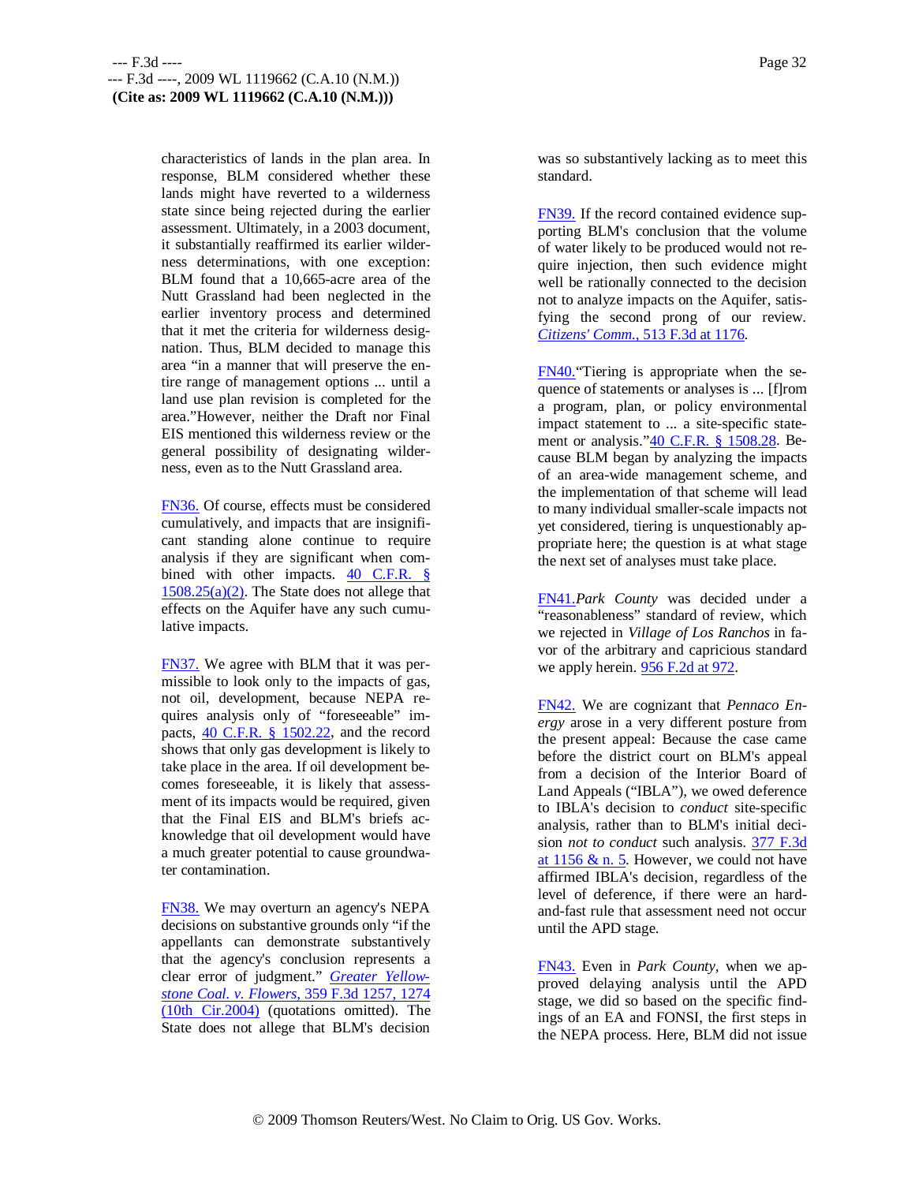characteristics of lands in the plan area. In response, BLM considered whether these lands might have reverted to a wilderness state since being rejected during the earlier assessment. Ultimately, in a 2003 document, it substantially reaffirmed its earlier wilderness determinations, with one exception: BLM found that a 10,665-acre area of the Nutt Grassland had been neglected in the earlier inventory process and determined that it met the criteria for wilderness designation. Thus, BLM decided to manage this area "in a manner that will preserve the entire range of management options ... until a land use plan revision is completed for the area."However, neither the Draft nor Final EIS mentioned this wilderness review or the general possibility of designating wilderness, even as to the Nutt Grassland area.

FN36. Of course, effects must be considered cumulatively, and impacts that are insignificant standing alone continue to require analysis if they are significant when combined with other impacts. 40 C.F.R. § 1508.25(a)(2). The State does not allege that effects on the Aquifer have any such cumulative impacts.

FN37. We agree with BLM that it was permissible to look only to the impacts of gas, not oil, development, because NEPA requires analysis only of "foreseeable" impacts, 40 C.F.R. § 1502.22, and the record shows that only gas development is likely to take place in the area. If oil development becomes foreseeable, it is likely that assessment of its impacts would be required, given that the Final EIS and BLM's briefs acknowledge that oil development would have a much greater potential to cause groundwater contamination.

FN38. We may overturn an agency's NEPA decisions on substantive grounds only "if the appellants can demonstrate substantively that the agency's conclusion represents a clear error of judgment." *Greater Yellowstone Coal. v. Flowers,* 359 F.3d 1257, 1274 (10th Cir.2004) (quotations omitted). The State does not allege that BLM's decision was so substantively lacking as to meet this standard.

FN39. If the record contained evidence supporting BLM's conclusion that the volume of water likely to be produced would not require injection, then such evidence might well be rationally connected to the decision not to analyze impacts on the Aquifer, satisfying the second prong of our review. *Citizens' Comm.,* 513 F.3d at 1176.

FN40."Tiering is appropriate when the sequence of statements or analyses is ... [f]rom a program, plan, or policy environmental impact statement to ... a site-specific statement or analysis."40 C.F.R. § 1508.28. Because BLM began by analyzing the impacts of an area-wide management scheme, and the implementation of that scheme will lead to many individual smaller-scale impacts not yet considered, tiering is unquestionably appropriate here; the question is at what stage the next set of analyses must take place.

FN41.*Park County* was decided under a "reasonableness" standard of review, which we rejected in *Village of Los Ranchos* in favor of the arbitrary and capricious standard we apply herein. 956 F.2d at 972.

FN42. We are cognizant that *Pennaco Energy* arose in a very different posture from the present appeal: Because the case came before the district court on BLM's appeal from a decision of the Interior Board of Land Appeals ("IBLA"), we owed deference to IBLA's decision to *conduct* site-specific analysis, rather than to BLM's initial decision *not to conduct* such analysis. 377 F.3d at 1156 & n. 5. However, we could not have affirmed IBLA's decision, regardless of the level of deference, if there were an hard-and-fast rule that assessment need not occur until the APD stage.

FN43. Even in *Park County,* when we approved delaying analysis until the APD stage, we did so based on the specific findings of an EA and FONSI, the first steps in the NEPA process. Here, BLM did not issue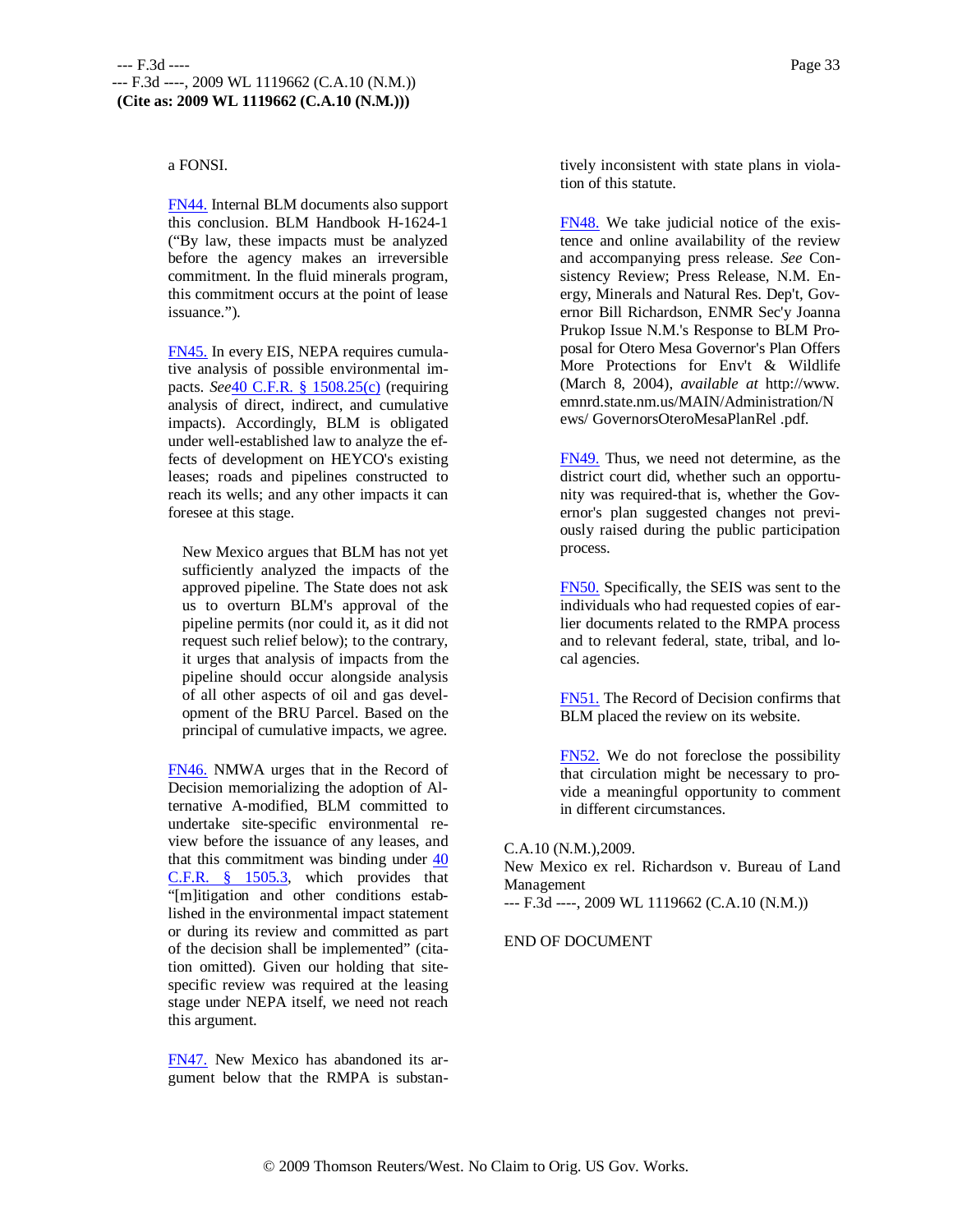a FONSI.

FN44. Internal BLM documents also support this conclusion. BLM Handbook H-1624-1 ("By law, these impacts must be analyzed before the agency makes an irreversible commitment. In the fluid minerals program, this commitment occurs at the point of lease issuance.").

FN45. In every EIS, NEPA requires cumulative analysis of possible environmental impacts. *See*40 C.F.R. § 1508.25(c) (requiring analysis of direct, indirect, and cumulative impacts). Accordingly, BLM is obligated under well-established law to analyze the effects of development on HEYCO's existing leases; roads and pipelines constructed to reach its wells; and any other impacts it can foresee at this stage.

> New Mexico argues that BLM has not yet sufficiently analyzed the impacts of the approved pipeline. The State does not ask us to overturn BLM's approval of the pipeline permits (nor could it, as it did not request such relief below); to the contrary, it urges that analysis of impacts from the pipeline should occur alongside analysis of all other aspects of oil and gas development of the BRU Parcel. Based on the principal of cumulative impacts, we agree.

FN46. NMWA urges that in the Record of Decision memorializing the adoption of Alternative A-modified, BLM committed to undertake site-specific environmental review before the issuance of any leases, and that this commitment was binding under 40 C.F.R. § 1505.3, which provides that "[m]itigation and other conditions established in the environmental impact statement or during its review and committed as part of the decision shall be implemented" (citation omitted). Given our holding that site-specific review was required at the leasing stage under NEPA itself, we need not reach this argument.

FN47. New Mexico has abandoned its argument below that the RMPA is substantively inconsistent with state plans in violation of this statute.

FN48. We take judicial notice of the existence and online availability of the review and accompanying press release. *See* Consistency Review; Press Release, N.M. Energy, Minerals and Natural Res. Dep't, Governor Bill Richardson, ENMR Sec'y Joanna Prukop Issue N.M.'s Response to BLM Proposal for Otero Mesa Governor's Plan Offers More Protections for Env't & Wildlife (March 8, 2004), *available at* http://www.emnrd.state.nm.us/MAIN/Administration/News/ GovernorsOteroMesaPlanRel .pdf.

FN49. Thus, we need not determine, as the district court did, whether such an opportunity was required-that is, whether the Governor's plan suggested changes not previously raised during the public participation process.

FN50. Specifically, the SEIS was sent to the individuals who had requested copies of earlier documents related to the RMPA process and to relevant federal, state, tribal, and local agencies.

FN51. The Record of Decision confirms that BLM placed the review on its website.

FN52. We do not foreclose the possibility that circulation might be necessary to provide a meaningful opportunity to comment in different circumstances.

C.A.10 (N.M.),2009.
New Mexico ex rel. Richardson v. Bureau of Land Management
--- F.3d ----, 2009 WL 1119662 (C.A.10 (N.M.))

END OF DOCUMENT